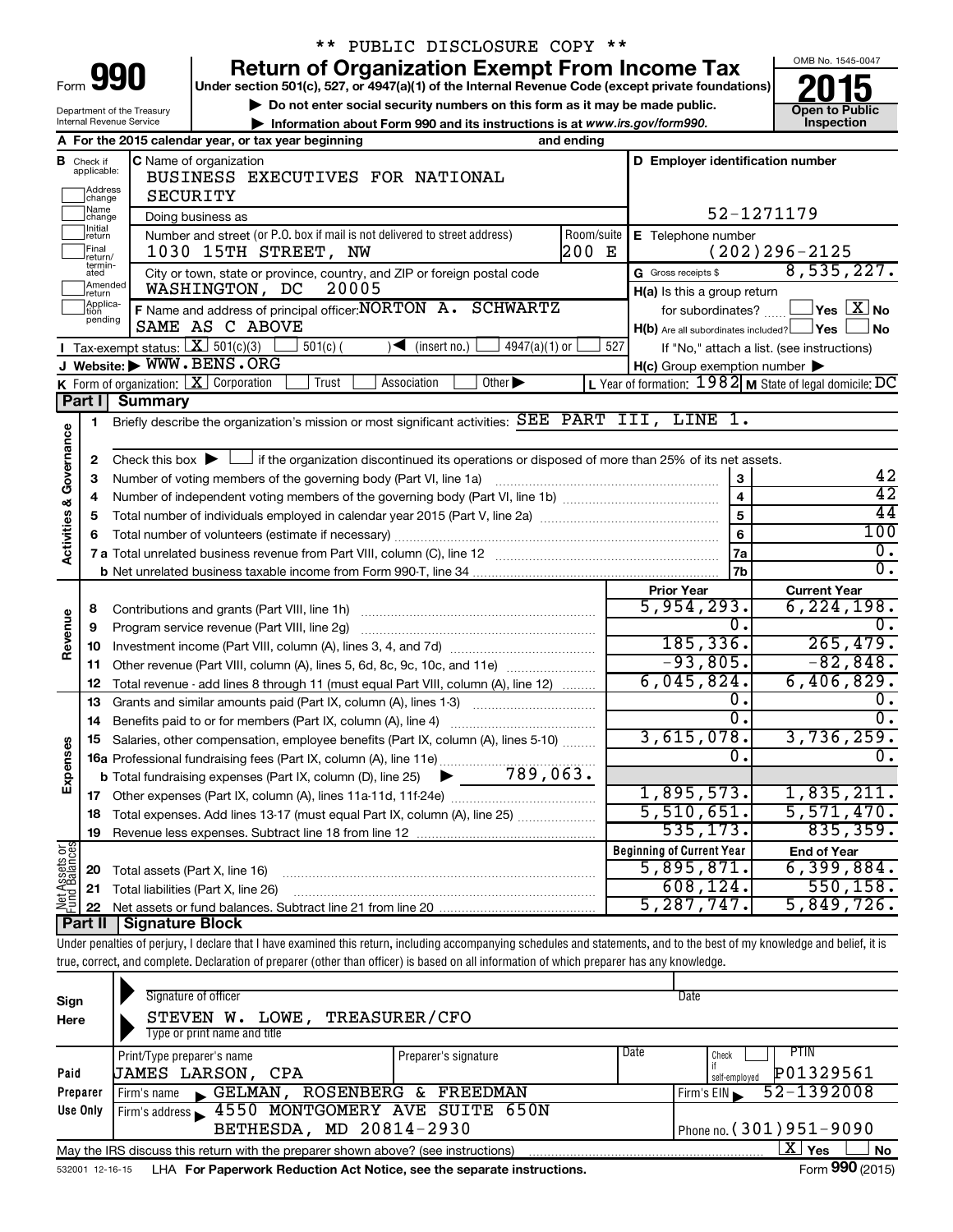** PUBLIC DISCLOSURE COPY **

# Form 990 — Return of Organization Exempt From Income Tax

OMB No. 1545-0047

**2015**

**Open to Public Inspection**

Under section 501(c), 527, or 4947(a)(1) of the Internal Revenue Code (except private foundations)

▶ Do not enter social security numbers on this form as it may be made public.

▶ Information about Form 990 and its instructions is at *www.irs.gov/form990.*

Department of the Treasury
Internal Revenue Service

**A** For the 2015 calendar year, or tax year beginning and ending

**B** Check if applicable: Address change / Name change / Initial return / Final return/terminated / Amended return / Application pending

**C** Name of organization: BUSINESS EXECUTIVES FOR NATIONAL SECURITY

Doing business as

Number and street (or P.O. box if mail is not delivered to street address): 1030 15TH STREET, NW — Room/suite: 200 E

City or town, state or province, country, and ZIP or foreign postal code: WASHINGTON, DC 20005

**D** Employer identification number: 52-1271179

**E** Telephone number: (202)296-2125

**G** Gross receipts $ 8,535,227.

**F** Name and address of principal officer: NORTON A. SCHWARTZ, SAME AS C ABOVE

**H(a)** Is this a group return for subordinates? ☐ Yes ☒ No

**H(b)** Are all subordinates included? ☐ Yes ☐ No — If "No," attach a list. (see instructions)

**H(c)** Group exemption number ▶

**I** Tax-exempt status: ☒ 501(c)(3) ☐ 501(c)( ) ◀ (insert no.) ☐ 4947(a)(1) or ☐ 527

**J** Website: ▶ WWW.BENS.ORG

**K** Form of organization: ☒ Corporation ☐ Trust ☐ Association ☐ Other ▶

**L** Year of formation: 1982 **M** State of legal domicile: DC

## Part I Summary

**Activities & Governance**

1. Briefly describe the organization's mission or most significant activities: SEE PART III, LINE 1.
2. Check this box ▶ ☐ if the organization discontinued its operations or disposed of more than 25% of its net assets.

| | | Line | |
|---|---|---|---|
| 3 | Number of voting members of the governing body (Part VI, line 1a) | 3 | 42 |
| 4 | Number of independent voting members of the governing body (Part VI, line 1b) | 4 | 42 |
| 5 | Total number of individuals employed in calendar year 2015 (Part V, line 2a) | 5 | 44 |
| 6 | Total number of volunteers (estimate if necessary) | 6 | 100 |
| 7a | Total unrelated business revenue from Part VIII, column (C), line 12 | 7a | 0. |
| 7b | Net unrelated business taxable income from Form 990-T, line 34 | 7b | 0. |

| | | Prior Year | Current Year |
|---|---|---|---|
| **Revenue** | | | |
| 8 | Contributions and grants (Part VIII, line 1h) | 5,954,293. | 6,224,198. |
| 9 | Program service revenue (Part VIII, line 2g) | 0. | 0. |
| 10 | Investment income (Part VIII, column (A), lines 3, 4, and 7d) | 185,336. | 265,479. |
| 11 | Other revenue (Part VIII, column (A), lines 5, 6d, 8c, 9c, 10c, and 11e) | -93,805. | -82,848. |
| 12 | Total revenue - add lines 8 through 11 (must equal Part VIII, column (A), line 12) | 6,045,824. | 6,406,829. |
| **Expenses** | | | |
| 13 | Grants and similar amounts paid (Part IX, column (A), lines 1-3) | 0. | 0. |
| 14 | Benefits paid to or for members (Part IX, column (A), line 4) | 0. | 0. |
| 15 | Salaries, other compensation, employee benefits (Part IX, column (A), lines 5-10) | 3,615,078. | 3,736,259. |
| 16a | Professional fundraising fees (Part IX, column (A), line 11e) | 0. | 0. |
| b | Total fundraising expenses (Part IX, column (D), line 25) ▶ 789,063. | | |
| 17 | Other expenses (Part IX, column (A), lines 11a-11d, 11f-24e) | 1,895,573. | 1,835,211. |
| 18 | Total expenses. Add lines 13-17 (must equal Part IX, column (A), line 25) | 5,510,651. | 5,571,470. |
| 19 | Revenue less expenses. Subtract line 18 from line 12 | 535,173. | 835,359. |

| **Net Assets or Fund Balances** | | Beginning of Current Year | End of Year |
|---|---|---|---|
| 20 | Total assets (Part X, line 16) | 5,895,871. | 6,399,884. |
| 21 | Total liabilities (Part X, line 26) | 608,124. | 550,158. |
| 22 | Net assets or fund balances. Subtract line 21 from line 20 | 5,287,747. | 5,849,726. |

## Part II Signature Block

Under penalties of perjury, I declare that I have examined this return, including accompanying schedules and statements, and to the best of my knowledge and belief, it is true, correct, and complete. Declaration of preparer (other than officer) is based on all information of which preparer has any knowledge.

**Sign Here**

Signature of officer — Date

STEVEN W. LOWE, TREASURER/CFO
Type or print name and title

**Paid Preparer Use Only**

| Print/Type preparer's name | Preparer's signature | Date | Check ☐ if self-employed | PTIN |
|---|---|---|---|---|
| JAMES LARSON, CPA | | | | P01329561 |

Firm's name ▶ GELMAN, ROSENBERG & FREEDMAN — Firm's EIN ▶ 52-1392008

Firm's address ▶ 4550 MONTGOMERY AVE SUITE 650N, BETHESDA, MD 20814-2930 — Phone no. (301)951-9090

May the IRS discuss this return with the preparer shown above? (see instructions) ☒ Yes ☐ No

532001 12-16-15 LHA For Paperwork Reduction Act Notice, see the separate instructions. Form **990** (2015)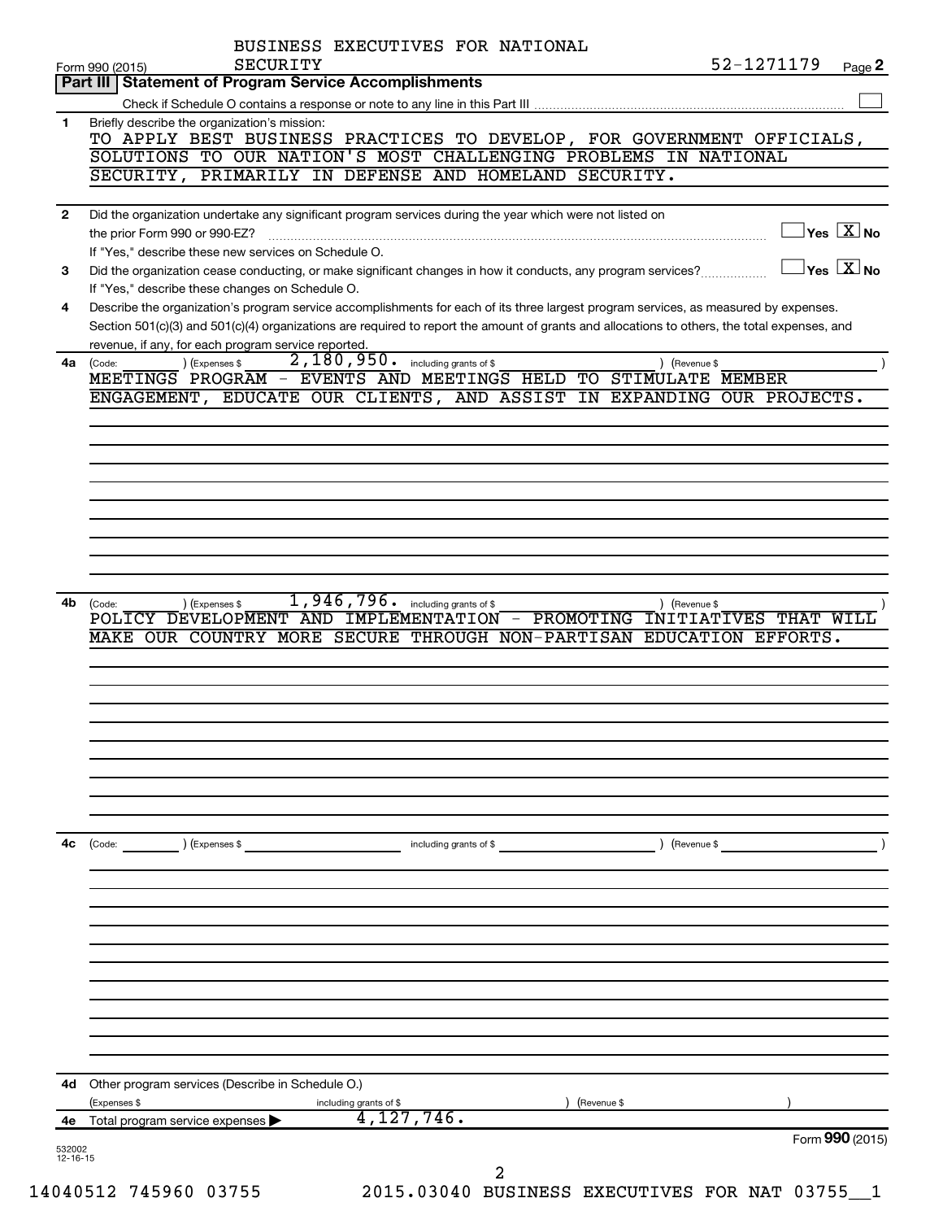BUSINESS EXECUTIVES FOR NATIONAL SECURITY

Form 990 (2015) 52-1271179 Page **2**

## Part III | Statement of Program Service Accomplishments

Check if Schedule O contains a response or note to any line in this Part III ☐

**1** Briefly describe the organization's mission:

TO APPLY BEST BUSINESS PRACTICES TO DEVELOP, FOR GOVERNMENT OFFICIALS, SOLUTIONS TO OUR NATION'S MOST CHALLENGING PROBLEMS IN NATIONAL SECURITY, PRIMARILY IN DEFENSE AND HOMELAND SECURITY.

**2** Did the organization undertake any significant program services during the year which were not listed on the prior Form 990 or 990-EZ? ☐ Yes ☒ No

If "Yes," describe these new services on Schedule O.

**3** Did the organization cease conducting, or make significant changes in how it conducts, any program services? ☐ Yes ☒ No

If "Yes," describe these changes on Schedule O.

**4** Describe the organization's program service accomplishments for each of its three largest program services, as measured by expenses. Section 501(c)(3) and 501(c)(4) organizations are required to report the amount of grants and allocations to others, the total expenses, and revenue, if any, for each program service reported.

**4a** (Code: ) (Expenses $ 2,180,950. including grants of $ ) (Revenue $ )

MEETINGS PROGRAM - EVENTS AND MEETINGS HELD TO STIMULATE MEMBER ENGAGEMENT, EDUCATE OUR CLIENTS, AND ASSIST IN EXPANDING OUR PROJECTS.

**4b** (Code: ) (Expenses $ 1,946,796. including grants of $ ) (Revenue $ )

POLICY DEVELOPMENT AND IMPLEMENTATION - PROMOTING INITIATIVES THAT WILL MAKE OUR COUNTRY MORE SECURE THROUGH NON-PARTISAN EDUCATION EFFORTS.

**4c** (Code: ) (Expenses $ including grants of $ ) (Revenue $ )

**4d** Other program services (Describe in Schedule O.)

(Expenses $ including grants of $ ) (Revenue $ )

**4e** Total program service expenses ▶ 4,127,746.

Form **990** (2015)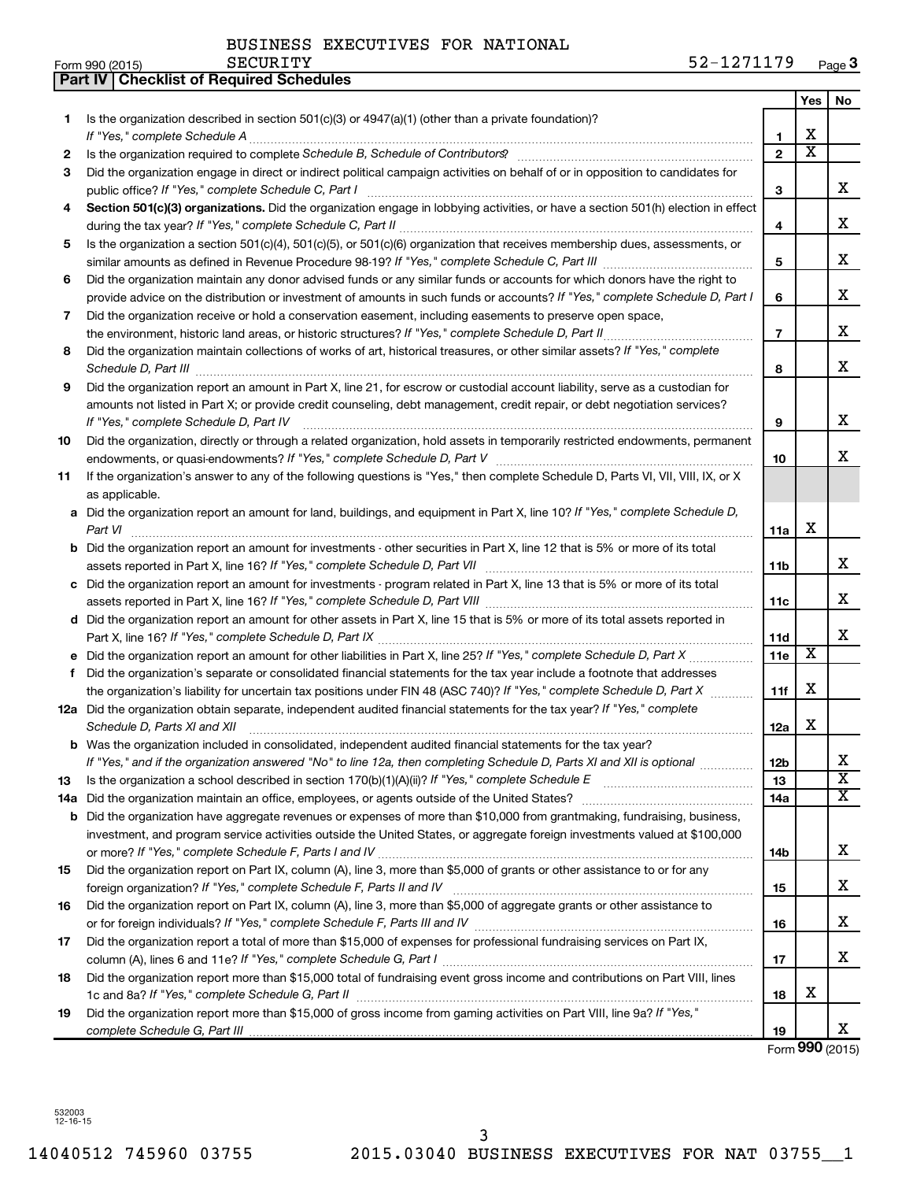BUSINESS EXECUTIVES FOR NATIONAL SECURITY

Form 990 (2015) SECURITY 52-1271179 Page 3

**Part IV | Checklist of Required Schedules**

| | | | Yes | No |
|---|---|---|---|---|
| 1 | Is the organization described in section 501(c)(3) or 4947(a)(1) (other than a private foundation)? *If "Yes," complete Schedule A* | 1 | X | |
| 2 | Is the organization required to complete *Schedule B, Schedule of Contributors*? | 2 | X | |
| 3 | Did the organization engage in direct or indirect political campaign activities on behalf of or in opposition to candidates for public office? *If "Yes," complete Schedule C, Part I* | 3 | | X |
| 4 | **Section 501(c)(3) organizations.** Did the organization engage in lobbying activities, or have a section 501(h) election in effect during the tax year? *If "Yes," complete Schedule C, Part II* | 4 | | X |
| 5 | Is the organization a section 501(c)(4), 501(c)(5), or 501(c)(6) organization that receives membership dues, assessments, or similar amounts as defined in Revenue Procedure 98-19? *If "Yes," complete Schedule C, Part III* | 5 | | X |
| 6 | Did the organization maintain any donor advised funds or any similar funds or accounts for which donors have the right to provide advice on the distribution or investment of amounts in such funds or accounts? *If "Yes," complete Schedule D, Part I* | 6 | | X |
| 7 | Did the organization receive or hold a conservation easement, including easements to preserve open space, the environment, historic land areas, or historic structures? *If "Yes," complete Schedule D, Part II* | 7 | | X |
| 8 | Did the organization maintain collections of works of art, historical treasures, or other similar assets? *If "Yes," complete Schedule D, Part III* | 8 | | X |
| 9 | Did the organization report an amount in Part X, line 21, for escrow or custodial account liability, serve as a custodian for amounts not listed in Part X; or provide credit counseling, debt management, credit repair, or debt negotiation services? *If "Yes," complete Schedule D, Part IV* | 9 | | X |
| 10 | Did the organization, directly or through a related organization, hold assets in temporarily restricted endowments, permanent endowments, or quasi-endowments? *If "Yes," complete Schedule D, Part V* | 10 | | X |
| 11 | If the organization's answer to any of the following questions is "Yes," then complete Schedule D, Parts VI, VII, VIII, IX, or X as applicable. | | | |
| a | Did the organization report an amount for land, buildings, and equipment in Part X, line 10? *If "Yes," complete Schedule D, Part VI* | 11a | X | |
| b | Did the organization report an amount for investments - other securities in Part X, line 12 that is 5% or more of its total assets reported in Part X, line 16? *If "Yes," complete Schedule D, Part VII* | 11b | | X |
| c | Did the organization report an amount for investments - program related in Part X, line 13 that is 5% or more of its total assets reported in Part X, line 16? *If "Yes," complete Schedule D, Part VIII* | 11c | | X |
| d | Did the organization report an amount for other assets in Part X, line 15 that is 5% or more of its total assets reported in Part X, line 16? *If "Yes," complete Schedule D, Part IX* | 11d | | X |
| e | Did the organization report an amount for other liabilities in Part X, line 25? *If "Yes," complete Schedule D, Part X* | 11e | X | |
| f | Did the organization's separate or consolidated financial statements for the tax year include a footnote that addresses the organization's liability for uncertain tax positions under FIN 48 (ASC 740)? *If "Yes," complete Schedule D, Part X* | 11f | X | |
| 12a | Did the organization obtain separate, independent audited financial statements for the tax year? *If "Yes," complete Schedule D, Parts XI and XII* | 12a | X | |
| b | Was the organization included in consolidated, independent audited financial statements for the tax year? *If "Yes," and if the organization answered "No" to line 12a, then completing Schedule D, Parts XI and XII is optional* | 12b | | X |
| 13 | Is the organization a school described in section 170(b)(1)(A)(ii)? *If "Yes," complete Schedule E* | 13 | | X |
| 14a | Did the organization maintain an office, employees, or agents outside of the United States? | 14a | | X |
| b | Did the organization have aggregate revenues or expenses of more than $10,000 from grantmaking, fundraising, business, investment, and program service activities outside the United States, or aggregate foreign investments valued at $100,000 or more? *If "Yes," complete Schedule F, Parts I and IV* | 14b | | X |
| 15 | Did the organization report on Part IX, column (A), line 3, more than $5,000 of grants or other assistance to or for any foreign organization? *If "Yes," complete Schedule F, Parts II and IV* | 15 | | X |
| 16 | Did the organization report on Part IX, column (A), line 3, more than $5,000 of aggregate grants or other assistance to or for foreign individuals? *If "Yes," complete Schedule F, Parts III and IV* | 16 | | X |
| 17 | Did the organization report a total of more than $15,000 of expenses for professional fundraising services on Part IX, column (A), lines 6 and 11e? *If "Yes," complete Schedule G, Part I* | 17 | | X |
| 18 | Did the organization report more than $15,000 total of fundraising event gross income and contributions on Part VIII, lines 1c and 8a? *If "Yes," complete Schedule G, Part II* | 18 | X | |
| 19 | Did the organization report more than $15,000 of gross income from gaming activities on Part VIII, line 9a? *If "Yes," complete Schedule G, Part III* | 19 | | X |

Form **990** (2015)

532003 12-16-15

14040512 745960 03755 2015.03040 BUSINESS EXECUTIVES FOR NAT 03755__1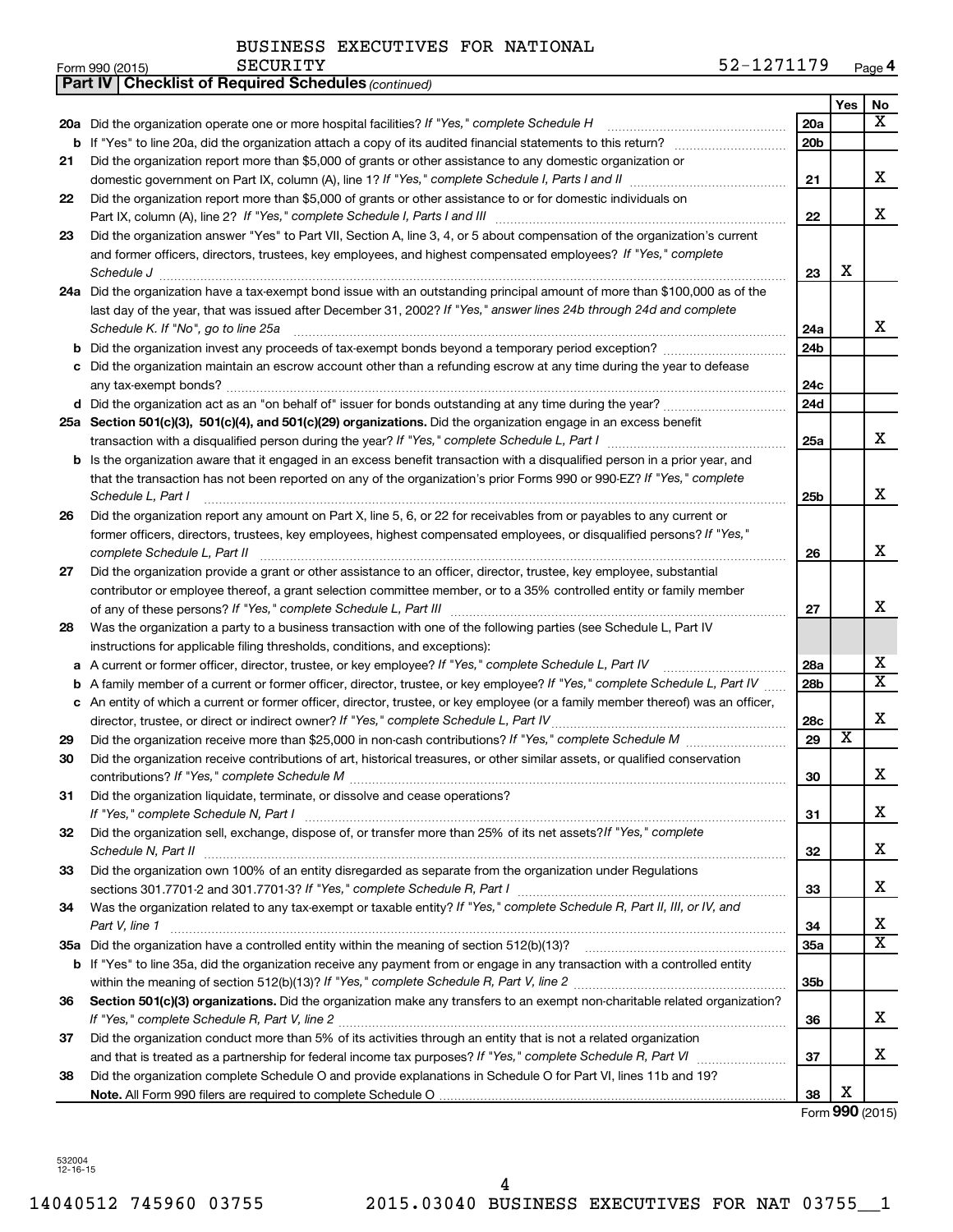BUSINESS EXECUTIVES FOR NATIONAL SECURITY

Form 990 (2015) 52-1271179 Page 4

**Part IV | Checklist of Required Schedules** *(continued)*

| | | | Yes | No |
|---|---|---|---|---|
| **20a** | Did the organization operate one or more hospital facilities? *If "Yes," complete Schedule H* | 20a | | X |
| **b** | If "Yes" to line 20a, did the organization attach a copy of its audited financial statements to this return? | 20b | | |
| **21** | Did the organization report more than $5,000 of grants or other assistance to any domestic organization or domestic government on Part IX, column (A), line 1? *If "Yes," complete Schedule I, Parts I and II* | 21 | | X |
| **22** | Did the organization report more than $5,000 of grants or other assistance to or for domestic individuals on Part IX, column (A), line 2? *If "Yes," complete Schedule I, Parts I and III* | 22 | | X |
| **23** | Did the organization answer "Yes" to Part VII, Section A, line 3, 4, or 5 about compensation of the organization's current and former officers, directors, trustees, key employees, and highest compensated employees? *If "Yes," complete Schedule J* | 23 | X | |
| **24a** | Did the organization have a tax-exempt bond issue with an outstanding principal amount of more than $100,000 as of the last day of the year, that was issued after December 31, 2002? *If "Yes," answer lines 24b through 24d and complete Schedule K. If "No", go to line 25a* | 24a | | X |
| **b** | Did the organization invest any proceeds of tax-exempt bonds beyond a temporary period exception? | 24b | | |
| **c** | Did the organization maintain an escrow account other than a refunding escrow at any time during the year to defease any tax-exempt bonds? | 24c | | |
| **d** | Did the organization act as an "on behalf of" issuer for bonds outstanding at any time during the year? | 24d | | |
| **25a** | **Section 501(c)(3), 501(c)(4), and 501(c)(29) organizations.** Did the organization engage in an excess benefit transaction with a disqualified person during the year? *If "Yes," complete Schedule L, Part I* | 25a | | X |
| **b** | Is the organization aware that it engaged in an excess benefit transaction with a disqualified person in a prior year, and that the transaction has not been reported on any of the organization's prior Forms 990 or 990-EZ? *If "Yes," complete Schedule L, Part I* | 25b | | X |
| **26** | Did the organization report any amount on Part X, line 5, 6, or 22 for receivables from or payables to any current or former officers, directors, trustees, key employees, highest compensated employees, or disqualified persons? *If "Yes," complete Schedule L, Part II* | 26 | | X |
| **27** | Did the organization provide a grant or other assistance to an officer, director, trustee, key employee, substantial contributor or employee thereof, a grant selection committee member, or to a 35% controlled entity or family member of any of these persons? *If "Yes," complete Schedule L, Part III* | 27 | | X |
| **28** | Was the organization a party to a business transaction with one of the following parties (see Schedule L, Part IV instructions for applicable filing thresholds, conditions, and exceptions): | | | |
| **a** | A current or former officer, director, trustee, or key employee? *If "Yes," complete Schedule L, Part IV* | 28a | | X |
| **b** | A family member of a current or former officer, director, trustee, or key employee? *If "Yes," complete Schedule L, Part IV* | 28b | | X |
| **c** | An entity of which a current or former officer, director, trustee, or key employee (or a family member thereof) was an officer, director, trustee, or direct or indirect owner? *If "Yes," complete Schedule L, Part IV* | 28c | | X |
| **29** | Did the organization receive more than $25,000 in non-cash contributions? *If "Yes," complete Schedule M* | 29 | X | |
| **30** | Did the organization receive contributions of art, historical treasures, or other similar assets, or qualified conservation contributions? *If "Yes," complete Schedule M* | 30 | | X |
| **31** | Did the organization liquidate, terminate, or dissolve and cease operations? *If "Yes," complete Schedule N, Part I* | 31 | | X |
| **32** | Did the organization sell, exchange, dispose of, or transfer more than 25% of its net assets? *If "Yes," complete Schedule N, Part II* | 32 | | X |
| **33** | Did the organization own 100% of an entity disregarded as separate from the organization under Regulations sections 301.7701-2 and 301.7701-3? *If "Yes," complete Schedule R, Part I* | 33 | | X |
| **34** | Was the organization related to any tax-exempt or taxable entity? *If "Yes," complete Schedule R, Part II, III, or IV, and Part V, line 1* | 34 | | X |
| **35a** | Did the organization have a controlled entity within the meaning of section 512(b)(13)? | 35a | | X |
| **b** | If "Yes" to line 35a, did the organization receive any payment from or engage in any transaction with a controlled entity within the meaning of section 512(b)(13)? *If "Yes," complete Schedule R, Part V, line 2* | 35b | | |
| **36** | **Section 501(c)(3) organizations.** Did the organization make any transfers to an exempt non-charitable related organization? *If "Yes," complete Schedule R, Part V, line 2* | 36 | | X |
| **37** | Did the organization conduct more than 5% of its activities through an entity that is not a related organization and that is treated as a partnership for federal income tax purposes? *If "Yes," complete Schedule R, Part VI* | 37 | | X |
| **38** | Did the organization complete Schedule O and provide explanations in Schedule O for Part VI, lines 11b and 19? **Note.** All Form 990 filers are required to complete Schedule O | 38 | X | |

Form **990** (2015)

532004 12-16-15

14040512 745960 03755 2015.03040 BUSINESS EXECUTIVES FOR NAT 03755__1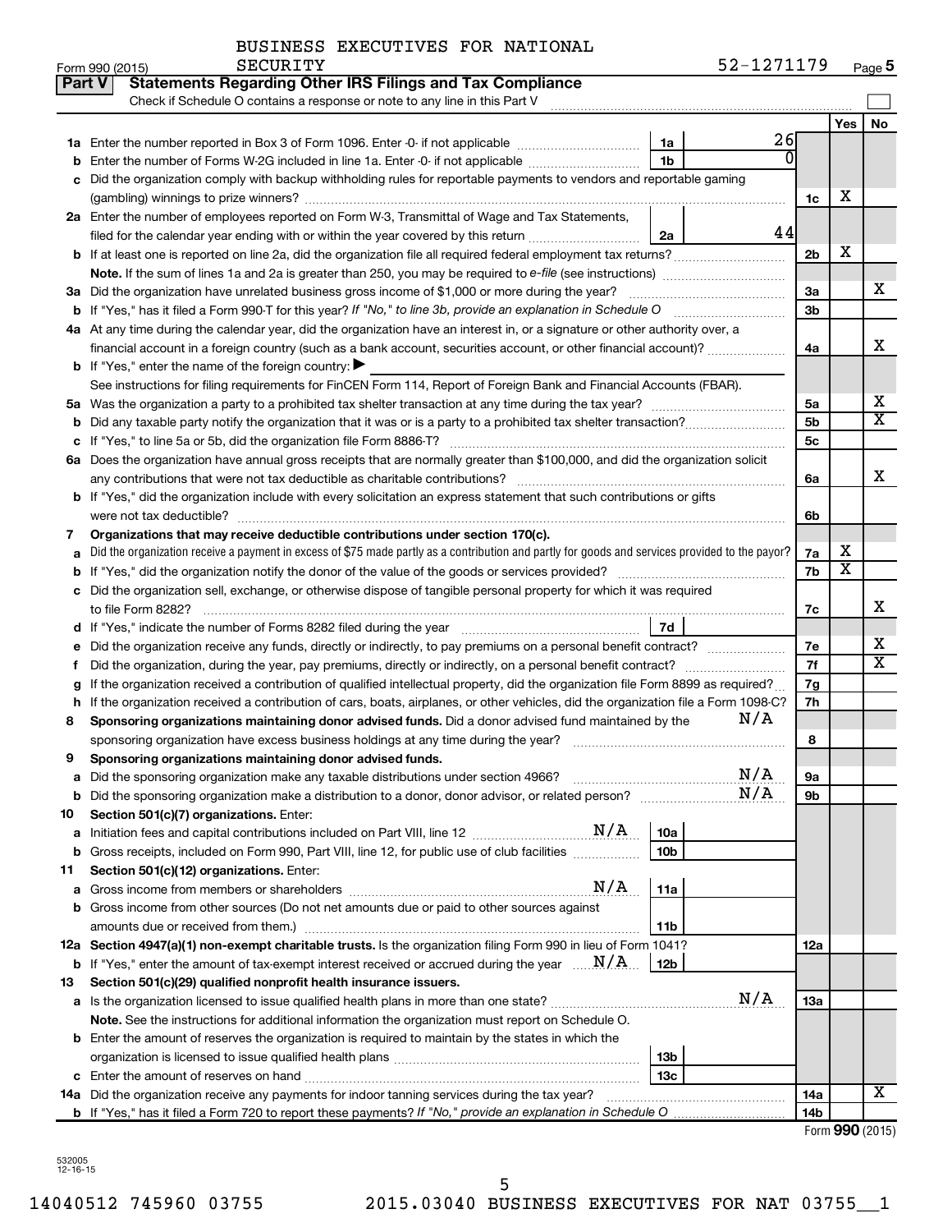BUSINESS EXECUTIVES FOR NATIONAL SECURITY

Form 990 (2015) 52-1271179 Page 5

## Part V Statements Regarding Other IRS Filings and Tax Compliance

Check if Schedule O contains a response or note to any line in this Part V

| | | | | | Yes | No |
|---|---|---|---|---|---|---|
| **1a** | Enter the number reported in Box 3 of Form 1096. Enter -0- if not applicable | 1a | 26 | | | |
| **b** | Enter the number of Forms W-2G included in line 1a. Enter -0- if not applicable | 1b | 0 | | | |
| **c** | Did the organization comply with backup withholding rules for reportable payments to vendors and reportable gaming (gambling) winnings to prize winners? | | | 1c | X | |
| **2a** | Enter the number of employees reported on Form W-3, Transmittal of Wage and Tax Statements, filed for the calendar year ending with or within the year covered by this return | 2a | 44 | | | |
| **b** | If at least one is reported on line 2a, did the organization file all required federal employment tax returns? | | | 2b | X | |
| | **Note.** If the sum of lines 1a and 2a is greater than 250, you may be required to *e-file* (see instructions) | | | | | |
| **3a** | Did the organization have unrelated business gross income of $1,000 or more during the year? | | | 3a | | X |
| **b** | If "Yes," has it filed a Form 990-T for this year? *If "No," to line 3b, provide an explanation in Schedule O* | | | 3b | | |
| **4a** | At any time during the calendar year, did the organization have an interest in, or a signature or other authority over, a financial account in a foreign country (such as a bank account, securities account, or other financial account)? | | | 4a | | X |
| **b** | If "Yes," enter the name of the foreign country: ▶ | | | | | |
| | See instructions for filing requirements for FinCEN Form 114, Report of Foreign Bank and Financial Accounts (FBAR). | | | | | |
| **5a** | Was the organization a party to a prohibited tax shelter transaction at any time during the tax year? | | | 5a | | X |
| **b** | Did any taxable party notify the organization that it was or is a party to a prohibited tax shelter transaction? | | | 5b | | X |
| **c** | If "Yes," to line 5a or 5b, did the organization file Form 8886-T? | | | 5c | | |
| **6a** | Does the organization have annual gross receipts that are normally greater than $100,000, and did the organization solicit any contributions that were not tax deductible as charitable contributions? | | | 6a | | X |
| **b** | If "Yes," did the organization include with every solicitation an express statement that such contributions or gifts were not tax deductible? | | | 6b | | |
| **7** | **Organizations that may receive deductible contributions under section 170(c).** | | | | | |
| **a** | Did the organization receive a payment in excess of $75 made partly as a contribution and partly for goods and services provided to the payor? | | | 7a | X | |
| **b** | If "Yes," did the organization notify the donor of the value of the goods or services provided? | | | 7b | X | |
| **c** | Did the organization sell, exchange, or otherwise dispose of tangible personal property for which it was required to file Form 8282? | | | 7c | | X |
| **d** | If "Yes," indicate the number of Forms 8282 filed during the year | 7d | | | | |
| **e** | Did the organization receive any funds, directly or indirectly, to pay premiums on a personal benefit contract? | | | 7e | | X |
| **f** | Did the organization, during the year, pay premiums, directly or indirectly, on a personal benefit contract? | | | 7f | | X |
| **g** | If the organization received a contribution of qualified intellectual property, did the organization file Form 8899 as required? | | | 7g | | |
| **h** | If the organization received a contribution of cars, boats, airplanes, or other vehicles, did the organization file a Form 1098-C? | | | 7h | | |
| **8** | **Sponsoring organizations maintaining donor advised funds.** Did a donor advised fund maintained by the sponsoring organization have excess business holdings at any time during the year? N/A | | | 8 | | |
| **9** | **Sponsoring organizations maintaining donor advised funds.** | | | | | |
| **a** | Did the sponsoring organization make any taxable distributions under section 4966? N/A | | | 9a | | |
| **b** | Did the sponsoring organization make a distribution to a donor, donor advisor, or related person? N/A | | | 9b | | |
| **10** | **Section 501(c)(7) organizations.** Enter: | | | | | |
| **a** | Initiation fees and capital contributions included on Part VIII, line 12 N/A | 10a | | | | |
| **b** | Gross receipts, included on Form 990, Part VIII, line 12, for public use of club facilities | 10b | | | | |
| **11** | **Section 501(c)(12) organizations.** Enter: | | | | | |
| **a** | Gross income from members or shareholders N/A | 11a | | | | |
| **b** | Gross income from other sources (Do not net amounts due or paid to other sources against amounts due or received from them.) | 11b | | | | |
| **12a** | **Section 4947(a)(1) non-exempt charitable trusts.** Is the organization filing Form 990 in lieu of Form 1041? | | | 12a | | |
| **b** | If "Yes," enter the amount of tax-exempt interest received or accrued during the year N/A | 12b | | | | |
| **13** | **Section 501(c)(29) qualified nonprofit health insurance issuers.** | | | | | |
| **a** | Is the organization licensed to issue qualified health plans in more than one state? N/A | | | 13a | | |
| | **Note.** See the instructions for additional information the organization must report on Schedule O. | | | | | |
| **b** | Enter the amount of reserves the organization is required to maintain by the states in which the organization is licensed to issue qualified health plans | 13b | | | | |
| **c** | Enter the amount of reserves on hand | 13c | | | | |
| **14a** | Did the organization receive any payments for indoor tanning services during the tax year? | | | 14a | | X |
| **b** | If "Yes," has it filed a Form 720 to report these payments? *If "No," provide an explanation in Schedule O* | | | 14b | | |

Form **990** (2015)

532005 12-16-15

14040512 745960 03755 2015.03040 BUSINESS EXECUTIVES FOR NAT 03755__1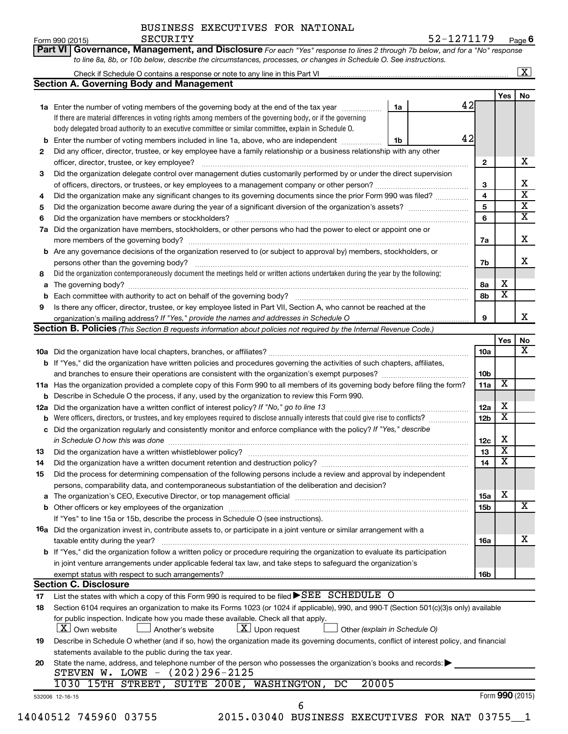BUSINESS EXECUTIVES FOR NATIONAL SECURITY

Form 990 (2015) 52-1271179 Page 6

**Part VI | Governance, Management, and Disclosure** *For each "Yes" response to lines 2 through 7b below, and for a "No" response to line 8a, 8b, or 10b below, describe the circumstances, processes, or changes in Schedule O. See instructions.*

Check if Schedule O contains a response or note to any line in this Part VI ..... [X]

## Section A. Governing Body and Management

| | | | | Yes | No |
|---|---|---|---|---|---|
| **1a** | Enter the number of voting members of the governing body at the end of the tax year ..... **1a** 42<br>If there are material differences in voting rights among members of the governing body, or if the governing body delegated broad authority to an executive committee or similar committee, explain in Schedule O. | | | | |
| **b** | Enter the number of voting members included in line 1a, above, who are independent ..... **1b** 42 | | | | |
| **2** | Did any officer, director, trustee, or key employee have a family relationship or a business relationship with any other officer, director, trustee, or key employee? | | 2 | | X |
| **3** | Did the organization delegate control over management duties customarily performed by or under the direct supervision of officers, directors, or trustees, or key employees to a management company or other person? | | 3 | | X |
| **4** | Did the organization make any significant changes to its governing documents since the prior Form 990 was filed? | | 4 | | X |
| **5** | Did the organization become aware during the year of a significant diversion of the organization's assets? | | 5 | | X |
| **6** | Did the organization have members or stockholders? | | 6 | | X |
| **7a** | Did the organization have members, stockholders, or other persons who had the power to elect or appoint one or more members of the governing body? | | 7a | | X |
| **b** | Are any governance decisions of the organization reserved to (or subject to approval by) members, stockholders, or persons other than the governing body? | | 7b | | X |
| **8** | Did the organization contemporaneously document the meetings held or written actions undertaken during the year by the following: | | | | |
| **a** | The governing body? | | 8a | X | |
| **b** | Each committee with authority to act on behalf of the governing body? | | 8b | X | |
| **9** | Is there any officer, director, trustee, or key employee listed in Part VII, Section A, who cannot be reached at the organization's mailing address? *If "Yes," provide the names and addresses in Schedule O* | | 9 | | X |

## Section B. Policies *(This Section B requests information about policies not required by the Internal Revenue Code.)*

| | | | Yes | No |
|---|---|---|---|---|
| **10a** | Did the organization have local chapters, branches, or affiliates? | 10a | | X |
| **b** | If "Yes," did the organization have written policies and procedures governing the activities of such chapters, affiliates, and branches to ensure their operations are consistent with the organization's exempt purposes? | 10b | | |
| **11a** | Has the organization provided a complete copy of this Form 990 to all members of its governing body before filing the form? | 11a | X | |
| **b** | Describe in Schedule O the process, if any, used by the organization to review this Form 990. | | | |
| **12a** | Did the organization have a written conflict of interest policy? *If "No," go to line 13* | 12a | X | |
| **b** | Were officers, directors, or trustees, and key employees required to disclose annually interests that could give rise to conflicts? | 12b | X | |
| **c** | Did the organization regularly and consistently monitor and enforce compliance with the policy? *If "Yes," describe in Schedule O how this was done* | 12c | X | |
| **13** | Did the organization have a written whistleblower policy? | 13 | X | |
| **14** | Did the organization have a written document retention and destruction policy? | 14 | X | |
| **15** | Did the process for determining compensation of the following persons include a review and approval by independent persons, comparability data, and contemporaneous substantiation of the deliberation and decision? | | | |
| **a** | The organization's CEO, Executive Director, or top management official | 15a | X | |
| **b** | Other officers or key employees of the organization | 15b | | X |
| | If "Yes" to line 15a or 15b, describe the process in Schedule O (see instructions). | | | |
| **16a** | Did the organization invest in, contribute assets to, or participate in a joint venture or similar arrangement with a taxable entity during the year? | 16a | | X |
| **b** | If "Yes," did the organization follow a written policy or procedure requiring the organization to evaluate its participation in joint venture arrangements under applicable federal tax law, and take steps to safeguard the organization's exempt status with respect to such arrangements? | 16b | | |

## Section C. Disclosure

**17** List the states with which a copy of this Form 990 is required to be filed ▶SEE SCHEDULE O

**18** Section 6104 requires an organization to make its Forms 1023 (or 1024 if applicable), 990, and 990-T (Section 501(c)(3)s only) available for public inspection. Indicate how you made these available. Check all that apply.
[X] Own website  [ ] Another's website  [X] Upon request  [ ] Other *(explain in Schedule O)*

**19** Describe in Schedule O whether (and if so, how) the organization made its governing documents, conflict of interest policy, and financial statements available to the public during the tax year.

**20** State the name, address, and telephone number of the person who possesses the organization's books and records: ▶
STEVEN W. LOWE - (202)296-2125
1030 15TH STREET, SUITE 200E, WASHINGTON, DC 20005

532006 12-16-15 Form **990** (2015)

14040512 745960 03755 2015.03040 BUSINESS EXECUTIVES FOR NAT 03755__1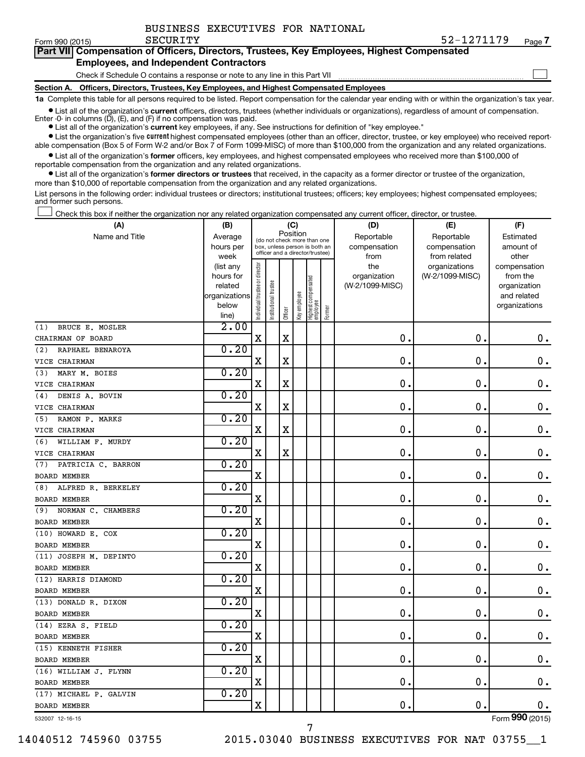BUSINESS EXECUTIVES FOR NATIONAL SECURITY

Form 990 (2015) 52-1271179 Page 7

**Part VII Compensation of Officers, Directors, Trustees, Key Employees, Highest Compensated Employees, and Independent Contractors**

Check if Schedule O contains a response or note to any line in this Part VII ☐

**Section A. Officers, Directors, Trustees, Key Employees, and Highest Compensated Employees**

**1a** Complete this table for all persons required to be listed. Report compensation for the calendar year ending with or within the organization's tax year.

- List all of the organization's **current** officers, directors, trustees (whether individuals or organizations), regardless of amount of compensation. Enter -0- in columns (D), (E), and (F) if no compensation was paid.
- List all of the organization's **current** key employees, if any. See instructions for definition of "key employee."
- List the organization's five **current** highest compensated employees (other than an officer, director, trustee, or key employee) who received reportable compensation (Box 5 of Form W-2 and/or Box 7 of Form 1099-MISC) of more than $100,000 from the organization and any related organizations.
- List all of the organization's **former** officers, key employees, and highest compensated employees who received more than $100,000 of reportable compensation from the organization and any related organizations.
- List all of the organization's **former directors or trustees** that received, in the capacity as a former director or trustee of the organization, more than $10,000 of reportable compensation from the organization and any related organizations.

List persons in the following order: individual trustees or directors; institutional trustees; officers; key employees; highest compensated employees; and former such persons.

☐ Check this box if neither the organization nor any related organization compensated any current officer, director, or trustee.

| (A) Name and Title | (B) Average hours per week (list any hours for related organizations below line) | (C) Position: Individual trustee or director | Institutional trustee | Officer | Key employee | Highest compensated employee | Former | (D) Reportable compensation from the organization (W-2/1099-MISC) | (E) Reportable compensation from related organizations (W-2/1099-MISC) | (F) Estimated amount of other compensation from the organization and related organizations |
|---|---|---|---|---|---|---|---|---|---|---|
| (1) BRUCE E. MOSLER<br>CHAIRMAN OF BOARD | 2.00 | X | | X | | | | 0. | 0. | 0. |
| (2) RAPHAEL BENAROYA<br>VICE CHAIRMAN | 0.20 | X | | X | | | | 0. | 0. | 0. |
| (3) MARY M. BOIES<br>VICE CHAIRMAN | 0.20 | X | | X | | | | 0. | 0. | 0. |
| (4) DENIS A. BOVIN<br>VICE CHAIRMAN | 0.20 | X | | X | | | | 0. | 0. | 0. |
| (5) RAMON P. MARKS<br>VICE CHAIRMAN | 0.20 | X | | X | | | | 0. | 0. | 0. |
| (6) WILLIAM F. MURDY<br>VICE CHAIRMAN | 0.20 | X | | X | | | | 0. | 0. | 0. |
| (7) PATRICIA C. BARRON<br>BOARD MEMBER | 0.20 | X | | | | | | 0. | 0. | 0. |
| (8) ALFRED R. BERKELEY<br>BOARD MEMBER | 0.20 | X | | | | | | 0. | 0. | 0. |
| (9) NORMAN C. CHAMBERS<br>BOARD MEMBER | 0.20 | X | | | | | | 0. | 0. | 0. |
| (10) HOWARD E. COX<br>BOARD MEMBER | 0.20 | X | | | | | | 0. | 0. | 0. |
| (11) JOSEPH M. DEPINTO<br>BOARD MEMBER | 0.20 | X | | | | | | 0. | 0. | 0. |
| (12) HARRIS DIAMOND<br>BOARD MEMBER | 0.20 | X | | | | | | 0. | 0. | 0. |
| (13) DONALD R. DIXON<br>BOARD MEMBER | 0.20 | X | | | | | | 0. | 0. | 0. |
| (14) EZRA S. FIELD<br>BOARD MEMBER | 0.20 | X | | | | | | 0. | 0. | 0. |
| (15) KENNETH FISHER<br>BOARD MEMBER | 0.20 | X | | | | | | 0. | 0. | 0. |
| (16) WILLIAM J. FLYNN<br>BOARD MEMBER | 0.20 | X | | | | | | 0. | 0. | 0. |
| (17) MICHAEL P. GALVIN<br>BOARD MEMBER | 0.20 | X | | | | | | 0. | 0. | 0. |

532007 12-16-15 Form 990 (2015)

14040512 745960 03755 2015.03040 BUSINESS EXECUTIVES FOR NAT 03755__1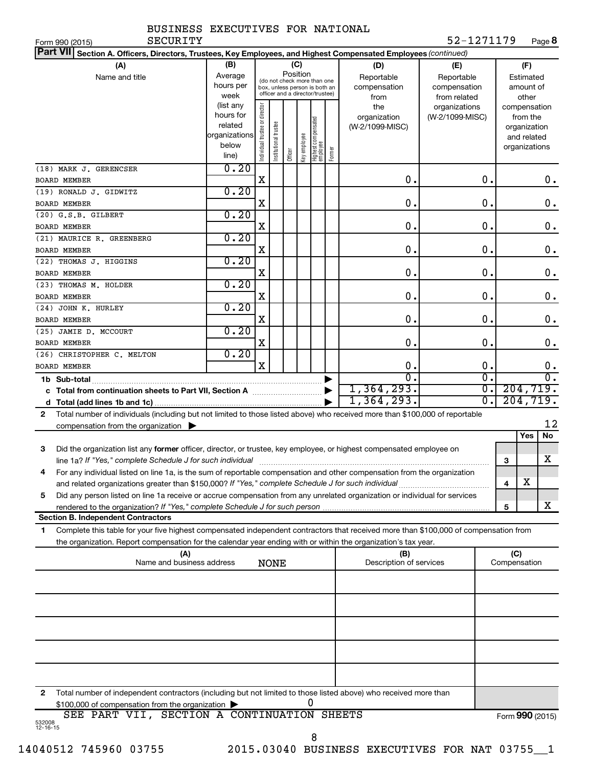BUSINESS EXECUTIVES FOR NATIONAL SECURITY

Form 990 (2015) SECURITY 52-1271179 Page 8

**Part VII Section A. Officers, Directors, Trustees, Key Employees, and Highest Compensated Employees** *(continued)*

| (A) Name and title | (B) Average hours per week (list any hours for related organizations below line) | (C) Individual trustee or director | Institutional trustee | Officer | Key employee | Highest compensated employee | Former | (D) Reportable compensation from the organization (W-2/1099-MISC) | (E) Reportable compensation from related organizations (W-2/1099-MISC) | (F) Estimated amount of other compensation from the organization and related organizations |
|---|---|---|---|---|---|---|---|---|---|---|
| (18) MARK J. GERENCSER<br>BOARD MEMBER | 0.20 | X | | | | | | 0. | 0. | 0. |
| (19) RONALD J. GIDWITZ<br>BOARD MEMBER | 0.20 | X | | | | | | 0. | 0. | 0. |
| (20) G.S.B. GILBERT<br>BOARD MEMBER | 0.20 | X | | | | | | 0. | 0. | 0. |
| (21) MAURICE R. GREENBERG<br>BOARD MEMBER | 0.20 | X | | | | | | 0. | 0. | 0. |
| (22) THOMAS J. HIGGINS<br>BOARD MEMBER | 0.20 | X | | | | | | 0. | 0. | 0. |
| (23) THOMAS M. HOLDER<br>BOARD MEMBER | 0.20 | X | | | | | | 0. | 0. | 0. |
| (24) JOHN K. HURLEY<br>BOARD MEMBER | 0.20 | X | | | | | | 0. | 0. | 0. |
| (25) JAMIE D. MCCOURT<br>BOARD MEMBER | 0.20 | X | | | | | | 0. | 0. | 0. |
| (26) CHRISTOPHER C. MELTON<br>BOARD MEMBER | 0.20 | X | | | | | | 0. | 0. | 0. |
| 1b Sub-total | | | | | | | | 0. | 0. | 0. |
| c Total from continuation sheets to Part VII, Section A | | | | | | | | 1,364,293. | 0. | 204,719. |
| d Total (add lines 1b and 1c) | | | | | | | | 1,364,293. | 0. | 204,719. |

2 Total number of individuals (including but not limited to those listed above) who received more than $100,000 of reportable compensation from the organization ▶ 12

| | | | Yes | No |
|---|---|---|---|---|
| 3 | Did the organization list any **former** officer, director, or trustee, key employee, or highest compensated employee on line 1a? *If "Yes," complete Schedule J for such individual* | 3 | | X |
| 4 | For any individual listed on line 1a, is the sum of reportable compensation and other compensation from the organization and related organizations greater than $150,000? *If "Yes," complete Schedule J for such individual* | 4 | X | |
| 5 | Did any person listed on line 1a receive or accrue compensation from any unrelated organization or individual for services rendered to the organization? *If "Yes," complete Schedule J for such person* | 5 | | X |

**Section B. Independent Contractors**

1 Complete this table for your five highest compensated independent contractors that received more than $100,000 of compensation from the organization. Report compensation for the calendar year ending with or within the organization's tax year.

| (A) Name and business address | (B) Description of services | (C) Compensation |
|---|---|---|
| NONE | | |
| | | |
| | | |
| | | |
| | | |

2 Total number of independent contractors (including but not limited to those listed above) who received more than $100,000 of compensation from the organization ▶ 0

SEE PART VII, SECTION A CONTINUATION SHEETS

Form **990** (2015)

532008 12-16-15

14040512 745960 03755 2015.03040 BUSINESS EXECUTIVES FOR NAT 03755__1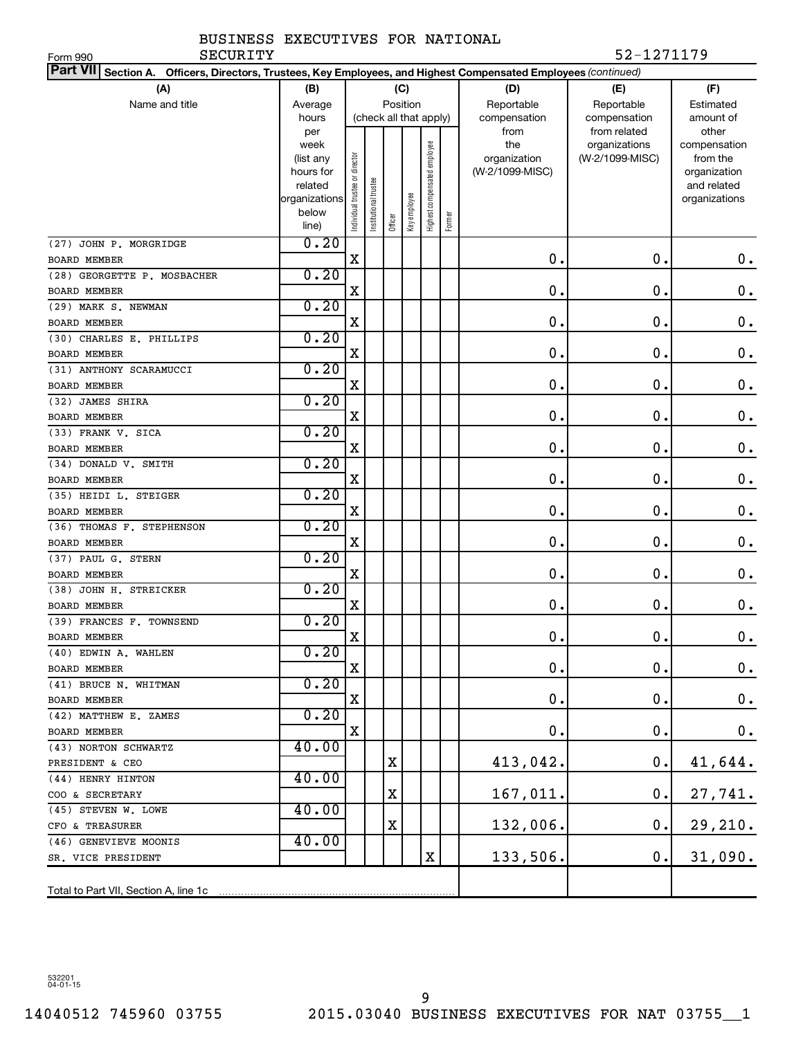Form 990 BUSINESS EXECUTIVES FOR NATIONAL SECURITY 52-1271179

**Part VII Section A. Officers, Directors, Trustees, Key Employees, and Highest Compensated Employees** *(continued)*

| (A) Name and title | (B) Average hours per week (list any hours for related organizations below line) | (C) Position (check all that apply): Individual trustee or director | Institutional trustee | Officer | Key employee | Highest compensated employee | Former | (D) Reportable compensation from the organization (W-2/1099-MISC) | (E) Reportable compensation from related organizations (W-2/1099-MISC) | (F) Estimated amount of other compensation from the organization and related organizations |
|---|---|---|---|---|---|---|---|---|---|---|
| (27) JOHN P. MORGRIDGE<br>BOARD MEMBER | 0.20 | X | | | | | | 0. | 0. | 0. |
| (28) GEORGETTE P. MOSBACHER<br>BOARD MEMBER | 0.20 | X | | | | | | 0. | 0. | 0. |
| (29) MARK S. NEWMAN<br>BOARD MEMBER | 0.20 | X | | | | | | 0. | 0. | 0. |
| (30) CHARLES E. PHILLIPS<br>BOARD MEMBER | 0.20 | X | | | | | | 0. | 0. | 0. |
| (31) ANTHONY SCARAMUCCI<br>BOARD MEMBER | 0.20 | X | | | | | | 0. | 0. | 0. |
| (32) JAMES SHIRA<br>BOARD MEMBER | 0.20 | X | | | | | | 0. | 0. | 0. |
| (33) FRANK V. SICA<br>BOARD MEMBER | 0.20 | X | | | | | | 0. | 0. | 0. |
| (34) DONALD V. SMITH<br>BOARD MEMBER | 0.20 | X | | | | | | 0. | 0. | 0. |
| (35) HEIDI L. STEIGER<br>BOARD MEMBER | 0.20 | X | | | | | | 0. | 0. | 0. |
| (36) THOMAS F. STEPHENSON<br>BOARD MEMBER | 0.20 | X | | | | | | 0. | 0. | 0. |
| (37) PAUL G. STERN<br>BOARD MEMBER | 0.20 | X | | | | | | 0. | 0. | 0. |
| (38) JOHN H. STREICKER<br>BOARD MEMBER | 0.20 | X | | | | | | 0. | 0. | 0. |
| (39) FRANCES F. TOWNSEND<br>BOARD MEMBER | 0.20 | X | | | | | | 0. | 0. | 0. |
| (40) EDWIN A. WAHLEN<br>BOARD MEMBER | 0.20 | X | | | | | | 0. | 0. | 0. |
| (41) BRUCE N. WHITMAN<br>BOARD MEMBER | 0.20 | X | | | | | | 0. | 0. | 0. |
| (42) MATTHEW E. ZAMES<br>BOARD MEMBER | 0.20 | X | | | | | | 0. | 0. | 0. |
| (43) NORTON SCHWARTZ<br>PRESIDENT & CEO | 40.00 | | | X | | | | 413,042. | 0. | 41,644. |
| (44) HENRY HINTON<br>COO & SECRETARY | 40.00 | | | X | | | | 167,011. | 0. | 27,741. |
| (45) STEVEN W. LOWE<br>CFO & TREASURER | 40.00 | | | X | | | | 132,006. | 0. | 29,210. |
| (46) GENEVIEVE MOONIS<br>SR. VICE PRESIDENT | 40.00 | | | | | X | | 133,506. | 0. | 31,090. |
| Total to Part VII, Section A, line 1c | | | | | | | | | | |

532201 04-01-15

14040512 745960 03755 2015.03040 BUSINESS EXECUTIVES FOR NAT 03755__1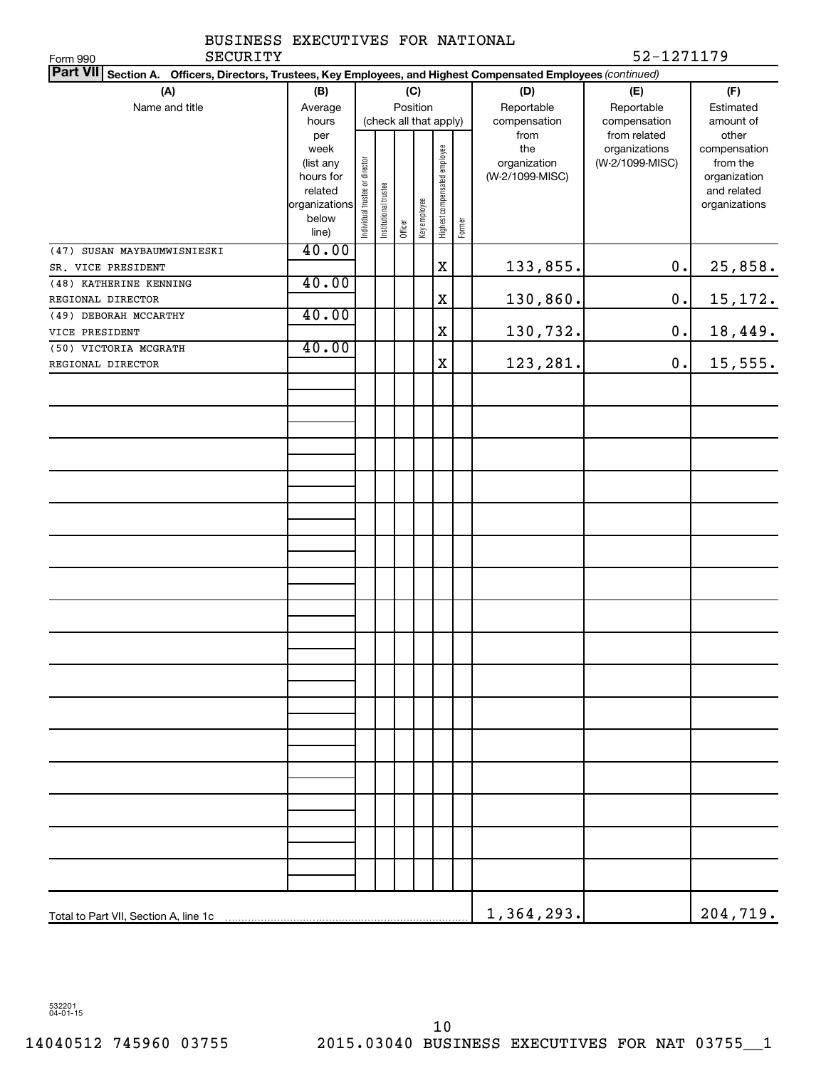BUSINESS EXECUTIVES FOR NATIONAL SECURITY

Form 990

52-1271179

**Part VII** **Section A. Officers, Directors, Trustees, Key Employees, and Highest Compensated Employees** *(continued)*

| (A) Name and title | (B) Average hours per week (list any hours for related organizations below line) | (C) Position (check all that apply): Individual trustee or director | Institutional trustee | Officer | Key employee | Highest compensated employee | Former | (D) Reportable compensation from the organization (W-2/1099-MISC) | (E) Reportable compensation from related organizations (W-2/1099-MISC) | (F) Estimated amount of other compensation from the organization and related organizations |
|---|---|---|---|---|---|---|---|---|---|---|
| (47) SUSAN MAYBAUMWISNIESKI<br>SR. VICE PRESIDENT | 40.00 | | | | | X | | 133,855. | 0. | 25,858. |
| (48) KATHERINE KENNING<br>REGIONAL DIRECTOR | 40.00 | | | | | X | | 130,860. | 0. | 15,172. |
| (49) DEBORAH MCCARTHY<br>VICE PRESIDENT | 40.00 | | | | | X | | 130,732. | 0. | 18,449. |
| (50) VICTORIA MCGRATH<br>REGIONAL DIRECTOR | 40.00 | | | | | X | | 123,281. | 0. | 15,555. |
| Total to Part VII, Section A, line 1c | | | | | | | | 1,364,293. | | 204,719. |

532201 04-01-15

14040512 745960 03755 2015.03040 BUSINESS EXECUTIVES FOR NAT 03755__1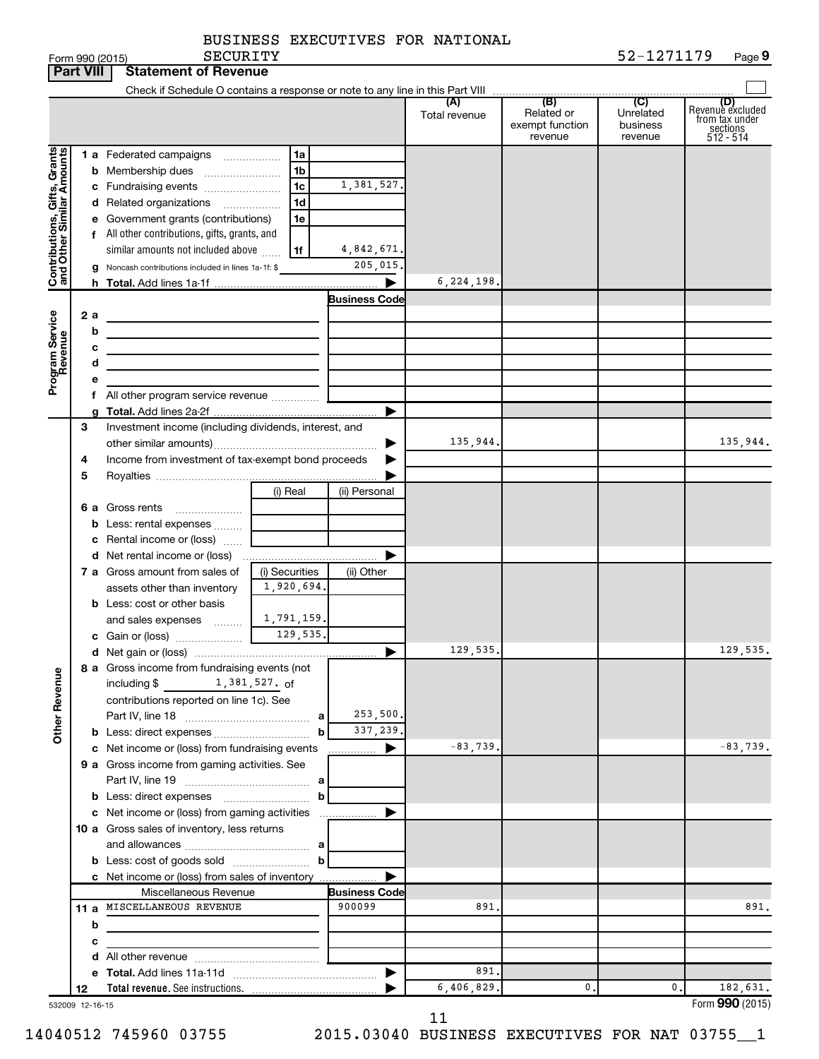BUSINESS EXECUTIVES FOR NATIONAL SECURITY

Form 990 (2015) 52-1271179 Page 9

## Part VIII Statement of Revenue

Check if Schedule O contains a response or note to any line in this Part VIII

| | | | (A) Total revenue | (B) Related or exempt function revenue | (C) Unrelated business revenue | (D) Revenue excluded from tax under sections 512 - 514 |
|---|---|---|---|---|---|---|
| **Contributions, Gifts, Grants and Other Similar Amounts** | | | | | | |
| 1 a | Federated campaigns 1a | | | | | |
| b | Membership dues 1b | | | | | |
| c | Fundraising events 1c | 1,381,527. | | | | |
| d | Related organizations 1d | | | | | |
| e | Government grants (contributions) 1e | | | | | |
| f | All other contributions, gifts, grants, and similar amounts not included above 1f | 4,842,671. | | | | |
| g | Noncash contributions included in lines 1a-1f: $ | 205,015. | | | | |
| h | **Total.** Add lines 1a-1f | | 6,224,198. | | | |
| **Program Service Revenue** | | Business Code | | | | |
| 2 a | | | | | | |
| b | | | | | | |
| c | | | | | | |
| d | | | | | | |
| e | | | | | | |
| f | All other program service revenue | | | | | |
| g | **Total.** Add lines 2a-2f | | | | | |
| **Other Revenue** | | | | | | |
| 3 | Investment income (including dividends, interest, and other similar amounts) | | 135,944. | | | 135,944. |
| 4 | Income from investment of tax-exempt bond proceeds | | | | | |
| 5 | Royalties | | | | | |
| | | (i) Real / (ii) Personal | | | | |
| 6 a | Gross rents | | | | | |
| b | Less: rental expenses | | | | | |
| c | Rental income or (loss) | | | | | |
| d | Net rental income or (loss) | | | | | |
| | | (i) Securities / (ii) Other | | | | |
| 7 a | Gross amount from sales of assets other than inventory | 1,920,694. | | | | |
| b | Less: cost or other basis and sales expenses | 1,791,159. | | | | |
| c | Gain or (loss) | 129,535. | | | | |
| d | Net gain or (loss) | | 129,535. | | | 129,535. |
| 8 a | Gross income from fundraising events (not including $ 1,381,527. of contributions reported on line 1c). See Part IV, line 18 a | 253,500. | | | | |
| b | Less: direct expenses b | 337,239. | | | | |
| c | Net income or (loss) from fundraising events | | -83,739. | | | -83,739. |
| 9 a | Gross income from gaming activities. See Part IV, line 19 a | | | | | |
| b | Less: direct expenses b | | | | | |
| c | Net income or (loss) from gaming activities | | | | | |
| 10 a | Gross sales of inventory, less returns and allowances a | | | | | |
| b | Less: cost of goods sold b | | | | | |
| c | Net income or (loss) from sales of inventory | | | | | |
| | Miscellaneous Revenue | Business Code | | | | |
| 11 a | MISCELLANEOUS REVENUE | 900099 | 891. | | | 891. |
| b | | | | | | |
| c | | | | | | |
| d | All other revenue | | | | | |
| e | **Total.** Add lines 11a-11d | | 891. | | | |
| 12 | **Total revenue.** See instructions. | | 6,406,829. | 0. | 0. | 182,631. |

532009 12-16-15

Form **990** (2015)

14040512 745960 03755 2015.03040 BUSINESS EXECUTIVES FOR NAT 03755__1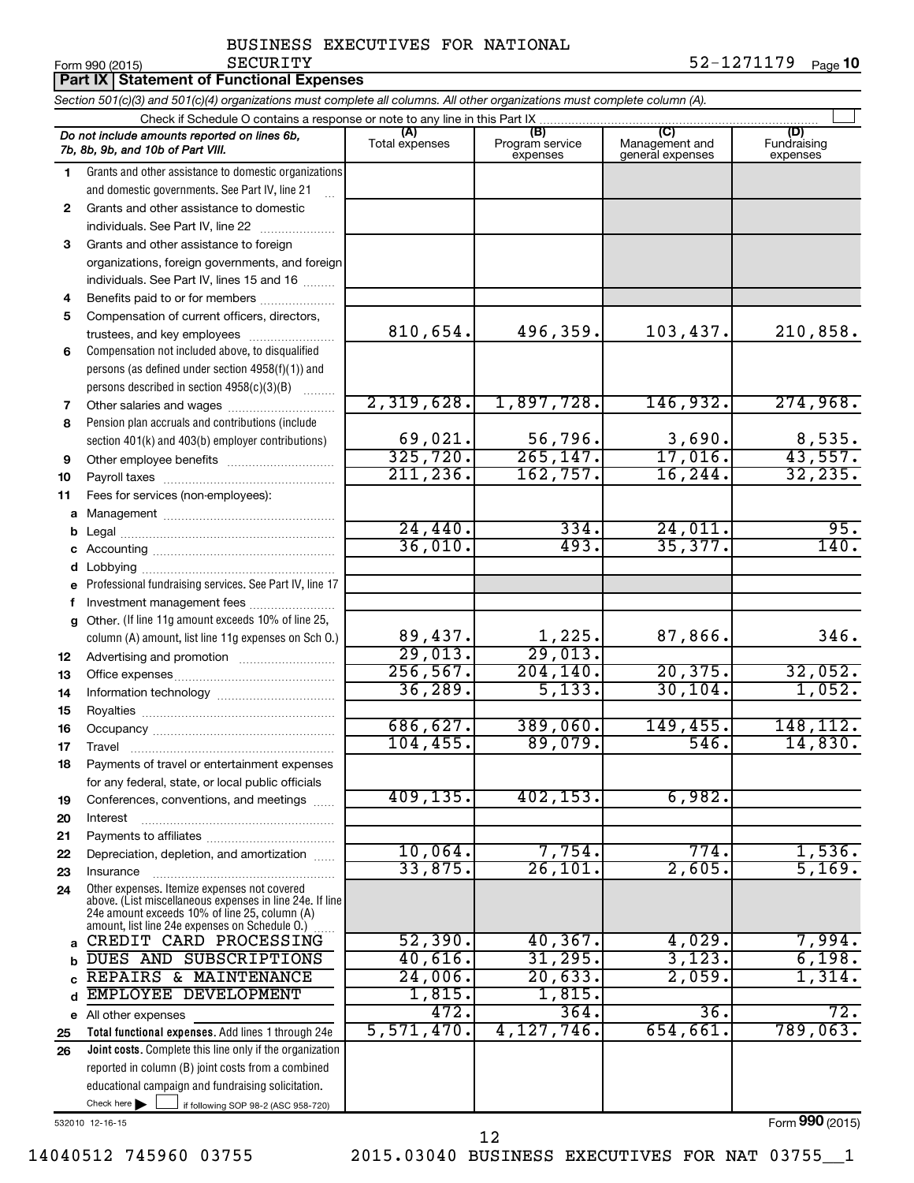BUSINESS EXECUTIVES FOR NATIONAL SECURITY

Form 990 (2015) 52-1271179 Page 10

## Part IX | Statement of Functional Expenses

*Section 501(c)(3) and 501(c)(4) organizations must complete all columns. All other organizations must complete column (A).*

Check if Schedule O contains a response or note to any line in this Part IX ☐

| | Do not include amounts reported on lines 6b, 7b, 8b, 9b, and 10b of Part VIII. | (A) Total expenses | (B) Program service expenses | (C) Management and general expenses | (D) Fundraising expenses |
|---|---|---|---|---|---|
| 1 | Grants and other assistance to domestic organizations and domestic governments. See Part IV, line 21 | | | | |
| 2 | Grants and other assistance to domestic individuals. See Part IV, line 22 | | | | |
| 3 | Grants and other assistance to foreign organizations, foreign governments, and foreign individuals. See Part IV, lines 15 and 16 | | | | |
| 4 | Benefits paid to or for members | | | | |
| 5 | Compensation of current officers, directors, trustees, and key employees | 810,654. | 496,359. | 103,437. | 210,858. |
| 6 | Compensation not included above, to disqualified persons (as defined under section 4958(f)(1)) and persons described in section 4958(c)(3)(B) | | | | |
| 7 | Other salaries and wages | 2,319,628. | 1,897,728. | 146,932. | 274,968. |
| 8 | Pension plan accruals and contributions (include section 401(k) and 403(b) employer contributions) | 69,021. | 56,796. | 3,690. | 8,535. |
| 9 | Other employee benefits | 325,720. | 265,147. | 17,016. | 43,557. |
| 10 | Payroll taxes | 211,236. | 162,757. | 16,244. | 32,235. |
| 11 | Fees for services (non-employees): | | | | |
| a | Management | | | | |
| b | Legal | 24,440. | 334. | 24,011. | 95. |
| c | Accounting | 36,010. | 493. | 35,377. | 140. |
| d | Lobbying | | | | |
| e | Professional fundraising services. See Part IV, line 17 | | | | |
| f | Investment management fees | | | | |
| g | Other. (If line 11g amount exceeds 10% of line 25, column (A) amount, list line 11g expenses on Sch O.) | 89,437. | 1,225. | 87,866. | 346. |
| 12 | Advertising and promotion | 29,013. | 29,013. | | |
| 13 | Office expenses | 256,567. | 204,140. | 20,375. | 32,052. |
| 14 | Information technology | 36,289. | 5,133. | 30,104. | 1,052. |
| 15 | Royalties | | | | |
| 16 | Occupancy | 686,627. | 389,060. | 149,455. | 148,112. |
| 17 | Travel | 104,455. | 89,079. | 546. | 14,830. |
| 18 | Payments of travel or entertainment expenses for any federal, state, or local public officials | | | | |
| 19 | Conferences, conventions, and meetings | 409,135. | 402,153. | 6,982. | |
| 20 | Interest | | | | |
| 21 | Payments to affiliates | | | | |
| 22 | Depreciation, depletion, and amortization | 10,064. | 7,754. | 774. | 1,536. |
| 23 | Insurance | 33,875. | 26,101. | 2,605. | 5,169. |
| 24 | Other expenses. Itemize expenses not covered above. (List miscellaneous expenses in line 24e. If line 24e amount exceeds 10% of line 25, column (A) amount, list line 24e expenses on Schedule O.) | | | | |
| a | CREDIT CARD PROCESSING | 52,390. | 40,367. | 4,029. | 7,994. |
| b | DUES AND SUBSCRIPTIONS | 40,616. | 31,295. | 3,123. | 6,198. |
| c | REPAIRS & MAINTENANCE | 24,006. | 20,633. | 2,059. | 1,314. |
| d | EMPLOYEE DEVELOPMENT | 1,815. | 1,815. | | |
| e | All other expenses | 472. | 364. | 36. | 72. |
| 25 | **Total functional expenses.** Add lines 1 through 24e | 5,571,470. | 4,127,746. | 654,661. | 789,063. |
| 26 | **Joint costs.** Complete this line only if the organization reported in column (B) joint costs from a combined educational campaign and fundraising solicitation. Check here ☐ if following SOP 98-2 (ASC 958-720) | | | | |

532010 12-16-15

Form 990 (2015)

14040512 745960 03755 2015.03040 BUSINESS EXECUTIVES FOR NAT 03755__1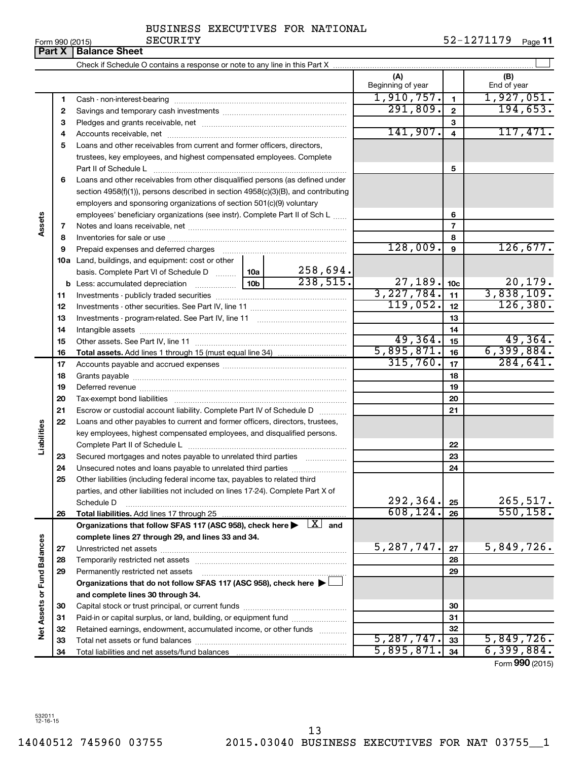BUSINESS EXECUTIVES FOR NATIONAL SECURITY

Form 990 (2015) 52-1271179 Page **11**

## Part X | Balance Sheet

Check if Schedule O contains a response or note to any line in this Part X

| | | | | (A) Beginning of year | | (B) End of year |
|---|---|---|---|---|---|---|
| Assets | 1 | Cash - non-interest-bearing | | 1,910,757. | 1 | 1,927,051. |
| | 2 | Savings and temporary cash investments | | 291,809. | 2 | 194,653. |
| | 3 | Pledges and grants receivable, net | | | 3 | |
| | 4 | Accounts receivable, net | | 141,907. | 4 | 117,471. |
| | 5 | Loans and other receivables from current and former officers, directors, trustees, key employees, and highest compensated employees. Complete Part II of Schedule L | | | 5 | |
| | 6 | Loans and other receivables from other disqualified persons (as defined under section 4958(f)(1)), persons described in section 4958(c)(3)(B), and contributing employers and sponsoring organizations of section 501(c)(9) voluntary employees' beneficiary organizations (see instr). Complete Part II of Sch L | | | 6 | |
| | 7 | Notes and loans receivable, net | | | 7 | |
| | 8 | Inventories for sale or use | | | 8 | |
| | 9 | Prepaid expenses and deferred charges | | 128,009. | 9 | 126,677. |
| | 10a | Land, buildings, and equipment: cost or other basis. Complete Part VI of Schedule D | 10a 258,694. | | | |
| | b | Less: accumulated depreciation | 10b 238,515. | 27,189. | 10c | 20,179. |
| | 11 | Investments - publicly traded securities | | 3,227,784. | 11 | 3,838,109. |
| | 12 | Investments - other securities. See Part IV, line 11 | | 119,052. | 12 | 126,380. |
| | 13 | Investments - program-related. See Part IV, line 11 | | | 13 | |
| | 14 | Intangible assets | | | 14 | |
| | 15 | Other assets. See Part IV, line 11 | | 49,364. | 15 | 49,364. |
| | 16 | **Total assets.** Add lines 1 through 15 (must equal line 34) | | 5,895,871. | 16 | 6,399,884. |
| Liabilities | 17 | Accounts payable and accrued expenses | | 315,760. | 17 | 284,641. |
| | 18 | Grants payable | | | 18 | |
| | 19 | Deferred revenue | | | 19 | |
| | 20 | Tax-exempt bond liabilities | | | 20 | |
| | 21 | Escrow or custodial account liability. Complete Part IV of Schedule D | | | 21 | |
| | 22 | Loans and other payables to current and former officers, directors, trustees, key employees, highest compensated employees, and disqualified persons. Complete Part II of Schedule L | | | 22 | |
| | 23 | Secured mortgages and notes payable to unrelated third parties | | | 23 | |
| | 24 | Unsecured notes and loans payable to unrelated third parties | | | 24 | |
| | 25 | Other liabilities (including federal income tax, payables to related third parties, and other liabilities not included on lines 17-24). Complete Part X of Schedule D | | 292,364. | 25 | 265,517. |
| | 26 | **Total liabilities.** Add lines 17 through 25 | | 608,124. | 26 | 550,158. |
| Net Assets or Fund Balances | | **Organizations that follow SFAS 117 (ASC 958), check here ▶ [X] and complete lines 27 through 29, and lines 33 and 34.** | | | | |
| | 27 | Unrestricted net assets | | 5,287,747. | 27 | 5,849,726. |
| | 28 | Temporarily restricted net assets | | | 28 | |
| | 29 | Permanently restricted net assets | | | 29 | |
| | | **Organizations that do not follow SFAS 117 (ASC 958), check here ▶ [ ] and complete lines 30 through 34.** | | | | |
| | 30 | Capital stock or trust principal, or current funds | | | 30 | |
| | 31 | Paid-in or capital surplus, or land, building, or equipment fund | | | 31 | |
| | 32 | Retained earnings, endowment, accumulated income, or other funds | | | 32 | |
| | 33 | Total net assets or fund balances | | 5,287,747. | 33 | 5,849,726. |
| | 34 | Total liabilities and net assets/fund balances | | 5,895,871. | 34 | 6,399,884. |

Form **990** (2015)

532011 12-16-15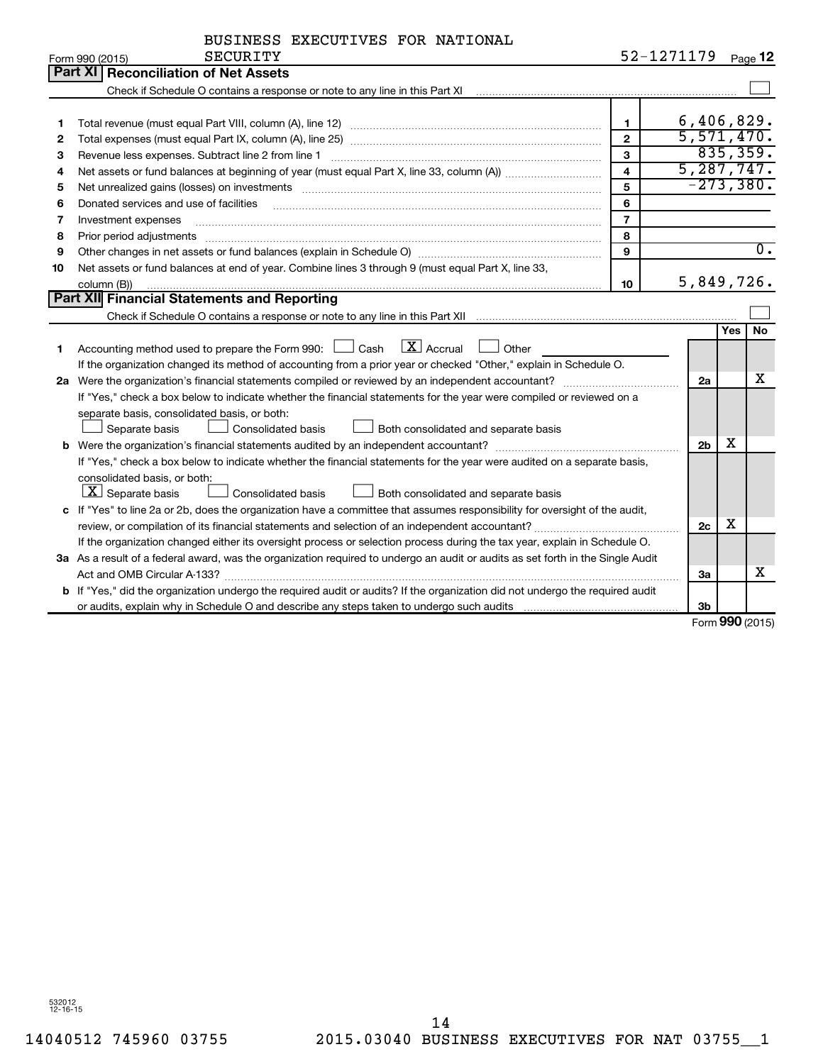BUSINESS EXECUTIVES FOR NATIONAL SECURITY

Form 990 (2015) — 52-1271179 — Page 12

## Part XI Reconciliation of Net Assets

Check if Schedule O contains a response or note to any line in this Part XI ☐

| | | | |
|---|---|---|---|
| 1 | Total revenue (must equal Part VIII, column (A), line 12) | 1 | 6,406,829. |
| 2 | Total expenses (must equal Part IX, column (A), line 25) | 2 | 5,571,470. |
| 3 | Revenue less expenses. Subtract line 2 from line 1 | 3 | 835,359. |
| 4 | Net assets or fund balances at beginning of year (must equal Part X, line 33, column (A)) | 4 | 5,287,747. |
| 5 | Net unrealized gains (losses) on investments | 5 | -273,380. |
| 6 | Donated services and use of facilities | 6 | |
| 7 | Investment expenses | 7 | |
| 8 | Prior period adjustments | 8 | |
| 9 | Other changes in net assets or fund balances (explain in Schedule O) | 9 | 0. |
| 10 | Net assets or fund balances at end of year. Combine lines 3 through 9 (must equal Part X, line 33, column (B)) | 10 | 5,849,726. |

## Part XII Financial Statements and Reporting

Check if Schedule O contains a response or note to any line in this Part XII ☐

| | | | Yes | No |
|---|---|---|---|---|
| 1 | Accounting method used to prepare the Form 990: ☐ Cash ☒ Accrual ☐ Other. If the organization changed its method of accounting from a prior year or checked "Other," explain in Schedule O. | | | |
| 2a | Were the organization's financial statements compiled or reviewed by an independent accountant? If "Yes," check a box below to indicate whether the financial statements for the year were compiled or reviewed on a separate basis, consolidated basis, or both: ☐ Separate basis ☐ Consolidated basis ☐ Both consolidated and separate basis | 2a | | X |
| b | Were the organization's financial statements audited by an independent accountant? If "Yes," check a box below to indicate whether the financial statements for the year were audited on a separate basis, consolidated basis, or both: ☒ Separate basis ☐ Consolidated basis ☐ Both consolidated and separate basis | 2b | X | |
| c | If "Yes" to line 2a or 2b, does the organization have a committee that assumes responsibility for oversight of the audit, review, or compilation of its financial statements and selection of an independent accountant? If the organization changed either its oversight process or selection process during the tax year, explain in Schedule O. | 2c | X | |
| 3a | As a result of a federal award, was the organization required to undergo an audit or audits as set forth in the Single Audit Act and OMB Circular A-133? | 3a | | X |
| b | If "Yes," did the organization undergo the required audit or audits? If the organization did not undergo the required audit or audits, explain why in Schedule O and describe any steps taken to undergo such audits | 3b | | |

Form **990** (2015)

532012 12-16-15

14040512 745960 03755 2015.03040 BUSINESS EXECUTIVES FOR NAT 03755__1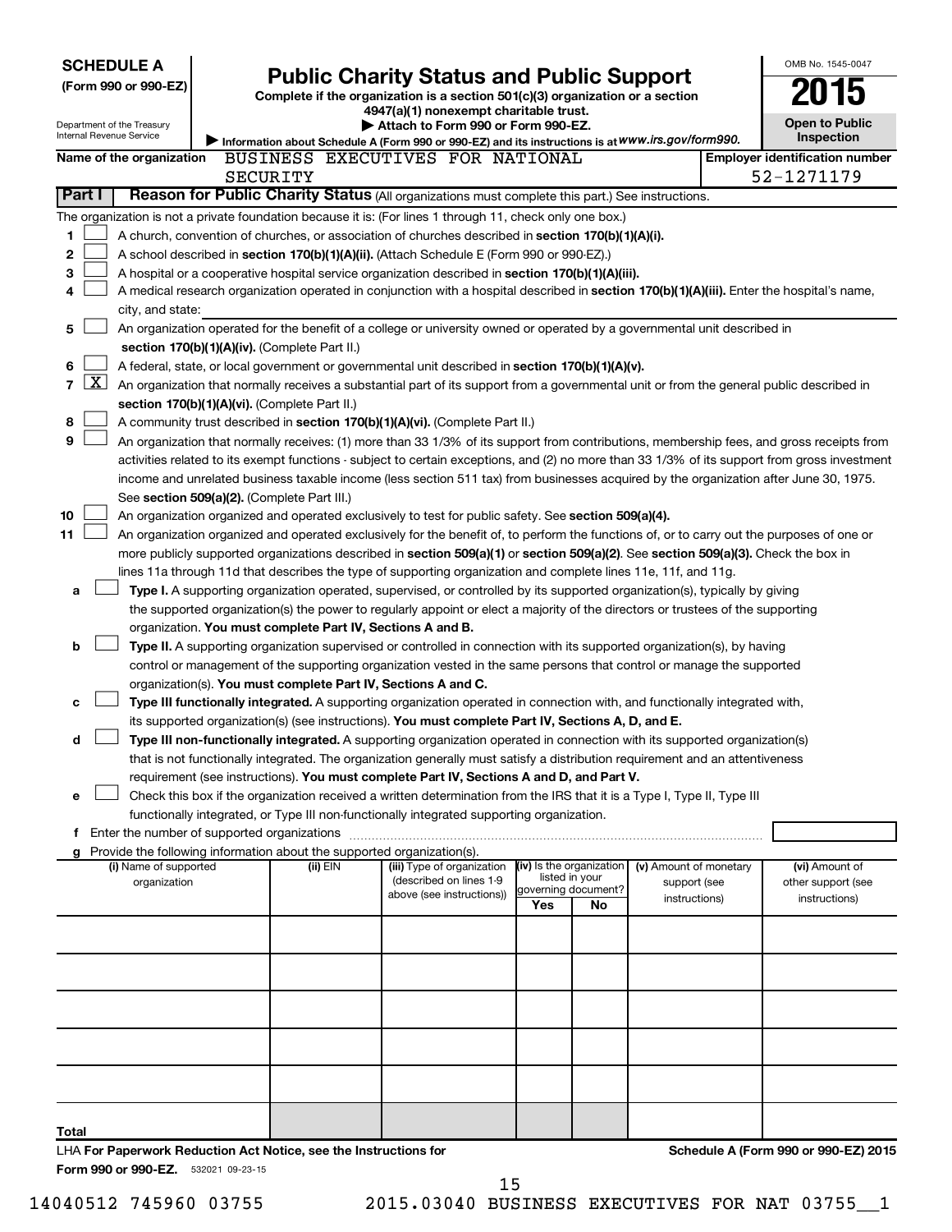**SCHEDULE A**
**(Form 990 or 990-EZ)**

Department of the Treasury
Internal Revenue Service

# Public Charity Status and Public Support

**Complete if the organization is a section 501(c)(3) organization or a section 4947(a)(1) nonexempt charitable trust.**
**▶ Attach to Form 990 or Form 990-EZ.**
▶ Information about Schedule A (Form 990 or 990-EZ) and its instructions is at *www.irs.gov/form990.*

OMB No. 1545-0047
**2015**
**Open to Public Inspection**

**Name of the organization** BUSINESS EXECUTIVES FOR NATIONAL SECURITY
**Employer identification number** 52-1271179

**Part I — Reason for Public Charity Status** (All organizations must complete this part.) See instructions.

The organization is not a private foundation because it is: (For lines 1 through 11, check only one box.)

1 ☐ A church, convention of churches, or association of churches described in **section 170(b)(1)(A)(i).**
2 ☐ A school described in **section 170(b)(1)(A)(ii).** (Attach Schedule E (Form 990 or 990-EZ).)
3 ☐ A hospital or a cooperative hospital service organization described in **section 170(b)(1)(A)(iii).**
4 ☐ A medical research organization operated in conjunction with a hospital described in **section 170(b)(1)(A)(iii).** Enter the hospital's name, city, and state:
5 ☐ An organization operated for the benefit of a college or university owned or operated by a governmental unit described in **section 170(b)(1)(A)(iv).** (Complete Part II.)
6 ☐ A federal, state, or local government or governmental unit described in **section 170(b)(1)(A)(v).**
7 ☒ An organization that normally receives a substantial part of its support from a governmental unit or from the general public described in **section 170(b)(1)(A)(vi).** (Complete Part II.)
8 ☐ A community trust described in **section 170(b)(1)(A)(vi).** (Complete Part II.)
9 ☐ An organization that normally receives: (1) more than 33 1/3% of its support from contributions, membership fees, and gross receipts from activities related to its exempt functions - subject to certain exceptions, and (2) no more than 33 1/3% of its support from gross investment income and unrelated business taxable income (less section 511 tax) from businesses acquired by the organization after June 30, 1975. See **section 509(a)(2).** (Complete Part III.)
10 ☐ An organization organized and operated exclusively to test for public safety. See **section 509(a)(4).**
11 ☐ An organization organized and operated exclusively for the benefit of, to perform the functions of, or to carry out the purposes of one or more publicly supported organizations described in **section 509(a)(1)** or **section 509(a)(2)**. See **section 509(a)(3).** Check the box in lines 11a through 11d that describes the type of supporting organization and complete lines 11e, 11f, and 11g.

a ☐ **Type I.** A supporting organization operated, supervised, or controlled by its supported organization(s), typically by giving the supported organization(s) the power to regularly appoint or elect a majority of the directors or trustees of the supporting organization. **You must complete Part IV, Sections A and B.**
b ☐ **Type II.** A supporting organization supervised or controlled in connection with its supported organization(s), by having control or management of the supporting organization vested in the same persons that control or manage the supported organization(s). **You must complete Part IV, Sections A and C.**
c ☐ **Type III functionally integrated.** A supporting organization operated in connection with, and functionally integrated with, its supported organization(s) (see instructions). **You must complete Part IV, Sections A, D, and E.**
d ☐ **Type III non-functionally integrated.** A supporting organization operated in connection with its supported organization(s) that is not functionally integrated. The organization generally must satisfy a distribution requirement and an attentiveness requirement (see instructions). **You must complete Part IV, Sections A and D, and Part V.**
e ☐ Check this box if the organization received a written determination from the IRS that it is a Type I, Type II, Type III functionally integrated, or Type III non-functionally integrated supporting organization.
f Enter the number of supported organizations
g Provide the following information about the supported organization(s).

| (i) Name of supported organization | (ii) EIN | (iii) Type of organization (described on lines 1-9 above (see instructions)) | (iv) Is the organization listed in your governing document? Yes | No | (v) Amount of monetary support (see instructions) | (vi) Amount of other support (see instructions) |
|---|---|---|---|---|---|---|
| | | | | | | |
| | | | | | | |
| | | | | | | |
| | | | | | | |
| | | | | | | |
| **Total** | | | | | | |

LHA **For Paperwork Reduction Act Notice, see the Instructions for Form 990 or 990-EZ.** 532021 09-23-15
**Schedule A (Form 990 or 990-EZ) 2015**

14040512 745960 03755 2015.03040 BUSINESS EXECUTIVES FOR NAT 03755__1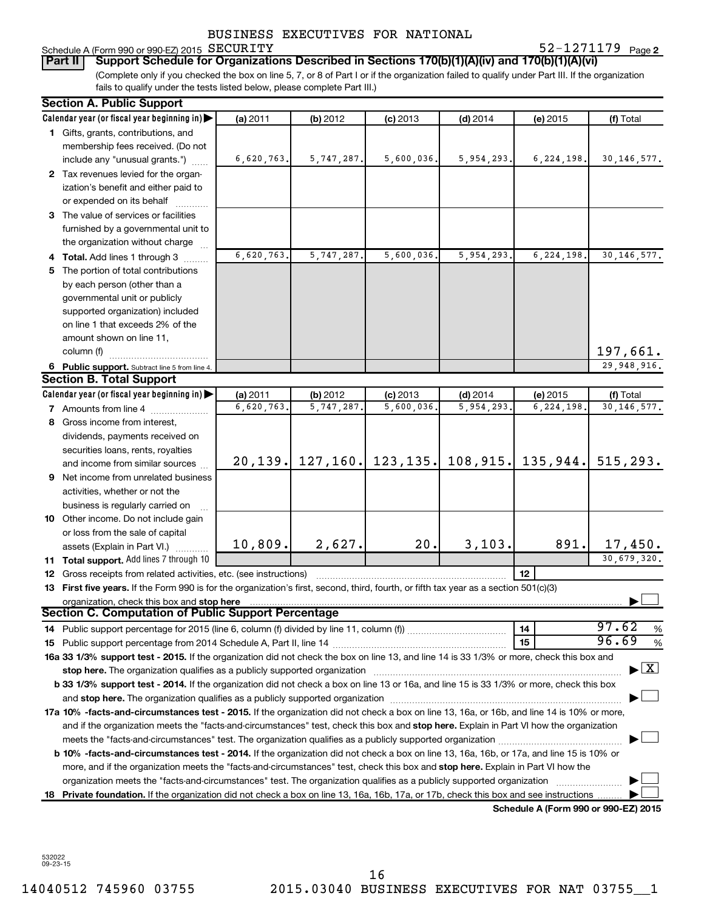BUSINESS EXECUTIVES FOR NATIONAL

Schedule A (Form 990 or 990-EZ) 2015 SECURITY 52-1271179 Page 2

**Part II | Support Schedule for Organizations Described in Sections 170(b)(1)(A)(iv) and 170(b)(1)(A)(vi)**

(Complete only if you checked the box on line 5, 7, or 8 of Part I or if the organization failed to qualify under Part III. If the organization fails to qualify under the tests listed below, please complete Part III.)

### Section A. Public Support

| Calendar year (or fiscal year beginning in) ▶ | (a) 2011 | (b) 2012 | (c) 2013 | (d) 2014 | (e) 2015 | (f) Total |
|---|---|---|---|---|---|---|
| **1** Gifts, grants, contributions, and membership fees received. (Do not include any "unusual grants.") | 6,620,763. | 5,747,287. | 5,600,036. | 5,954,293. | 6,224,198. | 30,146,577. |
| **2** Tax revenues levied for the organization's benefit and either paid to or expended on its behalf | | | | | | |
| **3** The value of services or facilities furnished by a governmental unit to the organization without charge | | | | | | |
| **4 Total.** Add lines 1 through 3 | 6,620,763. | 5,747,287. | 5,600,036. | 5,954,293. | 6,224,198. | 30,146,577. |
| **5** The portion of total contributions by each person (other than a governmental unit or publicly supported organization) included on line 1 that exceeds 2% of the amount shown on line 11, column (f) | | | | | | 197,661. |
| **6 Public support.** Subtract line 5 from line 4. | | | | | | 29,948,916. |

### Section B. Total Support

| Calendar year (or fiscal year beginning in) ▶ | (a) 2011 | (b) 2012 | (c) 2013 | (d) 2014 | (e) 2015 | (f) Total |
|---|---|---|---|---|---|---|
| **7** Amounts from line 4 | 6,620,763. | 5,747,287. | 5,600,036. | 5,954,293. | 6,224,198. | 30,146,577. |
| **8** Gross income from interest, dividends, payments received on securities loans, rents, royalties and income from similar sources | 20,139. | 127,160. | 123,135. | 108,915. | 135,944. | 515,293. |
| **9** Net income from unrelated business activities, whether or not the business is regularly carried on | | | | | | |
| **10** Other income. Do not include gain or loss from the sale of capital assets (Explain in Part VI.) | 10,809. | 2,627. | 20. | 3,103. | 891. | 17,450. |
| **11 Total support.** Add lines 7 through 10 | | | | | | 30,679,320. |

**12** Gross receipts from related activities, etc. (see instructions) | **12** |

**13 First five years.** If the Form 990 is for the organization's first, second, third, fourth, or fifth tax year as a section 501(c)(3) organization, check this box and **stop here** ☐

### Section C. Computation of Public Support Percentage

**14** Public support percentage for 2015 (line 6, column (f) divided by line 11, column (f)) | **14** | 97.62 %

**15** Public support percentage from 2014 Schedule A, Part II, line 14 | **15** | 96.69 %

**16a 33 1/3% support test - 2015.** If the organization did not check the box on line 13, and line 14 is 33 1/3% or more, check this box and **stop here.** The organization qualifies as a publicly supported organization ▶ ☒

**b 33 1/3% support test - 2014.** If the organization did not check a box on line 13 or 16a, and line 15 is 33 1/3% or more, check this box and **stop here.** The organization qualifies as a publicly supported organization ▶ ☐

**17a 10% -facts-and-circumstances test - 2015.** If the organization did not check a box on line 13, 16a, or 16b, and line 14 is 10% or more, and if the organization meets the "facts-and-circumstances" test, check this box and **stop here.** Explain in Part VI how the organization meets the "facts-and-circumstances" test. The organization qualifies as a publicly supported organization ▶ ☐

**b 10% -facts-and-circumstances test - 2014.** If the organization did not check a box on line 13, 16a, 16b, or 17a, and line 15 is 10% or more, and if the organization meets the "facts-and-circumstances" test, check this box and **stop here.** Explain in Part VI how the organization meets the "facts-and-circumstances" test. The organization qualifies as a publicly supported organization ▶ ☐

**18 Private foundation.** If the organization did not check a box on line 13, 16a, 16b, 17a, or 17b, check this box and see instructions ▶ ☐

**Schedule A (Form 990 or 990-EZ) 2015**

532022 09-23-15

14040512 745960 03755 2015.03040 BUSINESS EXECUTIVES FOR NAT 03755__1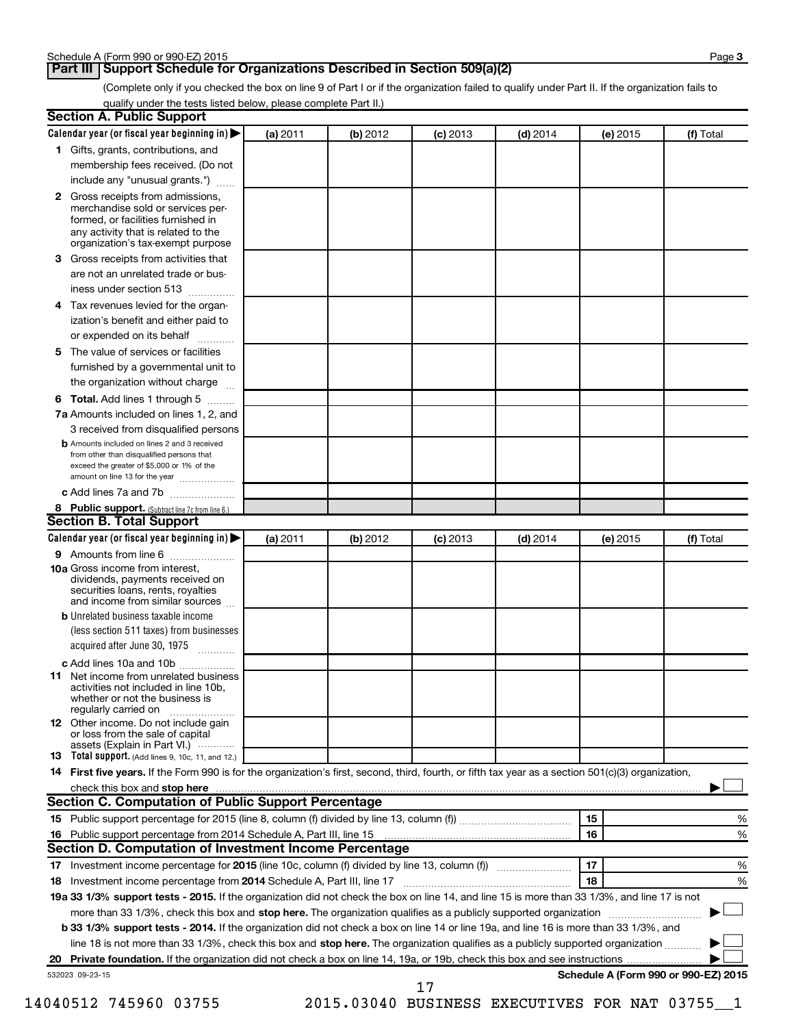## Part III Support Schedule for Organizations Described in Section 509(a)(2)

(Complete only if you checked the box on line 9 of Part I or if the organization failed to qualify under Part II. If the organization fails to qualify under the tests listed below, please complete Part II.)

### Section A. Public Support

| Calendar year (or fiscal year beginning in) ▶ | (a) 2011 | (b) 2012 | (c) 2013 | (d) 2014 | (e) 2015 | (f) Total |
|---|---|---|---|---|---|---|
| **1** Gifts, grants, contributions, and membership fees received. (Do not include any "unusual grants.") | | | | | | |
| **2** Gross receipts from admissions, merchandise sold or services performed, or facilities furnished in any activity that is related to the organization's tax-exempt purpose | | | | | | |
| **3** Gross receipts from activities that are not an unrelated trade or business under section 513 | | | | | | |
| **4** Tax revenues levied for the organization's benefit and either paid to or expended on its behalf | | | | | | |
| **5** The value of services or facilities furnished by a governmental unit to the organization without charge | | | | | | |
| **6 Total.** Add lines 1 through 5 | | | | | | |
| **7a** Amounts included on lines 1, 2, and 3 received from disqualified persons | | | | | | |
| **b** Amounts included on lines 2 and 3 received from other than disqualified persons that exceed the greater of $5,000 or 1% of the amount on line 13 for the year | | | | | | |
| **c** Add lines 7a and 7b | | | | | | |
| **8 Public support.** (Subtract line 7c from line 6.) | | | | | | |

### Section B. Total Support

| Calendar year (or fiscal year beginning in) ▶ | (a) 2011 | (b) 2012 | (c) 2013 | (d) 2014 | (e) 2015 | (f) Total |
|---|---|---|---|---|---|---|
| **9** Amounts from line 6 | | | | | | |
| **10a** Gross income from interest, dividends, payments received on securities loans, rents, royalties and income from similar sources | | | | | | |
| **b** Unrelated business taxable income (less section 511 taxes) from businesses acquired after June 30, 1975 | | | | | | |
| **c** Add lines 10a and 10b | | | | | | |
| **11** Net income from unrelated business activities not included in line 10b, whether or not the business is regularly carried on | | | | | | |
| **12** Other income. Do not include gain or loss from the sale of capital assets (Explain in Part VI.) | | | | | | |
| **13 Total support.** (Add lines 9, 10c, 11, and 12.) | | | | | | |

**14 First five years.** If the Form 990 is for the organization's first, second, third, fourth, or fifth tax year as a section 501(c)(3) organization, check this box and **stop here** ▶ ☐

### Section C. Computation of Public Support Percentage

| | | | |
|---|---|---|---|
| **15** Public support percentage for 2015 (line 8, column (f) divided by line 13, column (f)) | **15** | | % |
| **16** Public support percentage from 2014 Schedule A, Part III, line 15 | **16** | | % |

### Section D. Computation of Investment Income Percentage

| | | | |
|---|---|---|---|
| **17** Investment income percentage for **2015** (line 10c, column (f) divided by line 13, column (f)) | **17** | | % |
| **18** Investment income percentage from **2014** Schedule A, Part III, line 17 | **18** | | % |

**19a 33 1/3% support tests - 2015.** If the organization did not check the box on line 14, and line 15 is more than 33 1/3%, and line 17 is not more than 33 1/3%, check this box and **stop here.** The organization qualifies as a publicly supported organization ▶ ☐

**b 33 1/3% support tests - 2014.** If the organization did not check a box on line 14 or line 19a, and line 16 is more than 33 1/3%, and line 18 is not more than 33 1/3%, check this box and **stop here.** The organization qualifies as a publicly supported organization ▶ ☐

**20 Private foundation.** If the organization did not check a box on line 14, 19a, or 19b, check this box and see instructions ▶ ☐

532023 09-23-15

14040512 745960 03755 2015.03040 BUSINESS EXECUTIVES FOR NAT 03755__1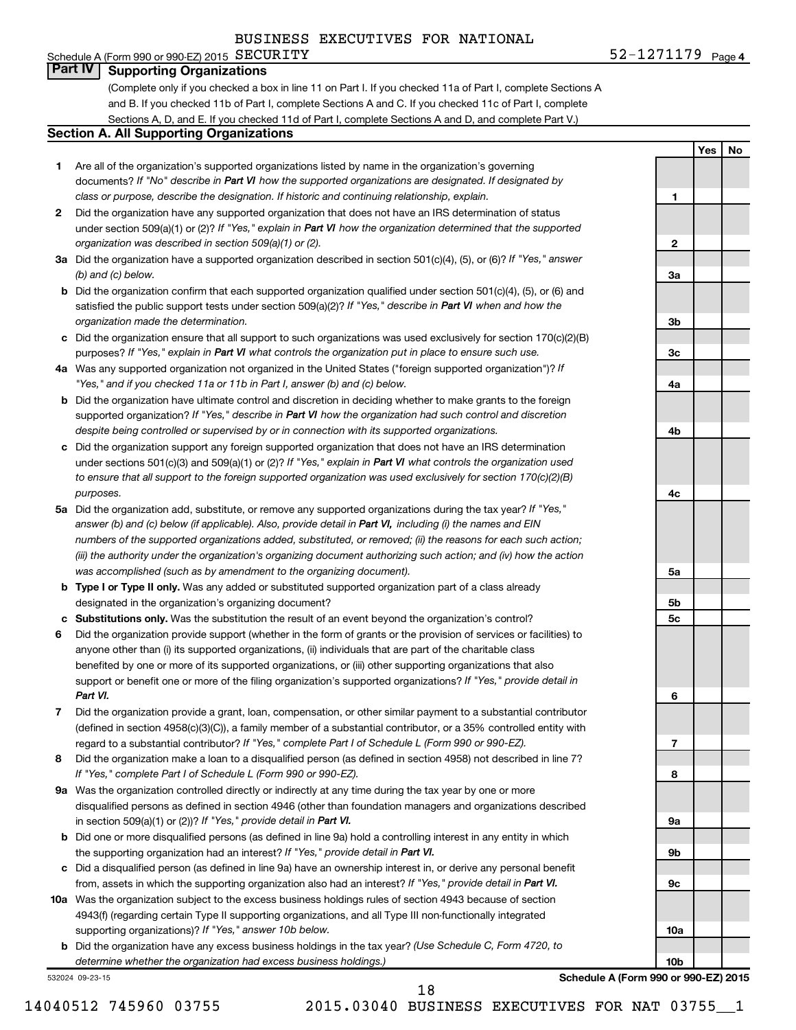BUSINESS EXECUTIVES FOR NATIONAL

Schedule A (Form 990 or 990-EZ) 2015 SECURITY 52-1271179 Page 4

## Part IV Supporting Organizations

(Complete only if you checked a box in line 11 on Part I. If you checked 11a of Part I, complete Sections A and B. If you checked 11b of Part I, complete Sections A and C. If you checked 11c of Part I, complete Sections A, D, and E. If you checked 11d of Part I, complete Sections A and D, and complete Part V.)

### Section A. All Supporting Organizations

| | | Line | Yes | No |
|---|---|---|---|---|
| 1 | Are all of the organization's supported organizations listed by name in the organization's governing documents? *If "No" describe in **Part VI** how the supported organizations are designated. If designated by class or purpose, describe the designation. If historic and continuing relationship, explain.* | 1 | | |
| 2 | Did the organization have any supported organization that does not have an IRS determination of status under section 509(a)(1) or (2)? *If "Yes," explain in **Part VI** how the organization determined that the supported organization was described in section 509(a)(1) or (2).* | 2 | | |
| 3a | Did the organization have a supported organization described in section 501(c)(4), (5), or (6)? *If "Yes," answer (b) and (c) below.* | 3a | | |
| b | Did the organization confirm that each supported organization qualified under section 501(c)(4), (5), or (6) and satisfied the public support tests under section 509(a)(2)? *If "Yes," describe in **Part VI** when and how the organization made the determination.* | 3b | | |
| c | Did the organization ensure that all support to such organizations was used exclusively for section 170(c)(2)(B) purposes? *If "Yes," explain in **Part VI** what controls the organization put in place to ensure such use.* | 3c | | |
| 4a | Was any supported organization not organized in the United States ("foreign supported organization")? *If "Yes," and if you checked 11a or 11b in Part I, answer (b) and (c) below.* | 4a | | |
| b | Did the organization have ultimate control and discretion in deciding whether to make grants to the foreign supported organization? *If "Yes," describe in **Part VI** how the organization had such control and discretion despite being controlled or supervised by or in connection with its supported organizations.* | 4b | | |
| c | Did the organization support any foreign supported organization that does not have an IRS determination under sections 501(c)(3) and 509(a)(1) or (2)? *If "Yes," explain in **Part VI** what controls the organization used to ensure that all support to the foreign supported organization was used exclusively for section 170(c)(2)(B) purposes.* | 4c | | |
| 5a | Did the organization add, substitute, or remove any supported organizations during the tax year? *If "Yes," answer (b) and (c) below (if applicable). Also, provide detail in **Part VI,** including (i) the names and EIN numbers of the supported organizations added, substituted, or removed; (ii) the reasons for each such action; (iii) the authority under the organization's organizing document authorizing such action; and (iv) how the action was accomplished (such as by amendment to the organizing document).* | 5a | | |
| b | **Type I or Type II only.** Was any added or substituted supported organization part of a class already designated in the organization's organizing document? | 5b | | |
| c | **Substitutions only.** Was the substitution the result of an event beyond the organization's control? | 5c | | |
| 6 | Did the organization provide support (whether in the form of grants or the provision of services or facilities) to anyone other than (i) its supported organizations, (ii) individuals that are part of the charitable class benefited by one or more of its supported organizations, or (iii) other supporting organizations that also support or benefit one or more of the filing organization's supported organizations? *If "Yes," provide detail in **Part VI.*** | 6 | | |
| 7 | Did the organization provide a grant, loan, compensation, or other similar payment to a substantial contributor (defined in section 4958(c)(3)(C)), a family member of a substantial contributor, or a 35% controlled entity with regard to a substantial contributor? *If "Yes," complete Part I of Schedule L (Form 990 or 990-EZ).* | 7 | | |
| 8 | Did the organization make a loan to a disqualified person (as defined in section 4958) not described in line 7? *If "Yes," complete Part I of Schedule L (Form 990 or 990-EZ).* | 8 | | |
| 9a | Was the organization controlled directly or indirectly at any time during the tax year by one or more disqualified persons as defined in section 4946 (other than foundation managers and organizations described in section 509(a)(1) or (2))? *If "Yes," provide detail in **Part VI.*** | 9a | | |
| b | Did one or more disqualified persons (as defined in line 9a) hold a controlling interest in any entity in which the supporting organization had an interest? *If "Yes," provide detail in **Part VI.*** | 9b | | |
| c | Did a disqualified person (as defined in line 9a) have an ownership interest in, or derive any personal benefit from, assets in which the supporting organization also had an interest? *If "Yes," provide detail in **Part VI.*** | 9c | | |
| 10a | Was the organization subject to the excess business holdings rules of section 4943 because of section 4943(f) (regarding certain Type II supporting organizations, and all Type III non-functionally integrated supporting organizations)? *If "Yes," answer 10b below.* | 10a | | |
| b | Did the organization have any excess business holdings in the tax year? *(Use Schedule C, Form 4720, to determine whether the organization had excess business holdings.)* | 10b | | |

532024 09-23-15 **Schedule A (Form 990 or 990-EZ) 2015**

14040512 745960 03755 2015.03040 BUSINESS EXECUTIVES FOR NAT 03755__1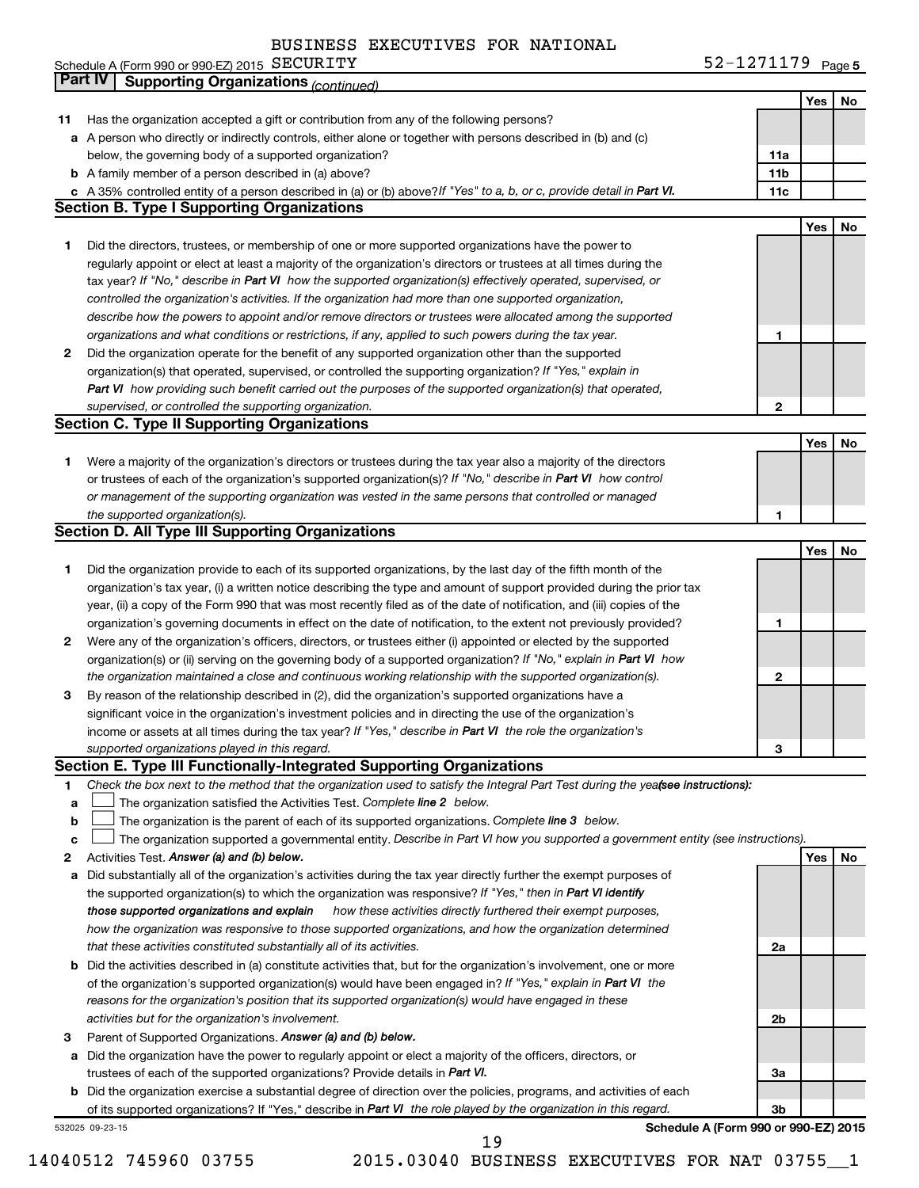BUSINESS EXECUTIVES FOR NATIONAL

Schedule A (Form 990 or 990-EZ) 2015 SECURITY 52-1271179 Page 5

## Part IV Supporting Organizations *(continued)*

| | | | Yes | No |
|---|---|---|---|---|
| **11** | Has the organization accepted a gift or contribution from any of the following persons? | | | |
| **a** | A person who directly or indirectly controls, either alone or together with persons described in (b) and (c) below, the governing body of a supported organization? | **11a** | | |
| **b** | A family member of a person described in (a) above? | **11b** | | |
| **c** | A 35% controlled entity of a person described in (a) or (b) above? *If "Yes" to a, b, or c, provide detail in* ***Part VI.*** | **11c** | | |

### Section B. Type I Supporting Organizations

| | | | Yes | No |
|---|---|---|---|---|
| **1** | Did the directors, trustees, or membership of one or more supported organizations have the power to regularly appoint or elect at least a majority of the organization's directors or trustees at all times during the tax year? *If "No," describe in* ***Part VI*** *how the supported organization(s) effectively operated, supervised, or controlled the organization's activities. If the organization had more than one supported organization, describe how the powers to appoint and/or remove directors or trustees were allocated among the supported organizations and what conditions or restrictions, if any, applied to such powers during the tax year.* | **1** | | |
| **2** | Did the organization operate for the benefit of any supported organization other than the supported organization(s) that operated, supervised, or controlled the supporting organization? *If "Yes," explain in* ***Part VI*** *how providing such benefit carried out the purposes of the supported organization(s) that operated, supervised, or controlled the supporting organization.* | **2** | | |

### Section C. Type II Supporting Organizations

| | | | Yes | No |
|---|---|---|---|---|
| **1** | Were a majority of the organization's directors or trustees during the tax year also a majority of the directors or trustees of each of the organization's supported organization(s)? *If "No," describe in* ***Part VI*** *how control or management of the supporting organization was vested in the same persons that controlled or managed the supported organization(s).* | **1** | | |

### Section D. All Type III Supporting Organizations

| | | | Yes | No |
|---|---|---|---|---|
| **1** | Did the organization provide to each of its supported organizations, by the last day of the fifth month of the organization's tax year, (i) a written notice describing the type and amount of support provided during the prior tax year, (ii) a copy of the Form 990 that was most recently filed as of the date of notification, and (iii) copies of the organization's governing documents in effect on the date of notification, to the extent not previously provided? | **1** | | |
| **2** | Were any of the organization's officers, directors, or trustees either (i) appointed or elected by the supported organization(s) or (ii) serving on the governing body of a supported organization? *If "No," explain in* ***Part VI*** *how the organization maintained a close and continuous working relationship with the supported organization(s).* | **2** | | |
| **3** | By reason of the relationship described in (2), did the organization's supported organizations have a significant voice in the organization's investment policies and in directing the use of the organization's income or assets at all times during the tax year? *If "Yes," describe in* ***Part VI*** *the role the organization's supported organizations played in this regard.* | **3** | | |

### Section E. Type III Functionally-Integrated Supporting Organizations

**1** *Check the box next to the method that the organization used to satisfy the Integral Part Test during the year* ***(see instructions):***

- **a** ☐ The organization satisfied the Activities Test. *Complete* ***line 2*** *below.*
- **b** ☐ The organization is the parent of each of its supported organizations. *Complete* ***line 3*** *below.*
- **c** ☐ The organization supported a governmental entity. *Describe in Part VI how you supported a government entity (see instructions).*

| | | | Yes | No |
|---|---|---|---|---|
| **2** | Activities Test. ***Answer (a) and (b) below.*** | | | |
| **a** | Did substantially all of the organization's activities during the tax year directly further the exempt purposes of the supported organization(s) to which the organization was responsive? *If "Yes," then in* ***Part VI identify those supported organizations and explain*** *how these activities directly furthered their exempt purposes, how the organization was responsive to those supported organizations, and how the organization determined that these activities constituted substantially all of its activities.* | **2a** | | |
| **b** | Did the activities described in (a) constitute activities that, but for the organization's involvement, one or more of the organization's supported organization(s) would have been engaged in? *If "Yes," explain in* ***Part VI*** *the reasons for the organization's position that its supported organization(s) would have engaged in these activities but for the organization's involvement.* | **2b** | | |
| **3** | Parent of Supported Organizations. ***Answer (a) and (b) below.*** | | | |
| **a** | Did the organization have the power to regularly appoint or elect a majority of the officers, directors, or trustees of each of the supported organizations? Provide details in ***Part VI.*** | **3a** | | |
| **b** | Did the organization exercise a substantial degree of direction over the policies, programs, and activities of each of its supported organizations? If "Yes," describe in ***Part VI*** *the role played by the organization in this regard.* | **3b** | | |

532025 09-23-15 **Schedule A (Form 990 or 990-EZ) 2015**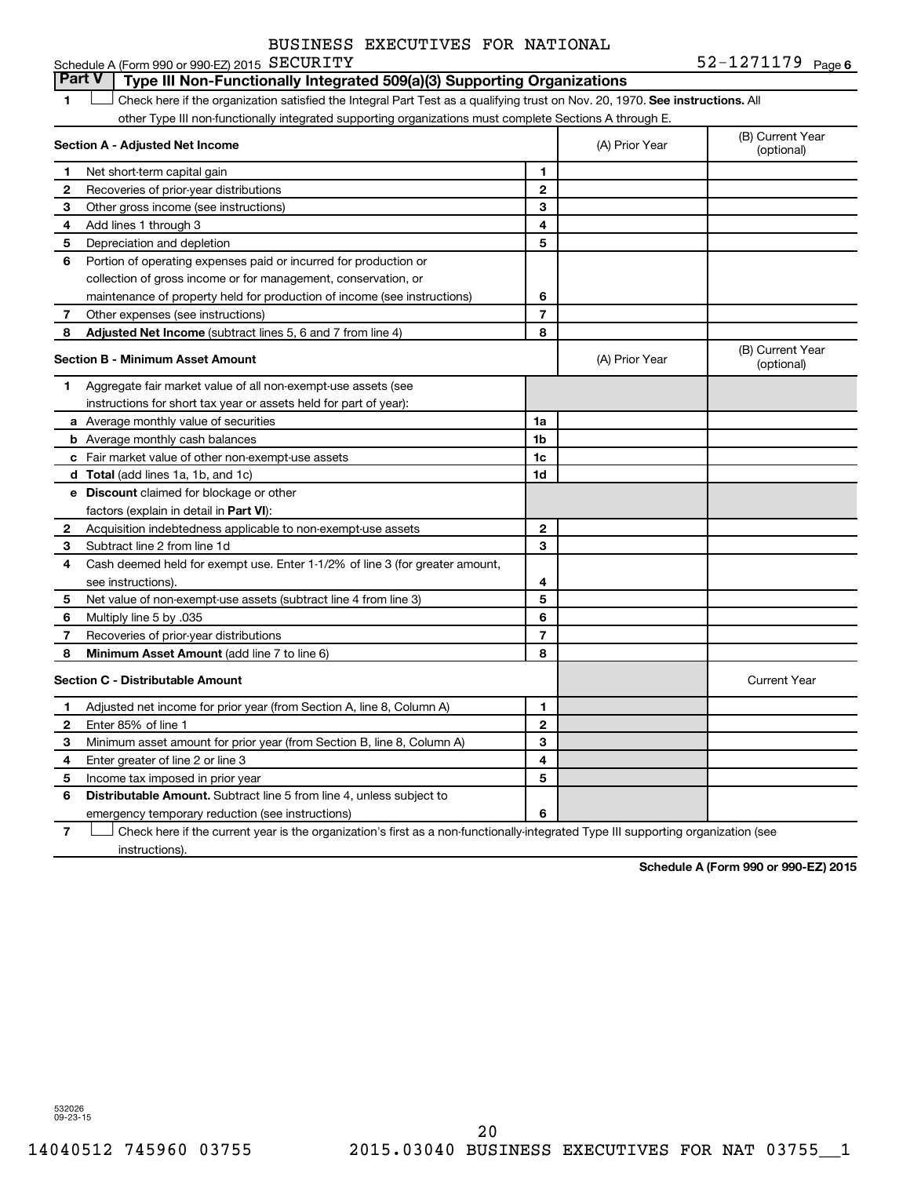BUSINESS EXECUTIVES FOR NATIONAL SECURITY

Schedule A (Form 990 or 990-EZ) 2015 SECURITY 52-1271179 Page 6

## Part V Type III Non-Functionally Integrated 509(a)(3) Supporting Organizations

1 ☐ Check here if the organization satisfied the Integral Part Test as a qualifying trust on Nov. 20, 1970. **See instructions.** All other Type III non-functionally integrated supporting organizations must complete Sections A through E.

| **Section A - Adjusted Net Income** | | (A) Prior Year | (B) Current Year (optional) |
|---|---|---|---|
| 1 Net short-term capital gain | 1 | | |
| 2 Recoveries of prior-year distributions | 2 | | |
| 3 Other gross income (see instructions) | 3 | | |
| 4 Add lines 1 through 3 | 4 | | |
| 5 Depreciation and depletion | 5 | | |
| 6 Portion of operating expenses paid or incurred for production or collection of gross income or for management, conservation, or maintenance of property held for production of income (see instructions) | 6 | | |
| 7 Other expenses (see instructions) | 7 | | |
| 8 **Adjusted Net Income** (subtract lines 5, 6 and 7 from line 4) | 8 | | |

| **Section B - Minimum Asset Amount** | | (A) Prior Year | (B) Current Year (optional) |
|---|---|---|---|
| 1 Aggregate fair market value of all non-exempt-use assets (see instructions for short tax year or assets held for part of year): | | | |
| a Average monthly value of securities | 1a | | |
| b Average monthly cash balances | 1b | | |
| c Fair market value of other non-exempt-use assets | 1c | | |
| d **Total** (add lines 1a, 1b, and 1c) | 1d | | |
| e **Discount** claimed for blockage or other factors (explain in detail in **Part VI**): | | | |
| 2 Acquisition indebtedness applicable to non-exempt-use assets | 2 | | |
| 3 Subtract line 2 from line 1d | 3 | | |
| 4 Cash deemed held for exempt use. Enter 1-1/2% of line 3 (for greater amount, see instructions). | 4 | | |
| 5 Net value of non-exempt-use assets (subtract line 4 from line 3) | 5 | | |
| 6 Multiply line 5 by .035 | 6 | | |
| 7 Recoveries of prior-year distributions | 7 | | |
| 8 **Minimum Asset Amount** (add line 7 to line 6) | 8 | | |

| **Section C - Distributable Amount** | | | Current Year |
|---|---|---|---|
| 1 Adjusted net income for prior year (from Section A, line 8, Column A) | 1 | | |
| 2 Enter 85% of line 1 | 2 | | |
| 3 Minimum asset amount for prior year (from Section B, line 8, Column A) | 3 | | |
| 4 Enter greater of line 2 or line 3 | 4 | | |
| 5 Income tax imposed in prior year | 5 | | |
| 6 **Distributable Amount.** Subtract line 5 from line 4, unless subject to emergency temporary reduction (see instructions) | 6 | | |

7 ☐ Check here if the current year is the organization's first as a non-functionally-integrated Type III supporting organization (see instructions).

**Schedule A (Form 990 or 990-EZ) 2015**

532026 09-23-15

14040512 745960 03755 2015.03040 BUSINESS EXECUTIVES FOR NAT 03755__1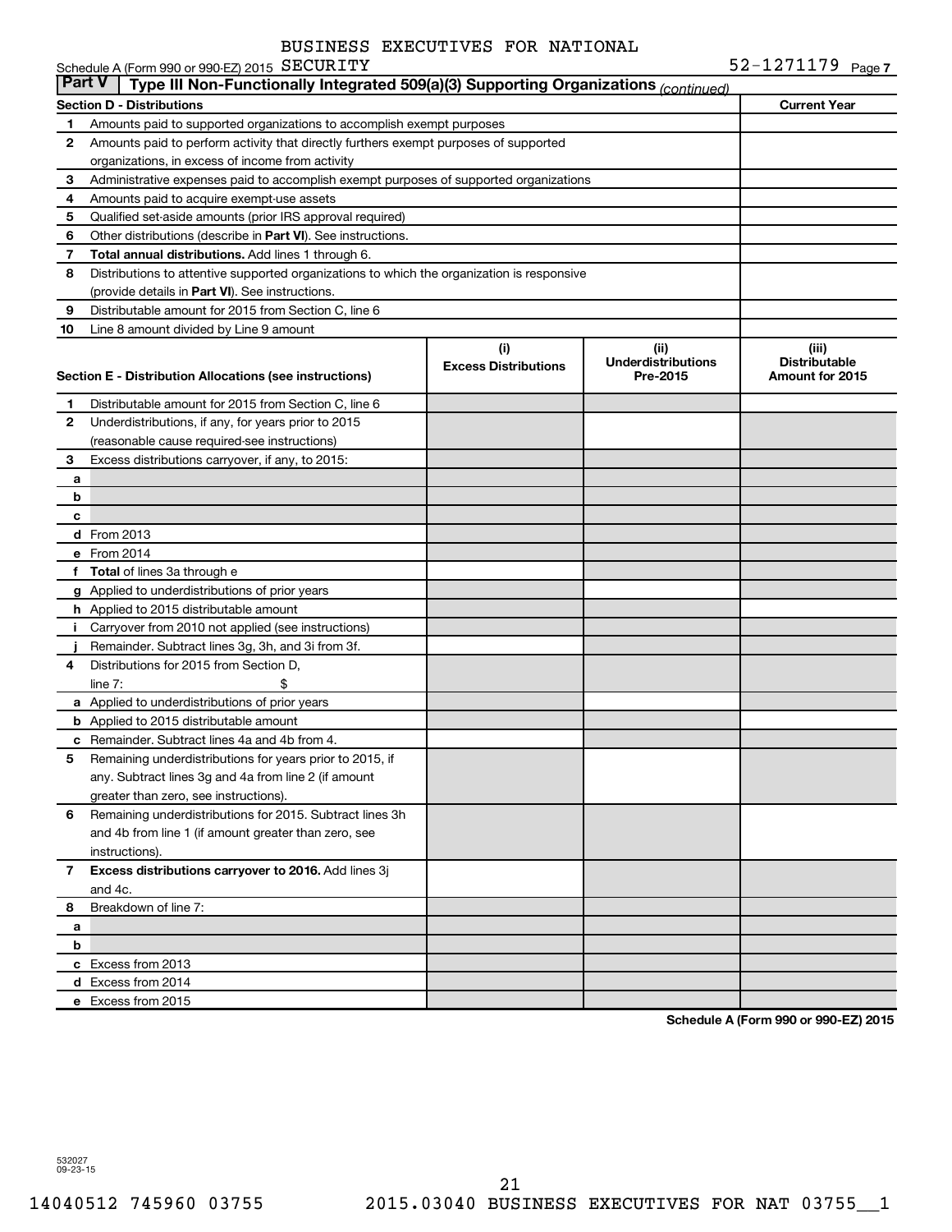BUSINESS EXECUTIVES FOR NATIONAL

Schedule A (Form 990 or 990-EZ) 2015 SECURITY 52-1271179 Page 7

**Part V | Type III Non-Functionally Integrated 509(a)(3) Supporting Organizations** *(continued)*

| **Section D - Distributions** | | **Current Year** |
|---|---|---|
| 1 | Amounts paid to supported organizations to accomplish exempt purposes | |
| 2 | Amounts paid to perform activity that directly furthers exempt purposes of supported organizations, in excess of income from activity | |
| 3 | Administrative expenses paid to accomplish exempt purposes of supported organizations | |
| 4 | Amounts paid to acquire exempt-use assets | |
| 5 | Qualified set-aside amounts (prior IRS approval required) | |
| 6 | Other distributions (describe in **Part VI**). See instructions. | |
| 7 | **Total annual distributions.** Add lines 1 through 6. | |
| 8 | Distributions to attentive supported organizations to which the organization is responsive (provide details in **Part VI**). See instructions. | |
| 9 | Distributable amount for 2015 from Section C, line 6 | |
| 10 | Line 8 amount divided by Line 9 amount | |

| | **Section E - Distribution Allocations (see instructions)** | **(i) Excess Distributions** | **(ii) Underdistributions Pre-2015** | **(iii) Distributable Amount for 2015** |
|---|---|---|---|---|
| 1 | Distributable amount for 2015 from Section C, line 6 | | | |
| 2 | Underdistributions, if any, for years prior to 2015 (reasonable cause required-see instructions) | | | |
| 3 | Excess distributions carryover, if any, to 2015: | | | |
| a | | | | |
| b | | | | |
| c | | | | |
| d | From 2013 | | | |
| e | From 2014 | | | |
| f | **Total** of lines 3a through e | | | |
| g | Applied to underdistributions of prior years | | | |
| h | Applied to 2015 distributable amount | | | |
| i | Carryover from 2010 not applied (see instructions) | | | |
| j | Remainder. Subtract lines 3g, 3h, and 3i from 3f. | | | |
| 4 | Distributions for 2015 from Section D, line 7: $ | | | |
| a | Applied to underdistributions of prior years | | | |
| b | Applied to 2015 distributable amount | | | |
| c | Remainder. Subtract lines 4a and 4b from 4. | | | |
| 5 | Remaining underdistributions for years prior to 2015, if any. Subtract lines 3g and 4a from line 2 (if amount greater than zero, see instructions). | | | |
| 6 | Remaining underdistributions for 2015. Subtract lines 3h and 4b from line 1 (if amount greater than zero, see instructions). | | | |
| 7 | **Excess distributions carryover to 2016.** Add lines 3j and 4c. | | | |
| 8 | Breakdown of line 7: | | | |
| a | | | | |
| b | | | | |
| c | Excess from 2013 | | | |
| d | Excess from 2014 | | | |
| e | Excess from 2015 | | | |

**Schedule A (Form 990 or 990-EZ) 2015**

532027 09-23-15

14040512 745960 03755 2015.03040 BUSINESS EXECUTIVES FOR NAT 03755__1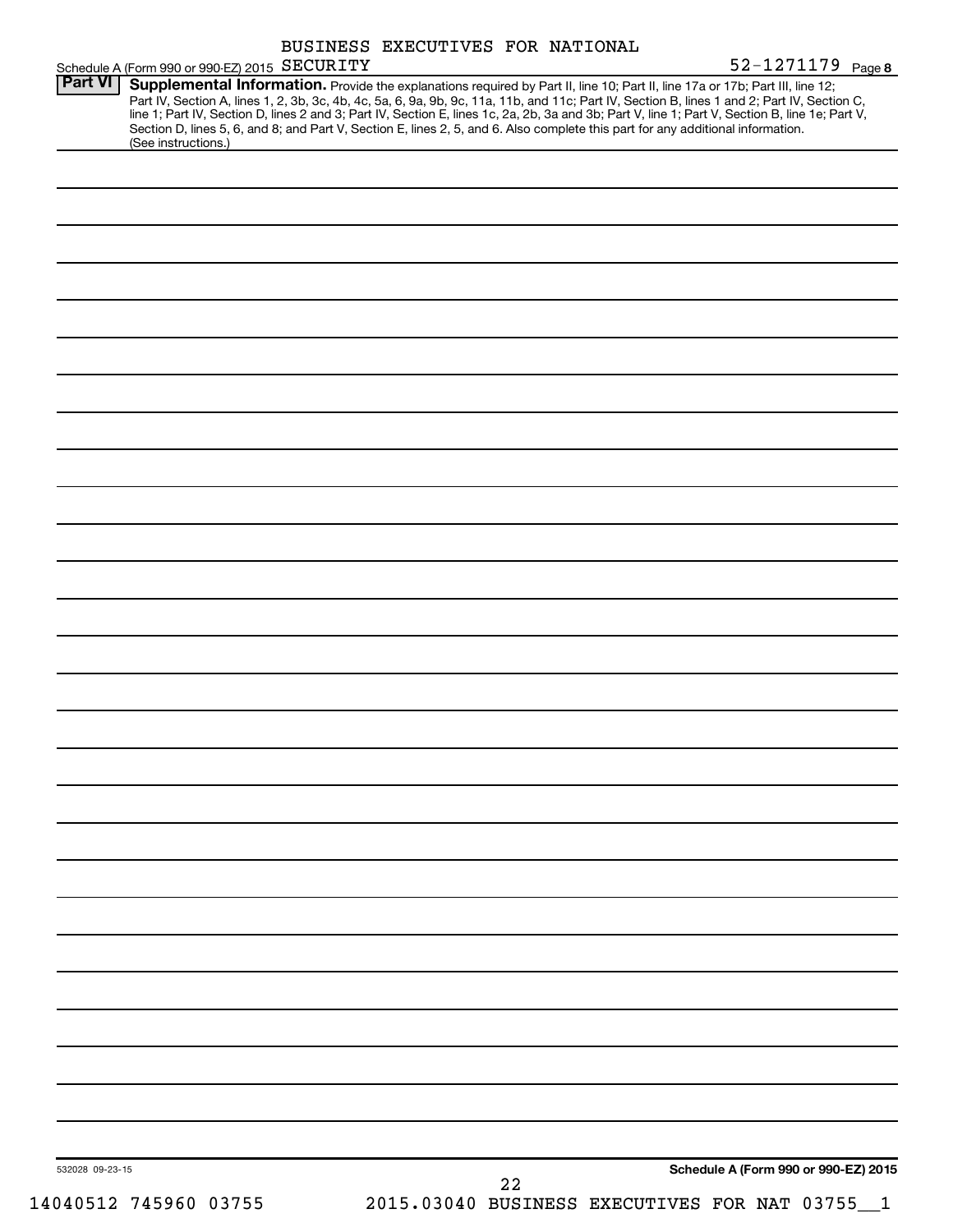Schedule A (Form 990 or 990-EZ) 2015 BUSINESS EXECUTIVES FOR NATIONAL SECURITY 52-1271179 Page **8**

**Part VI** **Supplemental Information.** Provide the explanations required by Part II, line 10; Part II, line 17a or 17b; Part III, line 12; Part IV, Section A, lines 1, 2, 3b, 3c, 4b, 4c, 5a, 6, 9a, 9b, 9c, 11a, 11b, and 11c; Part IV, Section B, lines 1 and 2; Part IV, Section C, line 1; Part IV, Section D, lines 2 and 3; Part IV, Section E, lines 1c, 2a, 2b, 3a and 3b; Part V, line 1; Part V, Section B, line 1e; Part V, Section D, lines 5, 6, and 8; and Part V, Section E, lines 2, 5, and 6. Also complete this part for any additional information. (See instructions.)

532028 09-23-15

**Schedule A (Form 990 or 990-EZ) 2015**

14040512 745960 03755 2015.03040 BUSINESS EXECUTIVES FOR NAT 03755__1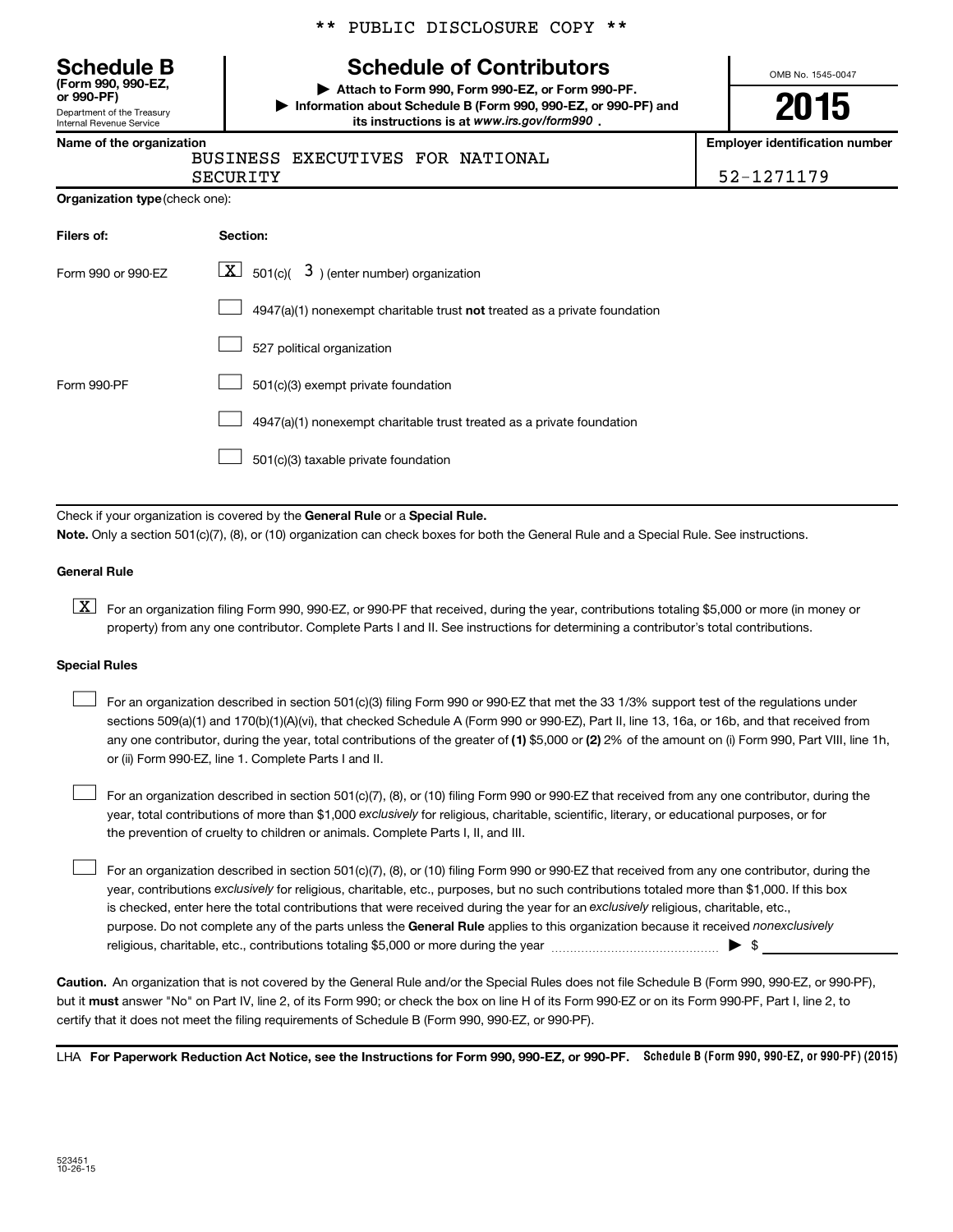** PUBLIC DISCLOSURE COPY **

# Schedule B
**(Form 990, 990-EZ, or 990-PF)**
Department of the Treasury
Internal Revenue Service

## Schedule of Contributors

▶ Attach to Form 990, Form 990-EZ, or Form 990-PF.
▶ Information about Schedule B (Form 990, 990-EZ, or 990-PF) and its instructions is at *www.irs.gov/form990* .

OMB No. 1545-0047

**2015**

| Name of the organization | Employer identification number |
|---|---|
| BUSINESS EXECUTIVES FOR NATIONAL SECURITY | 52-1271179 |

**Organization type** (check one):

| Filers of: | Section: |
|---|---|
| Form 990 or 990-EZ | [X] 501(c)( 3 ) (enter number) organization |
| | [ ] 4947(a)(1) nonexempt charitable trust **not** treated as a private foundation |
| | [ ] 527 political organization |
| Form 990-PF | [ ] 501(c)(3) exempt private foundation |
| | [ ] 4947(a)(1) nonexempt charitable trust treated as a private foundation |
| | [ ] 501(c)(3) taxable private foundation |

Check if your organization is covered by the **General Rule** or a **Special Rule.**

**Note.** Only a section 501(c)(7), (8), or (10) organization can check boxes for both the General Rule and a Special Rule. See instructions.

**General Rule**

[X] For an organization filing Form 990, 990-EZ, or 990-PF that received, during the year, contributions totaling $5,000 or more (in money or property) from any one contributor. Complete Parts I and II. See instructions for determining a contributor's total contributions.

**Special Rules**

[ ] For an organization described in section 501(c)(3) filing Form 990 or 990-EZ that met the 33 1/3% support test of the regulations under sections 509(a)(1) and 170(b)(1)(A)(vi), that checked Schedule A (Form 990 or 990-EZ), Part II, line 13, 16a, or 16b, and that received from any one contributor, during the year, total contributions of the greater of **(1)** $5,000 or **(2)** 2% of the amount on (i) Form 990, Part VIII, line 1h, or (ii) Form 990-EZ, line 1. Complete Parts I and II.

[ ] For an organization described in section 501(c)(7), (8), or (10) filing Form 990 or 990-EZ that received from any one contributor, during the year, total contributions of more than $1,000 *exclusively* for religious, charitable, scientific, literary, or educational purposes, or for the prevention of cruelty to children or animals. Complete Parts I, II, and III.

[ ] For an organization described in section 501(c)(7), (8), or (10) filing Form 990 or 990-EZ that received from any one contributor, during the year, contributions *exclusively* for religious, charitable, etc., purposes, but no such contributions totaled more than $1,000. If this box is checked, enter here the total contributions that were received during the year for an *exclusively* religious, charitable, etc., purpose. Do not complete any of the parts unless the **General Rule** applies to this organization because it received *nonexclusively* religious, charitable, etc., contributions totaling $5,000 or more during the year ▶ $ ____________

**Caution.** An organization that is not covered by the General Rule and/or the Special Rules does not file Schedule B (Form 990, 990-EZ, or 990-PF), but it **must** answer "No" on Part IV, line 2, of its Form 990; or check the box on line H of its Form 990-EZ or on its Form 990-PF, Part I, line 2, to certify that it does not meet the filing requirements of Schedule B (Form 990, 990-EZ, or 990-PF).

LHA **For Paperwork Reduction Act Notice, see the Instructions for Form 990, 990-EZ, or 990-PF.** **Schedule B (Form 990, 990-EZ, or 990-PF) (2015)**

523451
10-26-15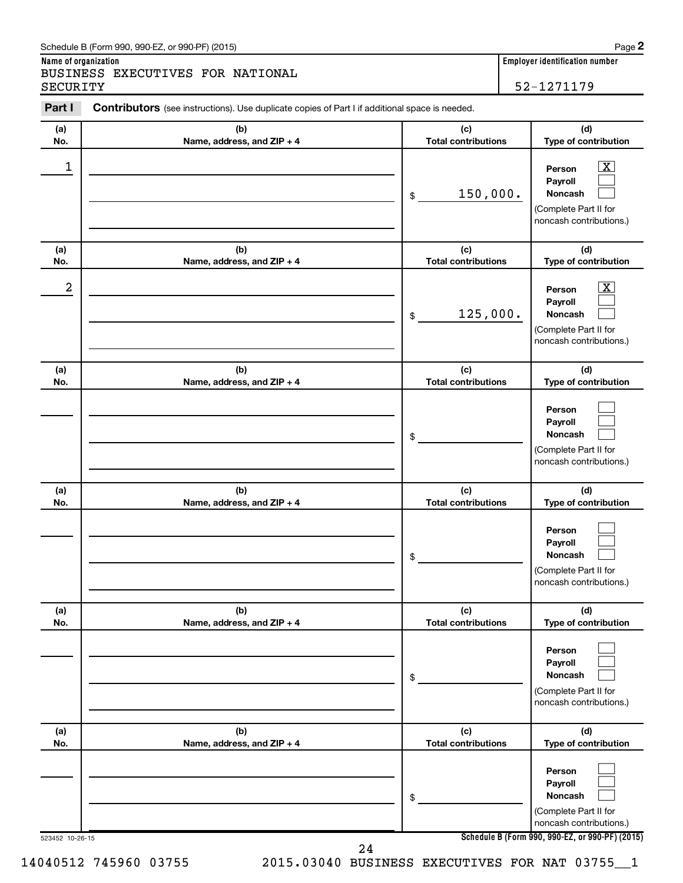Schedule B (Form 990, 990-EZ, or 990-PF) (2015)

**Name of organization**
BUSINESS EXECUTIVES FOR NATIONAL SECURITY

**Employer identification number**
52-1271179

**Part I** **Contributors** (see instructions). Use duplicate copies of Part I if additional space is needed.

| (a) No. | (b) Name, address, and ZIP + 4 | (c) Total contributions | (d) Type of contribution |
|---|---|---|---|
| 1 | | $ 150,000. | Person [X] Payroll [ ] Noncash [ ] (Complete Part II for noncash contributions.) |
| 2 | | $ 125,000. | Person [X] Payroll [ ] Noncash [ ] (Complete Part II for noncash contributions.) |
| | | $ | Person [ ] Payroll [ ] Noncash [ ] (Complete Part II for noncash contributions.) |
| | | $ | Person [ ] Payroll [ ] Noncash [ ] (Complete Part II for noncash contributions.) |
| | | $ | Person [ ] Payroll [ ] Noncash [ ] (Complete Part II for noncash contributions.) |
| | | $ | Person [ ] Payroll [ ] Noncash [ ] (Complete Part II for noncash contributions.) |

523452 10-26-15

**Schedule B (Form 990, 990-EZ, or 990-PF) (2015)**

14040512 745960 03755 2015.03040 BUSINESS EXECUTIVES FOR NAT 03755__1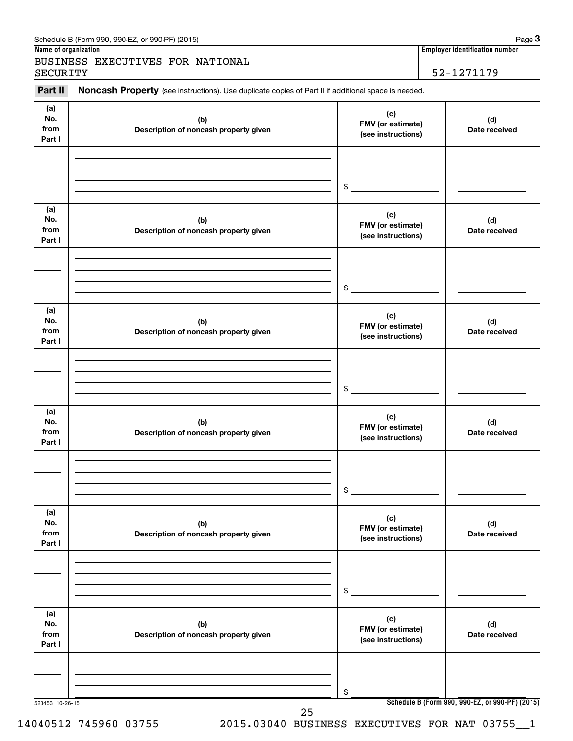Schedule B (Form 990, 990-EZ, or 990-PF) (2015) Page **3**

**Name of organization**

BUSINESS EXECUTIVES FOR NATIONAL SECURITY

**Employer identification number**

52-1271179

**Part II** **Noncash Property** (see instructions). Use duplicate copies of Part II if additional space is needed.

| (a) No. from Part I | (b) Description of noncash property given | (c) FMV (or estimate) (see instructions) | (d) Date received |
|---|---|---|---|
| | | $ | |

| (a) No. from Part I | (b) Description of noncash property given | (c) FMV (or estimate) (see instructions) | (d) Date received |
|---|---|---|---|
| | | $ | |

| (a) No. from Part I | (b) Description of noncash property given | (c) FMV (or estimate) (see instructions) | (d) Date received |
|---|---|---|---|
| | | $ | |

| (a) No. from Part I | (b) Description of noncash property given | (c) FMV (or estimate) (see instructions) | (d) Date received |
|---|---|---|---|
| | | $ | |

| (a) No. from Part I | (b) Description of noncash property given | (c) FMV (or estimate) (see instructions) | (d) Date received |
|---|---|---|---|
| | | $ | |

| (a) No. from Part I | (b) Description of noncash property given | (c) FMV (or estimate) (see instructions) | (d) Date received |
|---|---|---|---|
| | | $ | |

523453 10-26-15

**Schedule B (Form 990, 990-EZ, or 990-PF) (2015)**

14040512 745960 03755 2015.03040 BUSINESS EXECUTIVES FOR NAT 03755__1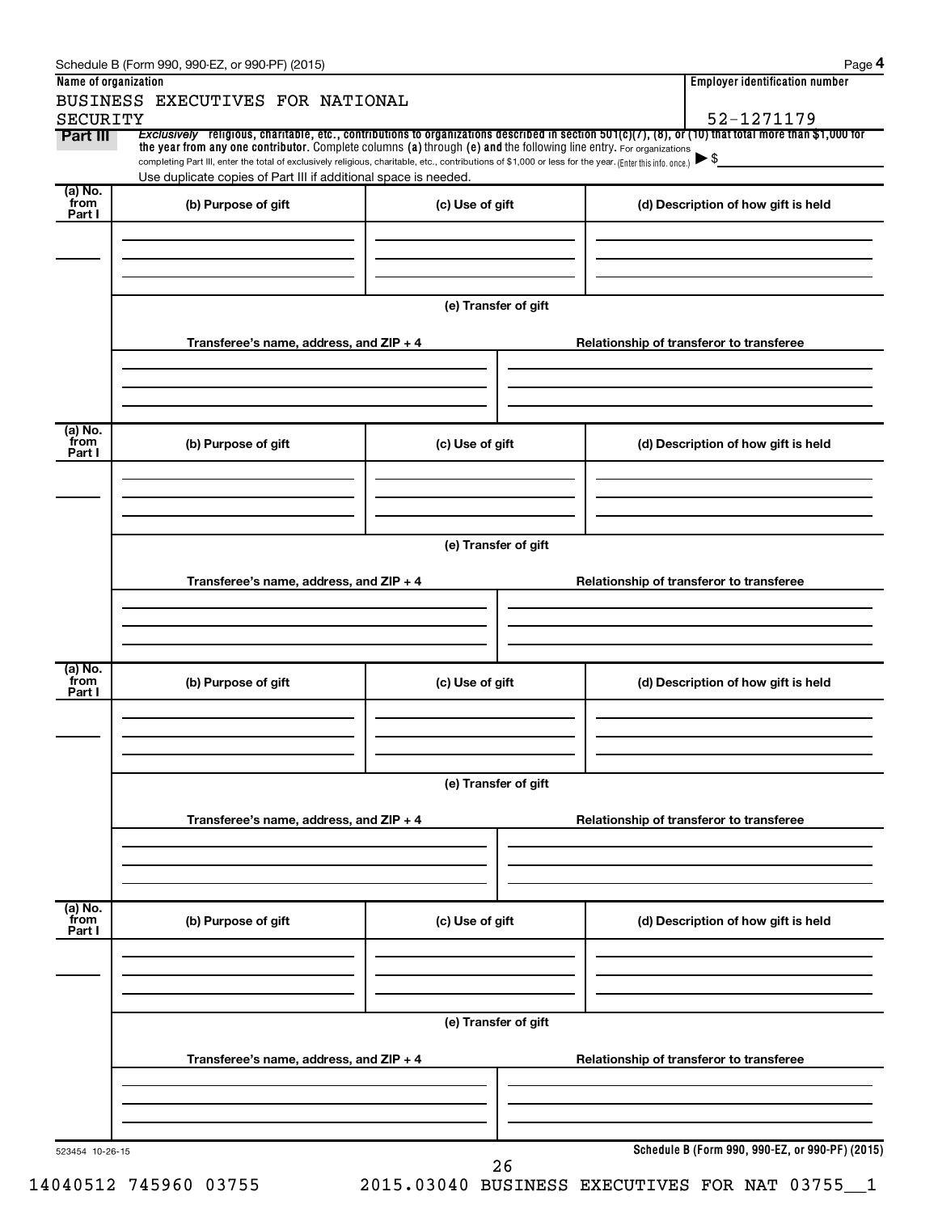Schedule B (Form 990, 990-EZ, or 990-PF) (2015) Page **4**

**Name of organization**

BUSINESS EXECUTIVES FOR NATIONAL SECURITY

**Employer identification number**

52-1271179

**Part III** *Exclusively* religious, charitable, etc., contributions to organizations described in section 501(c)(7), (8), or (10) that total more than $1,000 for the year from any one contributor. Complete columns (a) through (e) and the following line entry. For organizations completing Part III, enter the total of exclusively religious, charitable, etc., contributions of $1,000 or less for the year. (Enter this info. once.) ▶ $

Use duplicate copies of Part III if additional space is needed.

| (a) No. from Part I | (b) Purpose of gift | (c) Use of gift | (d) Description of how gift is held |
|---|---|---|---|
| | | | |

**(e) Transfer of gift**

| Transferee's name, address, and ZIP + 4 | Relationship of transferor to transferee |
|---|---|
| | |

| (a) No. from Part I | (b) Purpose of gift | (c) Use of gift | (d) Description of how gift is held |
|---|---|---|---|
| | | | |

**(e) Transfer of gift**

| Transferee's name, address, and ZIP + 4 | Relationship of transferor to transferee |
|---|---|
| | |

| (a) No. from Part I | (b) Purpose of gift | (c) Use of gift | (d) Description of how gift is held |
|---|---|---|---|
| | | | |

**(e) Transfer of gift**

| Transferee's name, address, and ZIP + 4 | Relationship of transferor to transferee |
|---|---|
| | |

| (a) No. from Part I | (b) Purpose of gift | (c) Use of gift | (d) Description of how gift is held |
|---|---|---|---|
| | | | |

**(e) Transfer of gift**

| Transferee's name, address, and ZIP + 4 | Relationship of transferor to transferee |
|---|---|
| | |

523454 10-26-15

**Schedule B (Form 990, 990-EZ, or 990-PF) (2015)**

14040512 745960 03755 2015.03040 BUSINESS EXECUTIVES FOR NAT 03755__1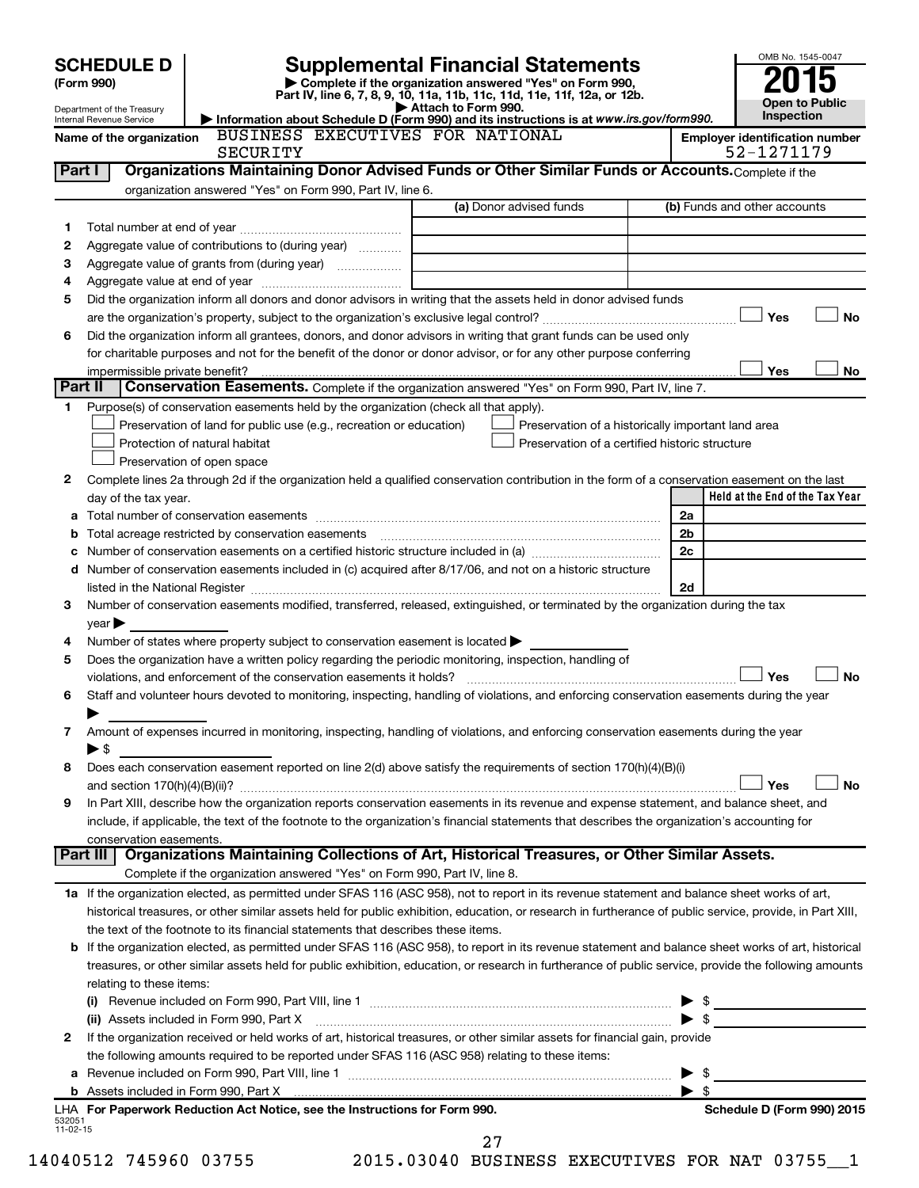# SCHEDULE D (Form 990)

Department of the Treasury
Internal Revenue Service

## Supplemental Financial Statements

▶ Complete if the organization answered "Yes" on Form 990, Part IV, line 6, 7, 8, 9, 10, 11a, 11b, 11c, 11d, 11e, 11f, 12a, or 12b.
▶ Attach to Form 990.
▶ Information about Schedule D (Form 990) and its instructions is at *www.irs.gov/form990.*

OMB No. 1545-0047
**2015**
**Open to Public Inspection**

**Name of the organization** BUSINESS EXECUTIVES FOR NATIONAL SECURITY

**Employer identification number** 52-1271179

**Part I** **Organizations Maintaining Donor Advised Funds or Other Similar Funds or Accounts.** Complete if the organization answered "Yes" on Form 990, Part IV, line 6.

| | | (a) Donor advised funds | (b) Funds and other accounts |
|---|---|---|---|
| 1 | Total number at end of year | | |
| 2 | Aggregate value of contributions to (during year) | | |
| 3 | Aggregate value of grants from (during year) | | |
| 4 | Aggregate value at end of year | | |

5 Did the organization inform all donors and donor advisors in writing that the assets held in donor advised funds are the organization's property, subject to the organization's exclusive legal control? ☐ Yes ☐ No

6 Did the organization inform all grantees, donors, and donor advisors in writing that grant funds can be used only for charitable purposes and not for the benefit of the donor or donor advisor, or for any other purpose conferring impermissible private benefit? ☐ Yes ☐ No

**Part II** **Conservation Easements.** Complete if the organization answered "Yes" on Form 990, Part IV, line 7.

1 Purpose(s) of conservation easements held by the organization (check all that apply).
- ☐ Preservation of land for public use (e.g., recreation or education)
- ☐ Preservation of a historically important land area
- ☐ Protection of natural habitat
- ☐ Preservation of a certified historic structure
- ☐ Preservation of open space

2 Complete lines 2a through 2d if the organization held a qualified conservation contribution in the form of a conservation easement on the last day of the tax year.

| | | | Held at the End of the Tax Year |
|---|---|---|---|
| a | Total number of conservation easements | 2a | |
| b | Total acreage restricted by conservation easements | 2b | |
| c | Number of conservation easements on a certified historic structure included in (a) | 2c | |
| d | Number of conservation easements included in (c) acquired after 8/17/06, and not on a historic structure listed in the National Register | 2d | |

3 Number of conservation easements modified, transferred, released, extinguished, or terminated by the organization during the tax year ▶

4 Number of states where property subject to conservation easement is located ▶

5 Does the organization have a written policy regarding the periodic monitoring, inspection, handling of violations, and enforcement of the conservation easements it holds? ☐ Yes ☐ No

6 Staff and volunteer hours devoted to monitoring, inspecting, handling of violations, and enforcing conservation easements during the year ▶

7 Amount of expenses incurred in monitoring, inspecting, handling of violations, and enforcing conservation easements during the year ▶ $

8 Does each conservation easement reported on line 2(d) above satisfy the requirements of section 170(h)(4)(B)(i) and section 170(h)(4)(B)(ii)? ☐ Yes ☐ No

9 In Part XIII, describe how the organization reports conservation easements in its revenue and expense statement, and balance sheet, and include, if applicable, the text of the footnote to the organization's financial statements that describes the organization's accounting for conservation easements.

**Part III** **Organizations Maintaining Collections of Art, Historical Treasures, or Other Similar Assets.** Complete if the organization answered "Yes" on Form 990, Part IV, line 8.

1a If the organization elected, as permitted under SFAS 116 (ASC 958), not to report in its revenue statement and balance sheet works of art, historical treasures, or other similar assets held for public exhibition, education, or research in furtherance of public service, provide, in Part XIII, the text of the footnote to its financial statements that describes these items.

b If the organization elected, as permitted under SFAS 116 (ASC 958), to report in its revenue statement and balance sheet works of art, historical treasures, or other similar assets held for public exhibition, education, or research in furtherance of public service, provide the following amounts relating to these items:

(i) Revenue included on Form 990, Part VIII, line 1 ▶ $

(ii) Assets included in Form 990, Part X ▶ $

2 If the organization received or held works of art, historical treasures, or other similar assets for financial gain, provide the following amounts required to be reported under SFAS 116 (ASC 958) relating to these items:

a Revenue included on Form 990, Part VIII, line 1 ▶ $

b Assets included in Form 990, Part X ▶ $

LHA **For Paperwork Reduction Act Notice, see the Instructions for Form 990.** **Schedule D (Form 990) 2015**

532051
11-02-15

14040512 745960 03755 2015.03040 BUSINESS EXECUTIVES FOR NAT 03755__1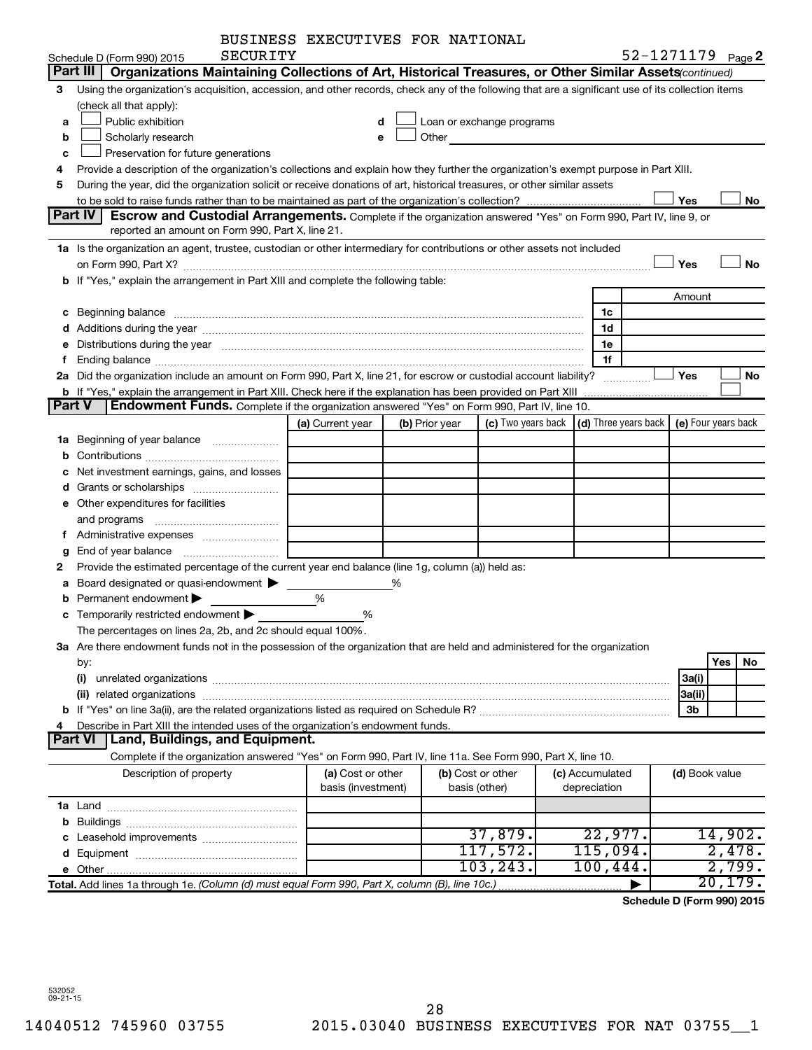BUSINESS EXECUTIVES FOR NATIONAL SECURITY

Schedule D (Form 990) 2015 52-1271179 Page **2**

## Part III Organizations Maintaining Collections of Art, Historical Treasures, or Other Similar Assets *(continued)*

**3** Using the organization's acquisition, accession, and other records, check any of the following that are a significant use of its collection items (check all that apply):

- **a** ☐ Public exhibition
- **b** ☐ Scholarly research
- **c** ☐ Preservation for future generations
- **d** ☐ Loan or exchange programs
- **e** ☐ Other

**4** Provide a description of the organization's collections and explain how they further the organization's exempt purpose in Part XIII.

**5** During the year, did the organization solicit or receive donations of art, historical treasures, or other similar assets to be sold to raise funds rather than to be maintained as part of the organization's collection? ☐ Yes ☐ No

## Part IV Escrow and Custodial Arrangements.

Complete if the organization answered "Yes" on Form 990, Part IV, line 9, or reported an amount on Form 990, Part X, line 21.

**1a** Is the organization an agent, trustee, custodian or other intermediary for contributions or other assets not included on Form 990, Part X? ☐ Yes ☐ No

**b** If "Yes," explain the arrangement in Part XIII and complete the following table:

| | | | Amount |
|---|---|---|---|
| **c** | Beginning balance | 1c | |
| **d** | Additions during the year | 1d | |
| **e** | Distributions during the year | 1e | |
| **f** | Ending balance | 1f | |

**2a** Did the organization include an amount on Form 990, Part X, line 21, for escrow or custodial account liability? ☐ Yes ☐ No

**b** If "Yes," explain the arrangement in Part XIII. Check here if the explanation has been provided on Part XIII ☐

## Part V Endowment Funds.

Complete if the organization answered "Yes" on Form 990, Part IV, line 10.

| | (a) Current year | (b) Prior year | (c) Two years back | (d) Three years back | (e) Four years back |
|---|---|---|---|---|---|
| **1a** Beginning of year balance | | | | | |
| **b** Contributions | | | | | |
| **c** Net investment earnings, gains, and losses | | | | | |
| **d** Grants or scholarships | | | | | |
| **e** Other expenditures for facilities and programs | | | | | |
| **f** Administrative expenses | | | | | |
| **g** End of year balance | | | | | |

**2** Provide the estimated percentage of the current year end balance (line 1g, column (a)) held as:

- **a** Board designated or quasi-endowment ▶ %
- **b** Permanent endowment ▶ %
- **c** Temporarily restricted endowment ▶ %

The percentages on lines 2a, 2b, and 2c should equal 100%.

**3a** Are there endowment funds not in the possession of the organization that are held and administered for the organization by:

| | | Yes | No |
|---|---|---|---|
| **(i)** unrelated organizations | 3a(i) | | |
| **(ii)** related organizations | 3a(ii) | | |
| **b** If "Yes" on line 3a(ii), are the related organizations listed as required on Schedule R? | 3b | | |

**4** Describe in Part XIII the intended uses of the organization's endowment funds.

## Part VI Land, Buildings, and Equipment.

Complete if the organization answered "Yes" on Form 990, Part IV, line 11a. See Form 990, Part X, line 10.

| Description of property | (a) Cost or other basis (investment) | (b) Cost or other basis (other) | (c) Accumulated depreciation | (d) Book value |
|---|---|---|---|---|
| **1a** Land | | | | |
| **b** Buildings | | | | |
| **c** Leasehold improvements | | 37,879. | 22,977. | 14,902. |
| **d** Equipment | | 117,572. | 115,094. | 2,478. |
| **e** Other | | 103,243. | 100,444. | 2,799. |
| **Total.** Add lines 1a through 1e. *(Column (d) must equal Form 990, Part X, column (B), line 10c.)* | | | ▶ | 20,179. |

**Schedule D (Form 990) 2015**

532052 09-21-15

14040512 745960 03755 2015.03040 BUSINESS EXECUTIVES FOR NAT 03755__1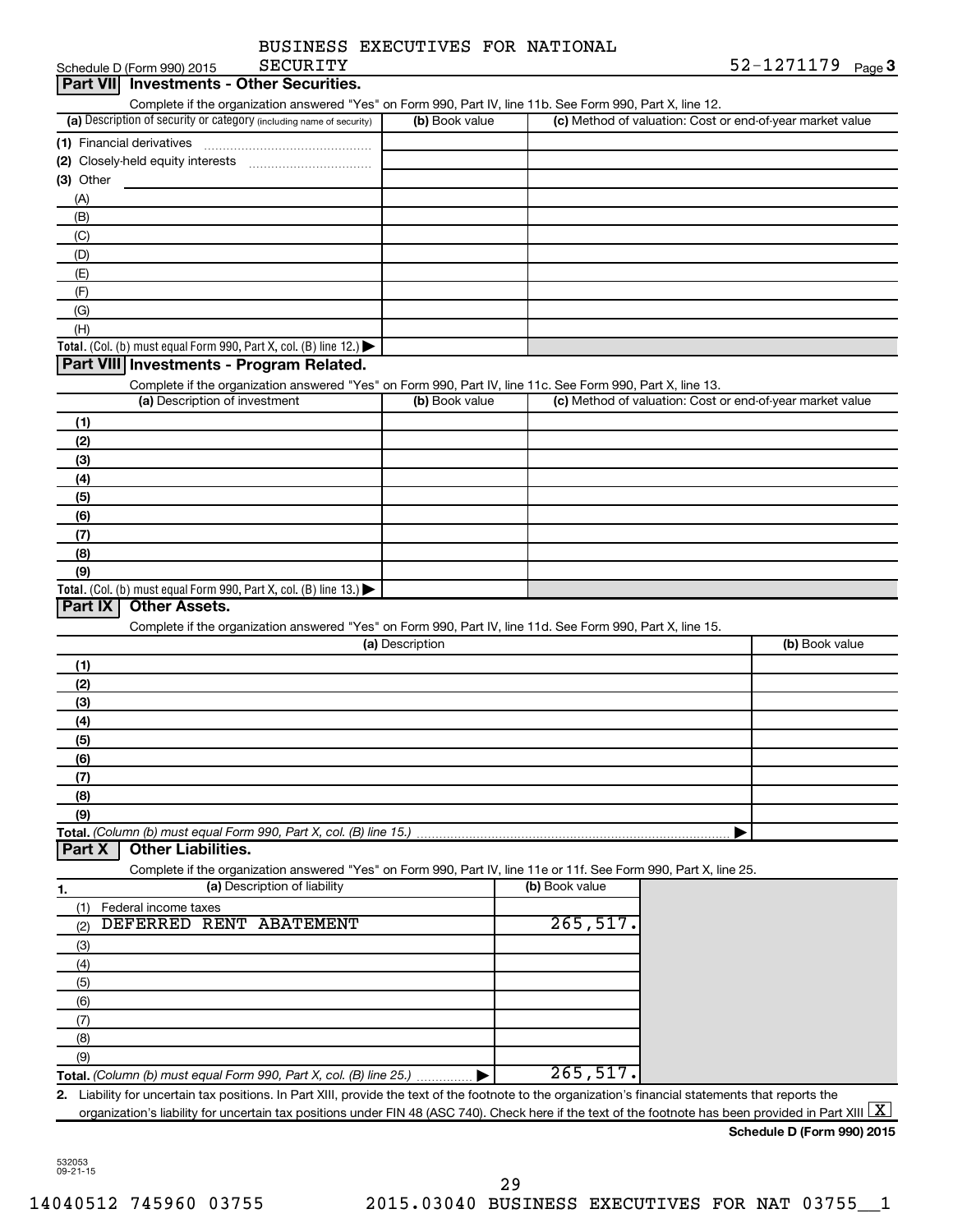Schedule D (Form 990) 2015 BUSINESS EXECUTIVES FOR NATIONAL SECURITY 52-1271179 Page 3

## Part VII Investments - Other Securities.

Complete if the organization answered "Yes" on Form 990, Part IV, line 11b. See Form 990, Part X, line 12.

| (a) Description of security or category (including name of security) | (b) Book value | (c) Method of valuation: Cost or end-of-year market value |
|---|---|---|
| (1) Financial derivatives | | |
| (2) Closely-held equity interests | | |
| (3) Other | | |
| (A) | | |
| (B) | | |
| (C) | | |
| (D) | | |
| (E) | | |
| (F) | | |
| (G) | | |
| (H) | | |
| **Total.** (Col. (b) must equal Form 990, Part X, col. (B) line 12.) | | |

## Part VIII Investments - Program Related.

Complete if the organization answered "Yes" on Form 990, Part IV, line 11c. See Form 990, Part X, line 13.

| (a) Description of investment | (b) Book value | (c) Method of valuation: Cost or end-of-year market value |
|---|---|---|
| (1) | | |
| (2) | | |
| (3) | | |
| (4) | | |
| (5) | | |
| (6) | | |
| (7) | | |
| (8) | | |
| (9) | | |
| **Total.** (Col. (b) must equal Form 990, Part X, col. (B) line 13.) | | |

## Part IX Other Assets.

Complete if the organization answered "Yes" on Form 990, Part IV, line 11d. See Form 990, Part X, line 15.

| (a) Description | (b) Book value |
|---|---|
| (1) | |
| (2) | |
| (3) | |
| (4) | |
| (5) | |
| (6) | |
| (7) | |
| (8) | |
| (9) | |
| **Total.** *(Column (b) must equal Form 990, Part X, col. (B) line 15.)* | |

## Part X Other Liabilities.

Complete if the organization answered "Yes" on Form 990, Part IV, line 11e or 11f. See Form 990, Part X, line 25.

| 1. (a) Description of liability | (b) Book value |
|---|---|
| (1) Federal income taxes | |
| (2) DEFERRED RENT ABATEMENT | 265,517. |
| (3) | |
| (4) | |
| (5) | |
| (6) | |
| (7) | |
| (8) | |
| (9) | |
| **Total.** *(Column (b) must equal Form 990, Part X, col. (B) line 25.)* | 265,517. |

**2.** Liability for uncertain tax positions. In Part XIII, provide the text of the footnote to the organization's financial statements that reports the organization's liability for uncertain tax positions under FIN 48 (ASC 740). Check here if the text of the footnote has been provided in Part XIII [X]

**Schedule D (Form 990) 2015**

532053 09-21-15

14040512 745960 03755 2015.03040 BUSINESS EXECUTIVES FOR NAT 03755__1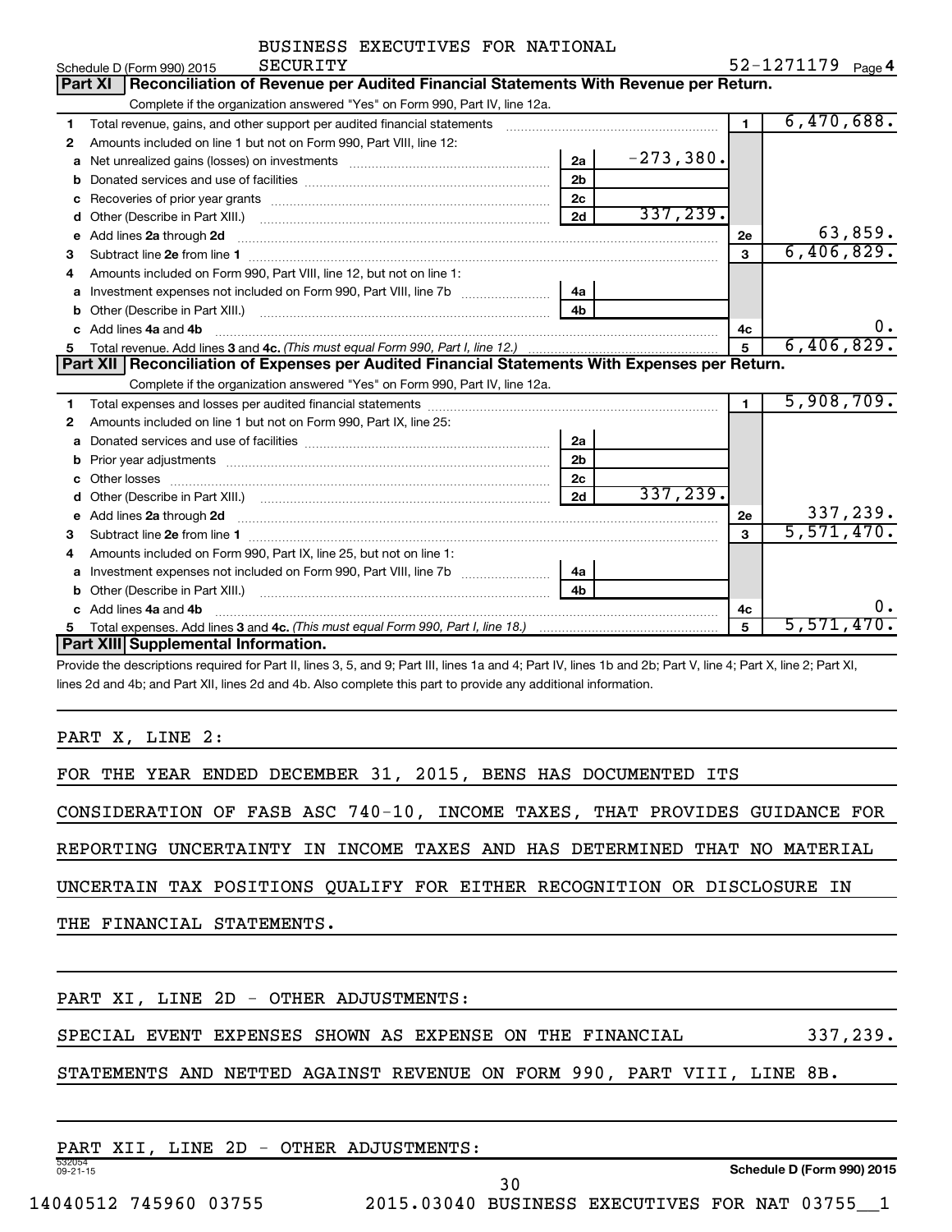BUSINESS EXECUTIVES FOR NATIONAL SECURITY

Schedule D (Form 990) 2015 52-1271179 Page **4**

## Part XI | Reconciliation of Revenue per Audited Financial Statements With Revenue per Return.

Complete if the organization answered "Yes" on Form 990, Part IV, line 12a.

| | | | | | |
|---|---|---|---|---|---|
| **1** | Total revenue, gains, and other support per audited financial statements | | | **1** | 6,470,688. |
| **2** | Amounts included on line 1 but not on Form 990, Part VIII, line 12: | | | | |
| **a** | Net unrealized gains (losses) on investments | **2a** | -273,380. | | |
| **b** | Donated services and use of facilities | **2b** | | | |
| **c** | Recoveries of prior year grants | **2c** | | | |
| **d** | Other (Describe in Part XIII.) | **2d** | 337,239. | | |
| **e** | Add lines **2a** through **2d** | | | **2e** | 63,859. |
| **3** | Subtract line **2e** from line **1** | | | **3** | 6,406,829. |
| **4** | Amounts included on Form 990, Part VIII, line 12, but not on line 1: | | | | |
| **a** | Investment expenses not included on Form 990, Part VIII, line 7b | **4a** | | | |
| **b** | Other (Describe in Part XIII.) | **4b** | | | |
| **c** | Add lines **4a** and **4b** | | | **4c** | 0. |
| **5** | Total revenue. Add lines **3** and **4c.** *(This must equal Form 990, Part I, line 12.)* | | | **5** | 6,406,829. |

## Part XII | Reconciliation of Expenses per Audited Financial Statements With Expenses per Return.

Complete if the organization answered "Yes" on Form 990, Part IV, line 12a.

| | | | | | |
|---|---|---|---|---|---|
| **1** | Total expenses and losses per audited financial statements | | | **1** | 5,908,709. |
| **2** | Amounts included on line 1 but not on Form 990, Part IX, line 25: | | | | |
| **a** | Donated services and use of facilities | **2a** | | | |
| **b** | Prior year adjustments | **2b** | | | |
| **c** | Other losses | **2c** | | | |
| **d** | Other (Describe in Part XIII.) | **2d** | 337,239. | | |
| **e** | Add lines **2a** through **2d** | | | **2e** | 337,239. |
| **3** | Subtract line **2e** from line **1** | | | **3** | 5,571,470. |
| **4** | Amounts included on Form 990, Part IX, line 25, but not on line 1: | | | | |
| **a** | Investment expenses not included on Form 990, Part VIII, line 7b | **4a** | | | |
| **b** | Other (Describe in Part XIII.) | **4b** | | | |
| **c** | Add lines **4a** and **4b** | | | **4c** | 0. |
| **5** | Total expenses. Add lines **3** and **4c.** *(This must equal Form 990, Part I, line 18.)* | | | **5** | 5,571,470. |

## Part XIII | Supplemental Information.

Provide the descriptions required for Part II, lines 3, 5, and 9; Part III, lines 1a and 4; Part IV, lines 1b and 2b; Part V, line 4; Part X, line 2; Part XI, lines 2d and 4b; and Part XII, lines 2d and 4b. Also complete this part to provide any additional information.

PART X, LINE 2:

FOR THE YEAR ENDED DECEMBER 31, 2015, BENS HAS DOCUMENTED ITS CONSIDERATION OF FASB ASC 740-10, INCOME TAXES, THAT PROVIDES GUIDANCE FOR REPORTING UNCERTAINTY IN INCOME TAXES AND HAS DETERMINED THAT NO MATERIAL UNCERTAIN TAX POSITIONS QUALIFY FOR EITHER RECOGNITION OR DISCLOSURE IN THE FINANCIAL STATEMENTS.

PART XI, LINE 2D - OTHER ADJUSTMENTS:

SPECIAL EVENT EXPENSES SHOWN AS EXPENSE ON THE FINANCIAL 337,239.
STATEMENTS AND NETTED AGAINST REVENUE ON FORM 990, PART VIII, LINE 8B.

PART XII, LINE 2D - OTHER ADJUSTMENTS: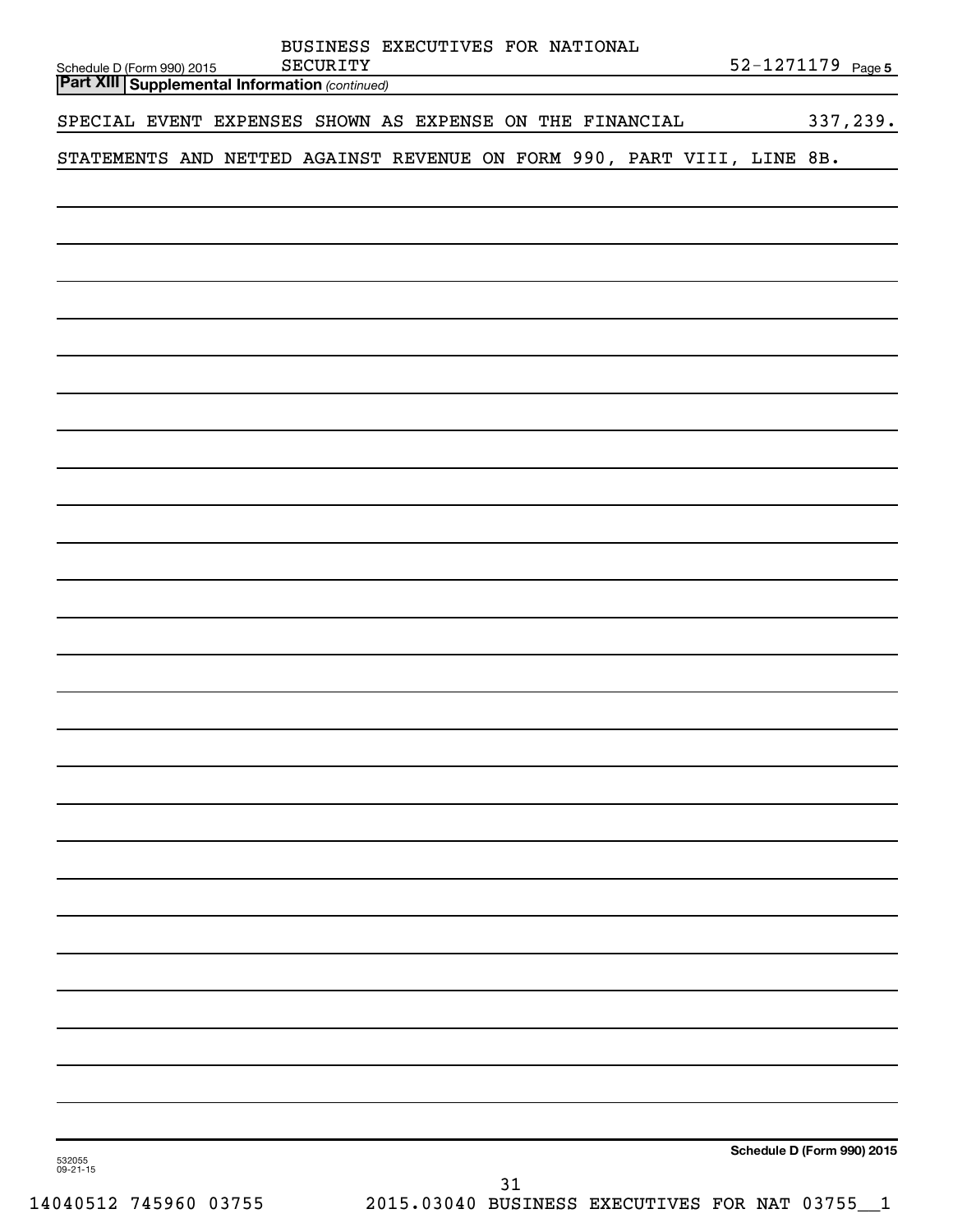## Part XIII Supplemental Information *(continued)*

SPECIAL EVENT EXPENSES SHOWN AS EXPENSE ON THE FINANCIAL STATEMENTS AND NETTED AGAINST REVENUE ON FORM 990, PART VIII, LINE 8B. 337,239.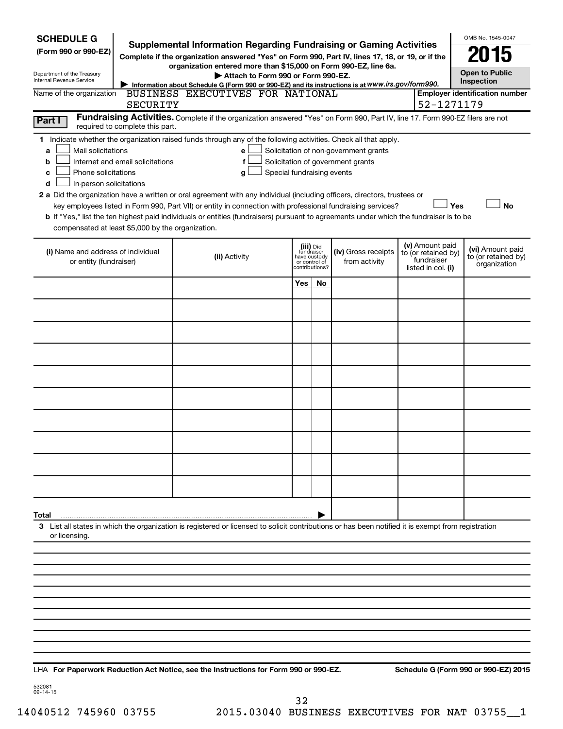**SCHEDULE G**
**(Form 990 or 990-EZ)**

Department of the Treasury
Internal Revenue Service

# Supplemental Information Regarding Fundraising or Gaming Activities

**Complete if the organization answered "Yes" on Form 990, Part IV, lines 17, 18, or 19, or if the organization entered more than $15,000 on Form 990-EZ, line 6a.**

**▶ Attach to Form 990 or Form 990-EZ.**

**▶ Information about Schedule G (Form 990 or 990-EZ) and its instructions is at www.irs.gov/form990.**

OMB No. 1545-0047

**2015**

**Open to Public Inspection**

Name of the organization: BUSINESS EXECUTIVES FOR NATIONAL SECURITY

**Employer identification number:** 52-1271179

**Part I** **Fundraising Activities.** Complete if the organization answered "Yes" on Form 990, Part IV, line 17. Form 990-EZ filers are not required to complete this part.

**1** Indicate whether the organization raised funds through any of the following activities. Check all that apply.

- **a** ☐ Mail solicitations
- **b** ☐ Internet and email solicitations
- **c** ☐ Phone solicitations
- **d** ☐ In-person solicitations
- **e** ☐ Solicitation of non-government grants
- **f** ☐ Solicitation of government grants
- **g** ☐ Special fundraising events

**2 a** Did the organization have a written or oral agreement with any individual (including officers, directors, trustees or key employees listed in Form 990, Part VII) or entity in connection with professional fundraising services? ☐ **Yes** ☐ **No**

**b** If "Yes," list the ten highest paid individuals or entities (fundraisers) pursuant to agreements under which the fundraiser is to be compensated at least $5,000 by the organization.

| **(i)** Name and address of individual or entity (fundraiser) | **(ii)** Activity | **(iii)** Did fundraiser have custody or control of contributions? Yes | No | **(iv)** Gross receipts from activity | **(v)** Amount paid to (or retained by) fundraiser listed in col. **(i)** | **(vi)** Amount paid to (or retained by) organization |
|---|---|---|---|---|---|---|
| | | | | | | |
| | | | | | | |
| | | | | | | |
| | | | | | | |
| | | | | | | |
| | | | | | | |
| | | | | | | |
| | | | | | | |
| | | | | | | |
| | | | | | | |
| **Total** ▶ | | | | | | |

**3** List all states in which the organization is registered or licensed to solicit contributions or has been notified it is exempt from registration or licensing.

LHA **For Paperwork Reduction Act Notice, see the Instructions for Form 990 or 990-EZ.** **Schedule G (Form 990 or 990-EZ) 2015**

532081
09-14-15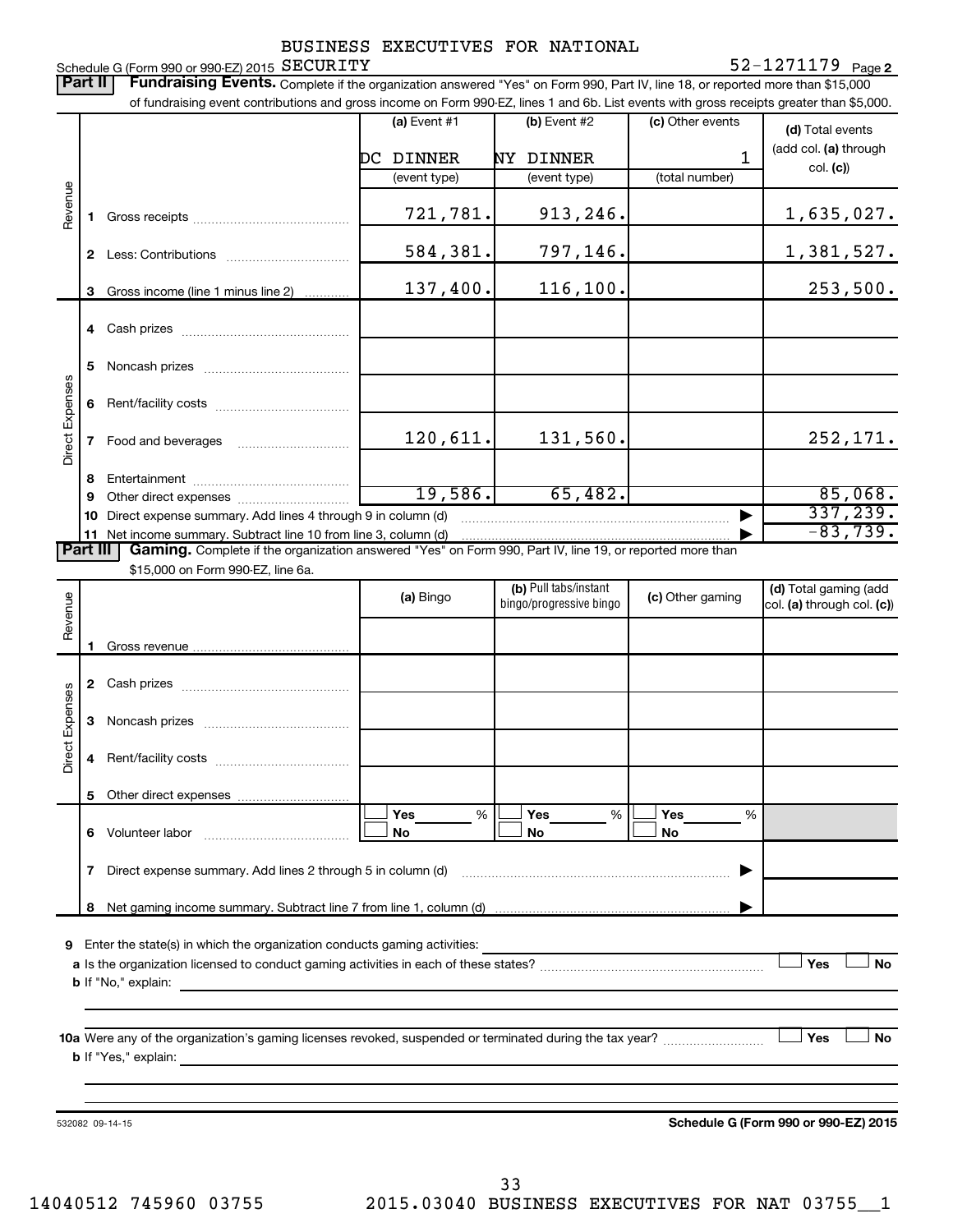BUSINESS EXECUTIVES FOR NATIONAL SECURITY

Schedule G (Form 990 or 990-EZ) 2015 52-1271179 Page 2

**Part II** **Fundraising Events.** Complete if the organization answered "Yes" on Form 990, Part IV, line 18, or reported more than $15,000 of fundraising event contributions and gross income on Form 990-EZ, lines 1 and 6b. List events with gross receipts greater than $5,000.

| | | (a) Event #1 | (b) Event #2 | (c) Other events | (d) Total events (add col. (a) through col. (c)) |
|---|---|---|---|---|---|
| | | DC DINNER | NY DINNER | 1 | |
| | | (event type) | (event type) | (total number) | |
| Revenue | 1 Gross receipts | 721,781. | 913,246. | | 1,635,027. |
| | 2 Less: Contributions | 584,381. | 797,146. | | 1,381,527. |
| | 3 Gross income (line 1 minus line 2) | 137,400. | 116,100. | | 253,500. |
| Direct Expenses | 4 Cash prizes | | | | |
| | 5 Noncash prizes | | | | |
| | 6 Rent/facility costs | | | | |
| | 7 Food and beverages | 120,611. | 131,560. | | 252,171. |
| | 8 Entertainment | | | | |
| | 9 Other direct expenses | 19,586. | 65,482. | | 85,068. |
| | 10 Direct expense summary. Add lines 4 through 9 in column (d) | | | ▶ | 337,239. |
| | 11 Net income summary. Subtract line 10 from line 3, column (d) | | | ▶ | -83,739. |

**Part III** **Gaming.** Complete if the organization answered "Yes" on Form 990, Part IV, line 19, or reported more than $15,000 on Form 990-EZ, line 6a.

| | | (a) Bingo | (b) Pull tabs/instant bingo/progressive bingo | (c) Other gaming | (d) Total gaming (add col. (a) through col. (c)) |
|---|---|---|---|---|---|
| Revenue | 1 Gross revenue | | | | |
| Direct Expenses | 2 Cash prizes | | | | |
| | 3 Noncash prizes | | | | |
| | 4 Rent/facility costs | | | | |
| | 5 Other direct expenses | | | | |
| | 6 Volunteer labor | ☐ Yes ___ % ☐ No | ☐ Yes ___ % ☐ No | ☐ Yes ___ % ☐ No | |
| | 7 Direct expense summary. Add lines 2 through 5 in column (d) | | | ▶ | |
| | 8 Net gaming income summary. Subtract line 7 from line 1, column (d) | | | ▶ | |

**9** Enter the state(s) in which the organization conducts gaming activities: ____________

**a** Is the organization licensed to conduct gaming activities in each of these states? ☐ Yes ☐ No

**b** If "No," explain: ____________

**10a** Were any of the organization's gaming licenses revoked, suspended or terminated during the tax year? ☐ Yes ☐ No

**b** If "Yes," explain: ____________

532082 09-14-15 **Schedule G (Form 990 or 990-EZ) 2015**

14040512 745960 03755 2015.03040 BUSINESS EXECUTIVES FOR NAT 03755__1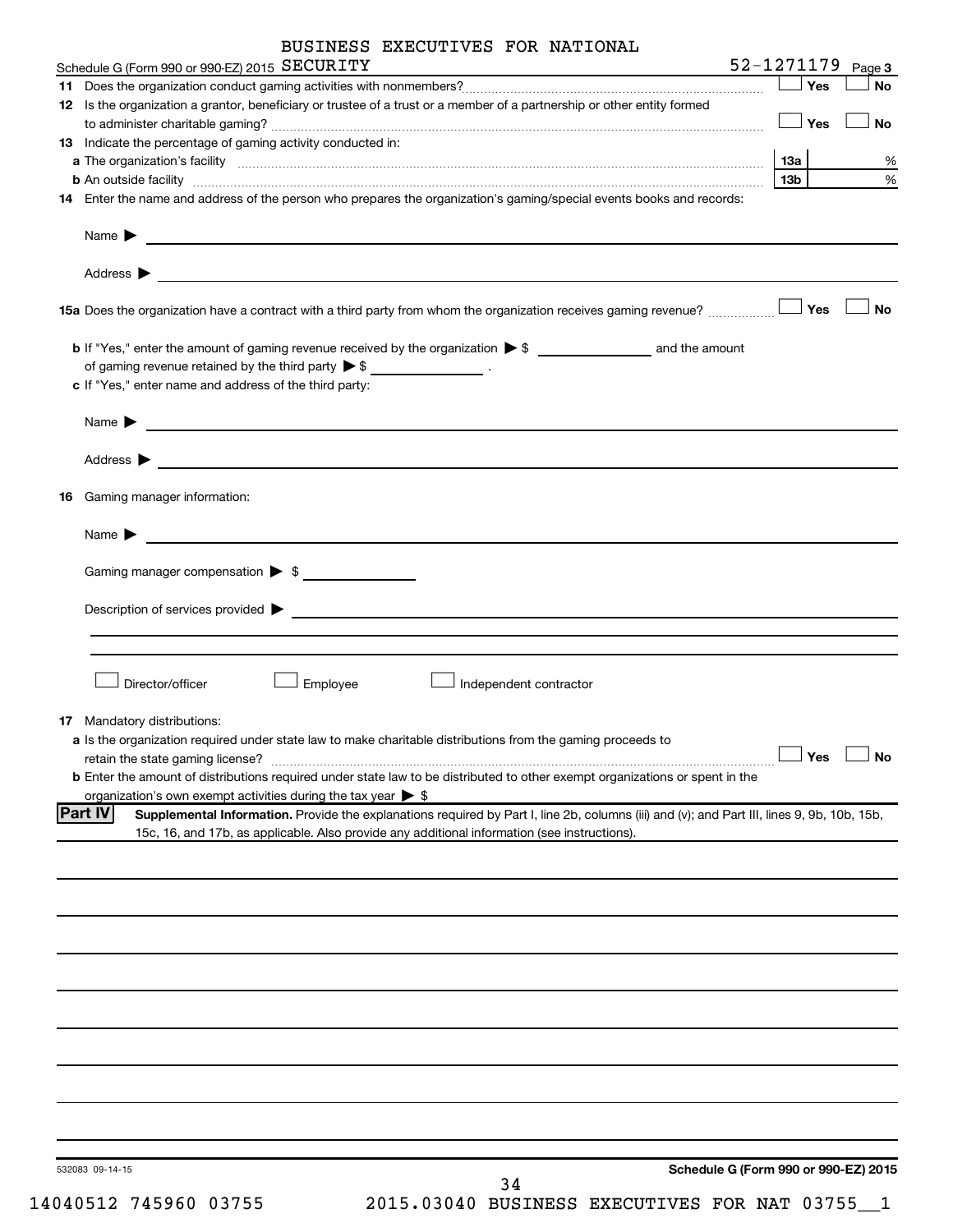BUSINESS EXECUTIVES FOR NATIONAL

Schedule G (Form 990 or 990-EZ) 2015 SECURITY 52-1271179 Page 3

11 Does the organization conduct gaming activities with nonmembers? ☐ Yes ☐ No

12 Is the organization a grantor, beneficiary or trustee of a trust or a member of a partnership or other entity formed to administer charitable gaming? ☐ Yes ☐ No

13 Indicate the percentage of gaming activity conducted in:

a The organization's facility 13a %

b An outside facility 13b %

14 Enter the name and address of the person who prepares the organization's gaming/special events books and records:

Name ▶

Address ▶

15a Does the organization have a contract with a third party from whom the organization receives gaming revenue? ☐ Yes ☐ No

b If "Yes," enter the amount of gaming revenue received by the organization ▶ $ ______ and the amount of gaming revenue retained by the third party ▶ $ ______ .

c If "Yes," enter name and address of the third party:

Name ▶

Address ▶

16 Gaming manager information:

Name ▶

Gaming manager compensation ▶ $

Description of services provided ▶

☐ Director/officer ☐ Employee ☐ Independent contractor

17 Mandatory distributions:

a Is the organization required under state law to make charitable distributions from the gaming proceeds to retain the state gaming license? ☐ Yes ☐ No

b Enter the amount of distributions required under state law to be distributed to other exempt organizations or spent in the organization's own exempt activities during the tax year ▶ $

## Part IV Supplemental Information.

Provide the explanations required by Part I, line 2b, columns (iii) and (v); and Part III, lines 9, 9b, 10b, 15b, 15c, 16, and 17b, as applicable. Also provide any additional information (see instructions).

532083 09-14-15

Schedule G (Form 990 or 990-EZ) 2015

14040512 745960 03755 2015.03040 BUSINESS EXECUTIVES FOR NAT 03755__1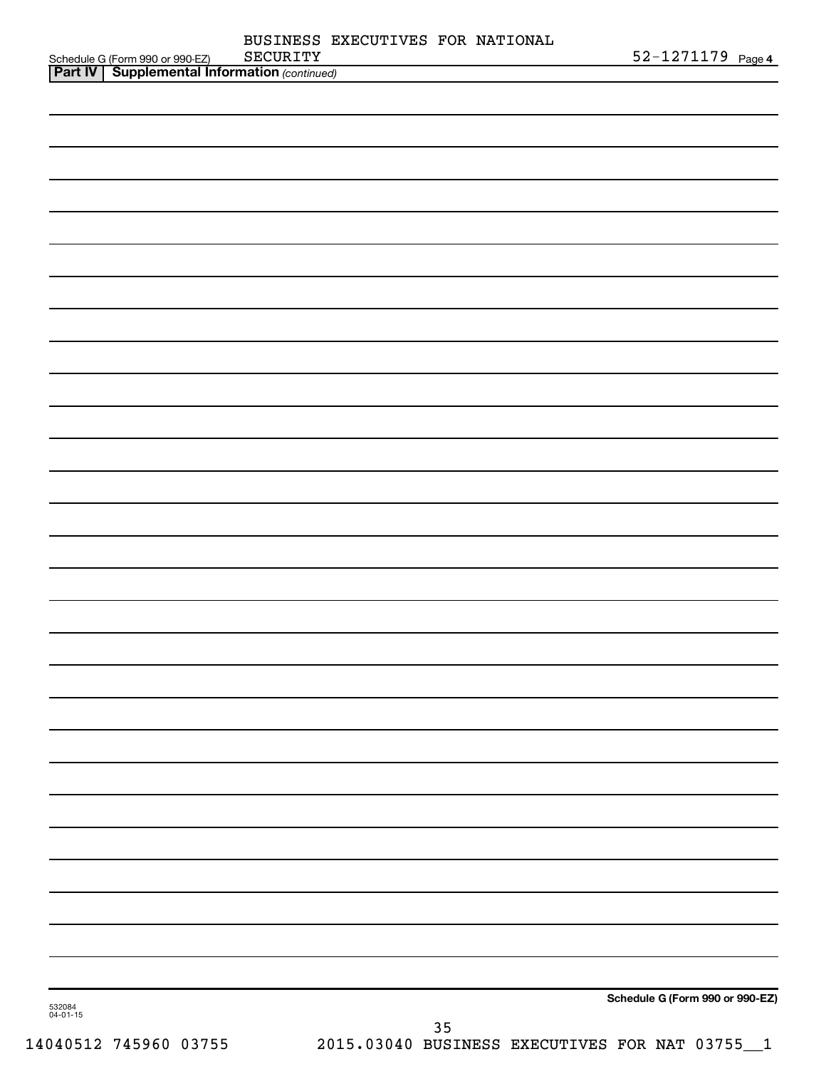Schedule G (Form 990 or 990-EZ) BUSINESS EXECUTIVES FOR NATIONAL SECURITY 52-1271179 Page **4**

**Part IV | Supplemental Information** *(continued)*

**Schedule G (Form 990 or 990-EZ)**

532084
04-01-15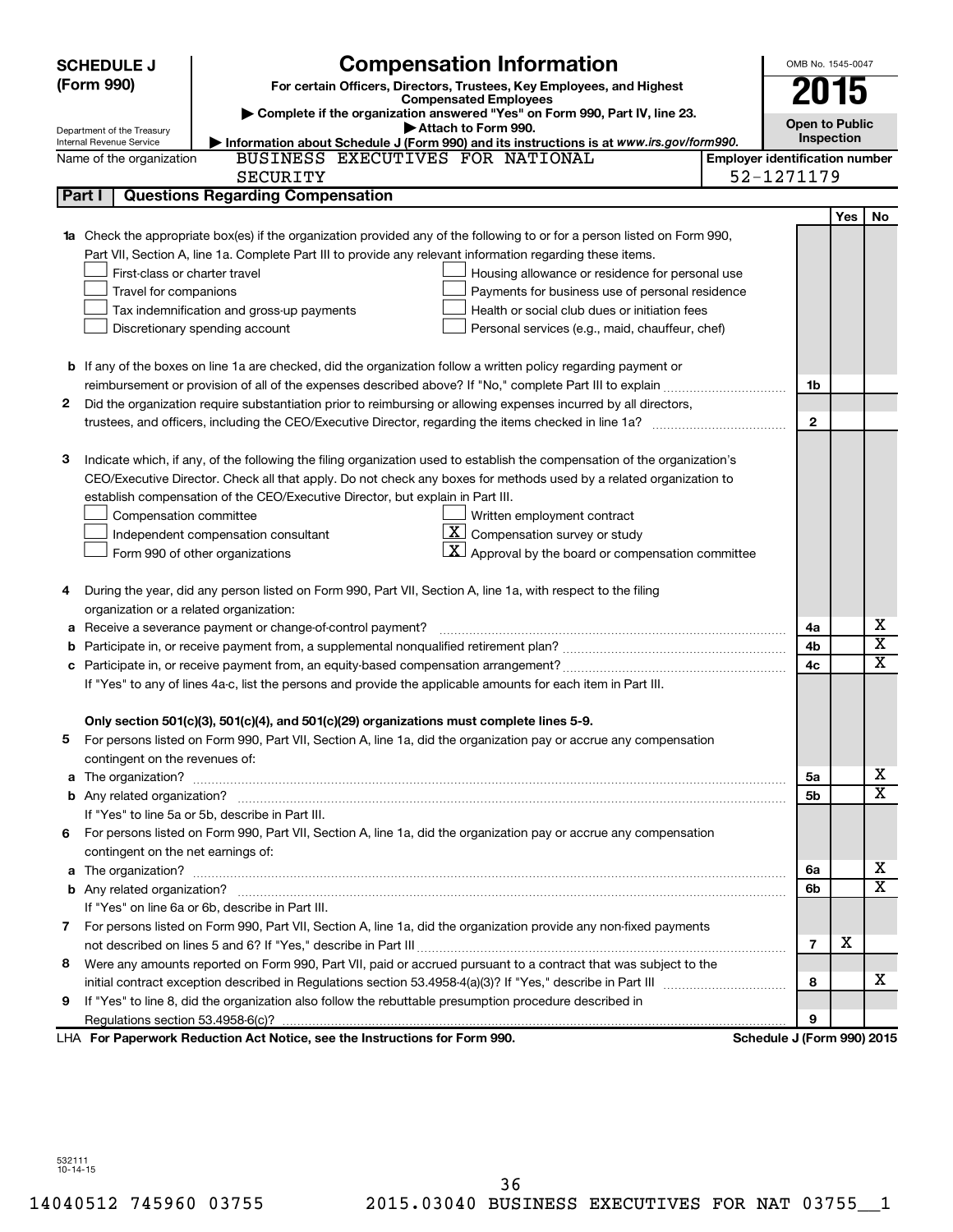**SCHEDULE J (Form 990)**

Department of the Treasury
Internal Revenue Service

# Compensation Information

**For certain Officers, Directors, Trustees, Key Employees, and Highest Compensated Employees**

▶ Complete if the organization answered "Yes" on Form 990, Part IV, line 23.
▶ Attach to Form 990.
▶ Information about Schedule J (Form 990) and its instructions is at *www.irs.gov/form990.*

OMB No. 1545-0047

**2015**

**Open to Public Inspection**

Name of the organization: BUSINESS EXECUTIVES FOR NATIONAL SECURITY

Employer identification number: 52-1271179

## Part I — Questions Regarding Compensation

| | | | Yes | No |
|---|---|---|---|---|
| **1a** | Check the appropriate box(es) if the organization provided any of the following to or for a person listed on Form 990, Part VII, Section A, line 1a. Complete Part III to provide any relevant information regarding these items.<br>☐ First-class or charter travel ☐ Housing allowance or residence for personal use<br>☐ Travel for companions ☐ Payments for business use of personal residence<br>☐ Tax indemnification and gross-up payments ☐ Health or social club dues or initiation fees<br>☐ Discretionary spending account ☐ Personal services (e.g., maid, chauffeur, chef) | | | |
| **b** | If any of the boxes on line 1a are checked, did the organization follow a written policy regarding payment or reimbursement or provision of all of the expenses described above? If "No," complete Part III to explain | 1b | | |
| **2** | Did the organization require substantiation prior to reimbursing or allowing expenses incurred by all directors, trustees, and officers, including the CEO/Executive Director, regarding the items checked in line 1a? | 2 | | |
| **3** | Indicate which, if any, of the following the filing organization used to establish the compensation of the organization's CEO/Executive Director. Check all that apply. Do not check any boxes for methods used by a related organization to establish compensation of the CEO/Executive Director, but explain in Part III.<br>☐ Compensation committee ☐ Written employment contract<br>☐ Independent compensation consultant ☒ Compensation survey or study<br>☐ Form 990 of other organizations ☒ Approval by the board or compensation committee | | | |
| **4** | During the year, did any person listed on Form 990, Part VII, Section A, line 1a, with respect to the filing organization or a related organization: | | | |
| **a** | Receive a severance payment or change-of-control payment? | 4a | | X |
| **b** | Participate in, or receive payment from, a supplemental nonqualified retirement plan? | 4b | | X |
| **c** | Participate in, or receive payment from, an equity-based compensation arrangement? | 4c | | X |
| | If "Yes" to any of lines 4a-c, list the persons and provide the applicable amounts for each item in Part III. | | | |
| | **Only section 501(c)(3), 501(c)(4), and 501(c)(29) organizations must complete lines 5-9.** | | | |
| **5** | For persons listed on Form 990, Part VII, Section A, line 1a, did the organization pay or accrue any compensation contingent on the revenues of: | | | |
| **a** | The organization? | 5a | | X |
| **b** | Any related organization? | 5b | | X |
| | If "Yes" to line 5a or 5b, describe in Part III. | | | |
| **6** | For persons listed on Form 990, Part VII, Section A, line 1a, did the organization pay or accrue any compensation contingent on the net earnings of: | | | |
| **a** | The organization? | 6a | | X |
| **b** | Any related organization? | 6b | | X |
| | If "Yes" on line 6a or 6b, describe in Part III. | | | |
| **7** | For persons listed on Form 990, Part VII, Section A, line 1a, did the organization provide any non-fixed payments not described on lines 5 and 6? If "Yes," describe in Part III | 7 | X | |
| **8** | Were any amounts reported on Form 990, Part VII, paid or accrued pursuant to a contract that was subject to the initial contract exception described in Regulations section 53.4958-4(a)(3)? If "Yes," describe in Part III | 8 | | X |
| **9** | If "Yes" to line 8, did the organization also follow the rebuttable presumption procedure described in Regulations section 53.4958-6(c)? | 9 | | |

LHA **For Paperwork Reduction Act Notice, see the Instructions for Form 990.**

**Schedule J (Form 990) 2015**

532111 10-14-15

14040512 745960 03755 2015.03040 BUSINESS EXECUTIVES FOR NAT 03755__1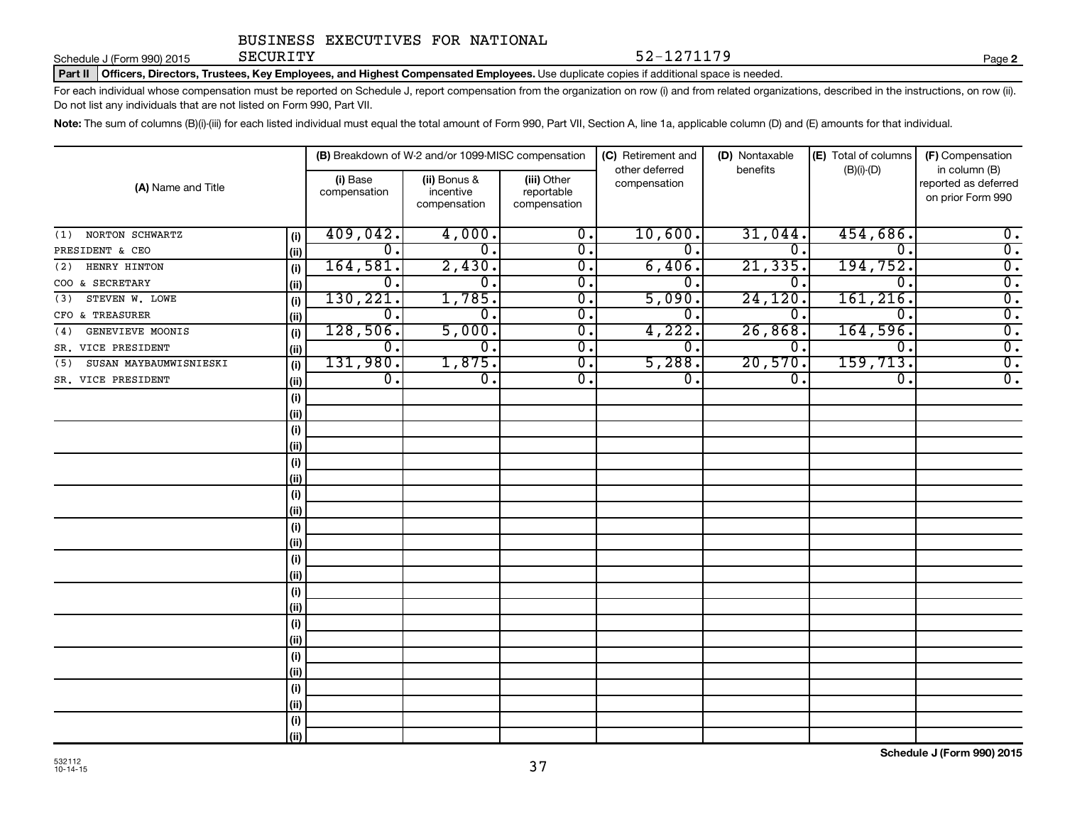BUSINESS EXECUTIVES FOR NATIONAL SECURITY

Schedule J (Form 990) 2015 52-1271179 Page 2

**Part II Officers, Directors, Trustees, Key Employees, and Highest Compensated Employees.** Use duplicate copies if additional space is needed.

For each individual whose compensation must be reported on Schedule J, report compensation from the organization on row (i) and from related organizations, described in the instructions, on row (ii). Do not list any individuals that are not listed on Form 990, Part VII.

**Note:** The sum of columns (B)(i)-(iii) for each listed individual must equal the total amount of Form 990, Part VII, Section A, line 1a, applicable column (D) and (E) amounts for that individual.

| (A) Name and Title | | (B) Breakdown of W-2 and/or 1099-MISC compensation | | | (C) Retirement and other deferred compensation | (D) Nontaxable benefits | (E) Total of columns (B)(i)-(D) | (F) Compensation in column (B) reported as deferred on prior Form 990 |
|---|---|---|---|---|---|---|---|---|
| | | (i) Base compensation | (ii) Bonus & incentive compensation | (iii) Other reportable compensation | | | | |
| (1) NORTON SCHWARTZ | (i) | 409,042. | 4,000. | 0. | 10,600. | 31,044. | 454,686. | 0. |
| PRESIDENT & CEO | (ii) | 0. | 0. | 0. | 0. | 0. | 0. | 0. |
| (2) HENRY HINTON | (i) | 164,581. | 2,430. | 0. | 6,406. | 21,335. | 194,752. | 0. |
| COO & SECRETARY | (ii) | 0. | 0. | 0. | 0. | 0. | 0. | 0. |
| (3) STEVEN W. LOWE | (i) | 130,221. | 1,785. | 0. | 5,090. | 24,120. | 161,216. | 0. |
| CFO & TREASURER | (ii) | 0. | 0. | 0. | 0. | 0. | 0. | 0. |
| (4) GENEVIEVE MOONIS | (i) | 128,506. | 5,000. | 0. | 4,222. | 26,868. | 164,596. | 0. |
| SR. VICE PRESIDENT | (ii) | 0. | 0. | 0. | 0. | 0. | 0. | 0. |
| (5) SUSAN MAYBAUMWISNIESKI | (i) | 131,980. | 1,875. | 0. | 5,288. | 20,570. | 159,713. | 0. |
| SR. VICE PRESIDENT | (ii) | 0. | 0. | 0. | 0. | 0. | 0. | 0. |
| | (i) | | | | | | | |
| | (ii) | | | | | | | |
| | (i) | | | | | | | |
| | (ii) | | | | | | | |
| | (i) | | | | | | | |
| | (ii) | | | | | | | |
| | (i) | | | | | | | |
| | (ii) | | | | | | | |
| | (i) | | | | | | | |
| | (ii) | | | | | | | |
| | (i) | | | | | | | |
| | (ii) | | | | | | | |
| | (i) | | | | | | | |
| | (ii) | | | | | | | |
| | (i) | | | | | | | |
| | (ii) | | | | | | | |
| | (i) | | | | | | | |
| | (ii) | | | | | | | |
| | (i) | | | | | | | |
| | (ii) | | | | | | | |
| | (i) | | | | | | | |
| | (ii) | | | | | | | |

532112 10-14-15

**Schedule J (Form 990) 2015**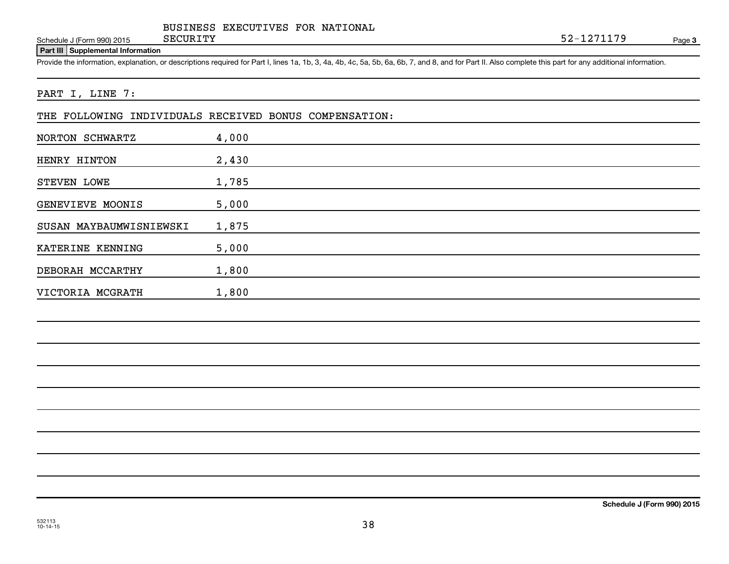BUSINESS EXECUTIVES FOR NATIONAL SECURITY 52-1271179

Schedule J (Form 990) 2015

**Part III Supplemental Information**

Provide the information, explanation, or descriptions required for Part I, lines 1a, 1b, 3, 4a, 4b, 4c, 5a, 5b, 6a, 6b, 7, and 8, and for Part II. Also complete this part for any additional information.

PART I, LINE 7:

THE FOLLOWING INDIVIDUALS RECEIVED BONUS COMPENSATION:

| | |
|---|---|
| NORTON SCHWARTZ | 4,000 |
| HENRY HINTON | 2,430 |
| STEVEN LOWE | 1,785 |
| GENEVIEVE MOONIS | 5,000 |
| SUSAN MAYBAUMWISNIEWSKI | 1,875 |
| KATERINE KENNING | 5,000 |
| DEBORAH MCCARTHY | 1,800 |
| VICTORIA MCGRATH | 1,800 |

Schedule J (Form 990) 2015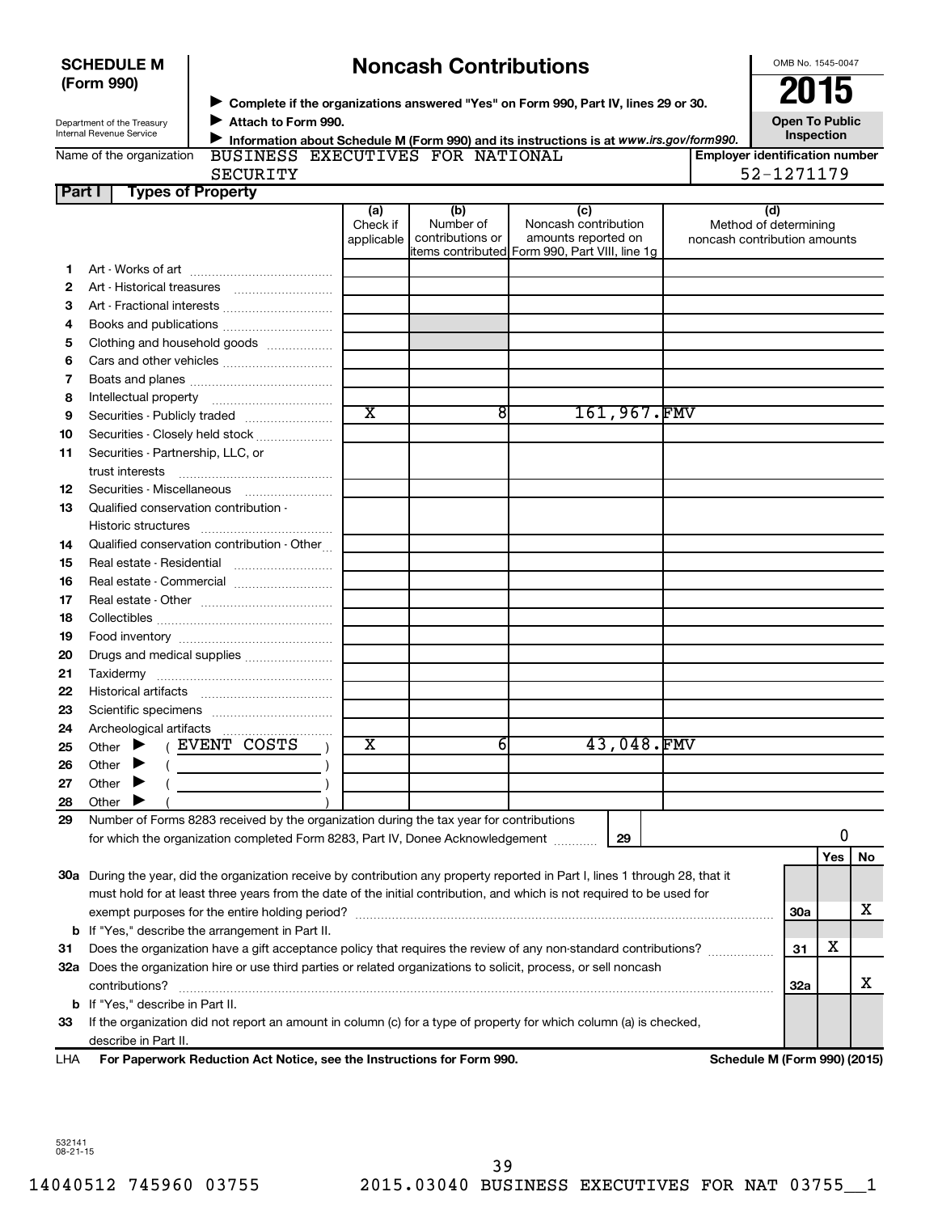**SCHEDULE M (Form 990)**

Department of the Treasury
Internal Revenue Service

# Noncash Contributions

▶ **Complete if the organizations answered "Yes" on Form 990, Part IV, lines 29 or 30.**
▶ **Attach to Form 990.**
▶ **Information about Schedule M (Form 990) and its instructions is at *www.irs.gov/form990.***

OMB No. 1545-0047

**2015**

**Open To Public Inspection**

Name of the organization: BUSINESS EXECUTIVES FOR NATIONAL SECURITY

**Employer identification number** 52-1271179

**Part I — Types of Property**

| | | (a) Check if applicable | (b) Number of contributions or items contributed | (c) Noncash contribution amounts reported on Form 990, Part VIII, line 1g | (d) Method of determining noncash contribution amounts |
|---|---|---|---|---|---|
| 1 | Art - Works of art | | | | |
| 2 | Art - Historical treasures | | | | |
| 3 | Art - Fractional interests | | | | |
| 4 | Books and publications | | | | |
| 5 | Clothing and household goods | | | | |
| 6 | Cars and other vehicles | | | | |
| 7 | Boats and planes | | | | |
| 8 | Intellectual property | | | | |
| 9 | Securities - Publicly traded | X | 8 | 161,967. | FMV |
| 10 | Securities - Closely held stock | | | | |
| 11 | Securities - Partnership, LLC, or trust interests | | | | |
| 12 | Securities - Miscellaneous | | | | |
| 13 | Qualified conservation contribution - Historic structures | | | | |
| 14 | Qualified conservation contribution - Other | | | | |
| 15 | Real estate - Residential | | | | |
| 16 | Real estate - Commercial | | | | |
| 17 | Real estate - Other | | | | |
| 18 | Collectibles | | | | |
| 19 | Food inventory | | | | |
| 20 | Drugs and medical supplies | | | | |
| 21 | Taxidermy | | | | |
| 22 | Historical artifacts | | | | |
| 23 | Scientific specimens | | | | |
| 24 | Archeological artifacts | | | | |
| 25 | Other ▶ ( EVENT COSTS ) | X | 6 | 43,048. | FMV |
| 26 | Other ▶ ( ) | | | | |
| 27 | Other ▶ ( ) | | | | |
| 28 | Other ▶ ( ) | | | | |

**29** Number of Forms 8283 received by the organization during the tax year for contributions for which the organization completed Form 8283, Part IV, Donee Acknowledgement ..... **29** 0

| | | | Yes | No |
|---|---|---|---|---|
| **30a** | During the year, did the organization receive by contribution any property reported in Part I, lines 1 through 28, that it must hold for at least three years from the date of the initial contribution, and which is not required to be used for exempt purposes for the entire holding period? | 30a | | X |
| **b** | If "Yes," describe the arrangement in Part II. | | | |
| **31** | Does the organization have a gift acceptance policy that requires the review of any non-standard contributions? | 31 | X | |
| **32a** | Does the organization hire or use third parties or related organizations to solicit, process, or sell noncash contributions? | 32a | | X |
| **b** | If "Yes," describe in Part II. | | | |
| **33** | If the organization did not report an amount in column (c) for a type of property for which column (a) is checked, describe in Part II. | | | |

LHA **For Paperwork Reduction Act Notice, see the Instructions for Form 990.** **Schedule M (Form 990) (2015)**

532141 08-21-15

14040512 745960 03755 2015.03040 BUSINESS EXECUTIVES FOR NAT 03755__1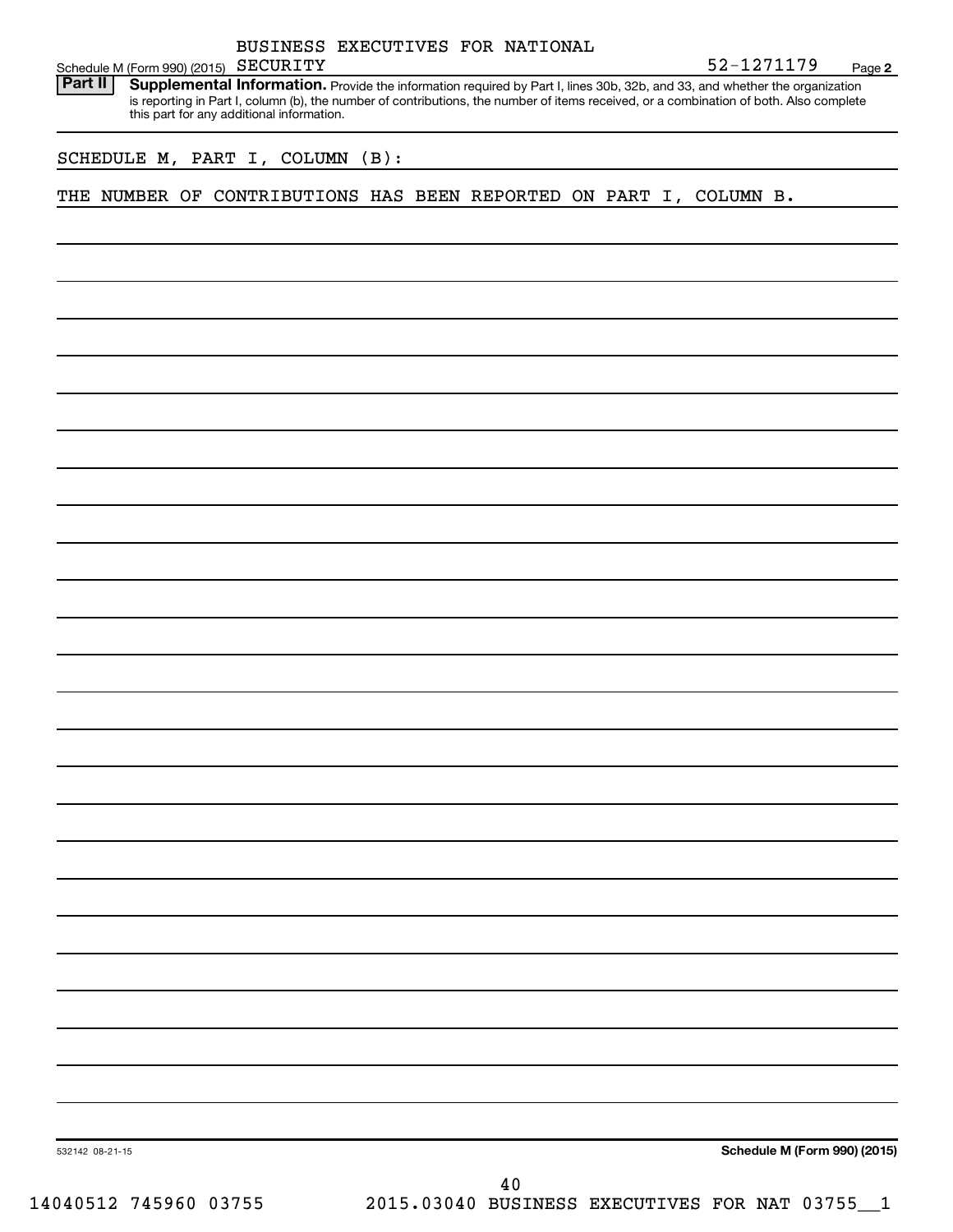Schedule M (Form 990) (2015) BUSINESS EXECUTIVES FOR NATIONAL SECURITY 52-1271179 Page 2

**Part II** **Supplemental Information.** Provide the information required by Part I, lines 30b, 32b, and 33, and whether the organization is reporting in Part I, column (b), the number of contributions, the number of items received, or a combination of both. Also complete this part for any additional information.

SCHEDULE M, PART I, COLUMN (B):

THE NUMBER OF CONTRIBUTIONS HAS BEEN REPORTED ON PART I, COLUMN B.

532142 08-21-15 **Schedule M (Form 990) (2015)**

14040512 745960 03755 2015.03040 BUSINESS EXECUTIVES FOR NAT 03755__1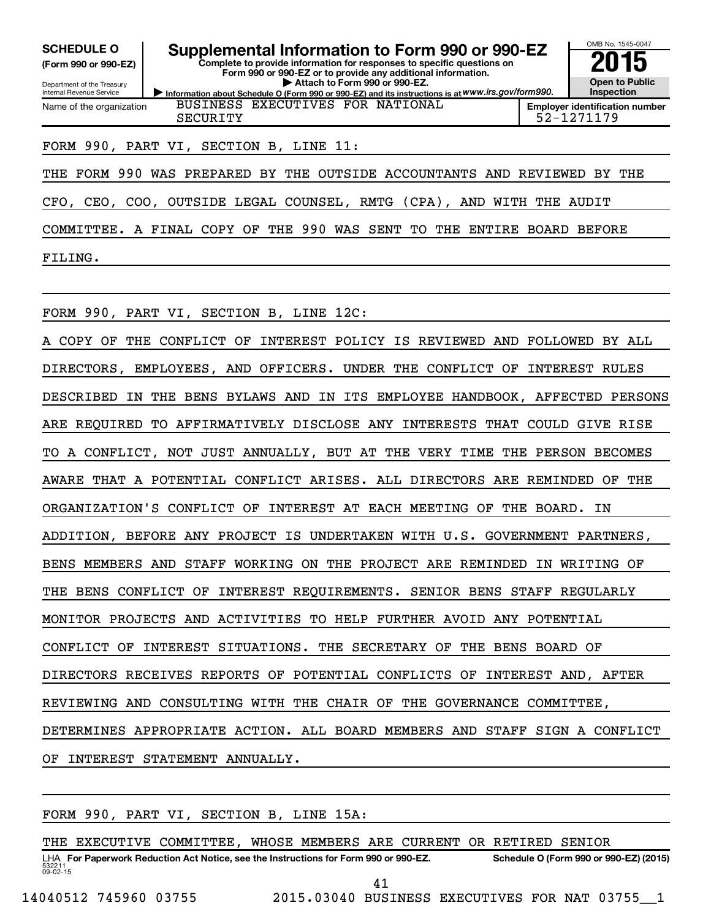**SCHEDULE O (Form 990 or 990-EZ)**

Department of the Treasury
Internal Revenue Service

# Supplemental Information to Form 990 or 990-EZ

**Complete to provide information for responses to specific questions on Form 990 or 990-EZ or to provide any additional information.**
**▶ Attach to Form 990 or 990-EZ.**
**▶ Information about Schedule O (Form 990 or 990-EZ) and its instructions is at www.irs.gov/form990.**

OMB No. 1545-0047

**2015**

**Open to Public Inspection**

Name of the organization: BUSINESS EXECUTIVES FOR NATIONAL SECURITY

**Employer identification number** 52-1271179

FORM 990, PART VI, SECTION B, LINE 11:

THE FORM 990 WAS PREPARED BY THE OUTSIDE ACCOUNTANTS AND REVIEWED BY THE CFO, CEO, COO, OUTSIDE LEGAL COUNSEL, RMTG (CPA), AND WITH THE AUDIT COMMITTEE. A FINAL COPY OF THE 990 WAS SENT TO THE ENTIRE BOARD BEFORE FILING.

FORM 990, PART VI, SECTION B, LINE 12C:

A COPY OF THE CONFLICT OF INTEREST POLICY IS REVIEWED AND FOLLOWED BY ALL DIRECTORS, EMPLOYEES, AND OFFICERS. UNDER THE CONFLICT OF INTEREST RULES DESCRIBED IN THE BENS BYLAWS AND IN ITS EMPLOYEE HANDBOOK, AFFECTED PERSONS ARE REQUIRED TO AFFIRMATIVELY DISCLOSE ANY INTERESTS THAT COULD GIVE RISE TO A CONFLICT, NOT JUST ANNUALLY, BUT AT THE VERY TIME THE PERSON BECOMES AWARE THAT A POTENTIAL CONFLICT ARISES. ALL DIRECTORS ARE REMINDED OF THE ORGANIZATION'S CONFLICT OF INTEREST AT EACH MEETING OF THE BOARD. IN ADDITION, BEFORE ANY PROJECT IS UNDERTAKEN WITH U.S. GOVERNMENT PARTNERS, BENS MEMBERS AND STAFF WORKING ON THE PROJECT ARE REMINDED IN WRITING OF THE BENS CONFLICT OF INTEREST REQUIREMENTS. SENIOR BENS STAFF REGULARLY MONITOR PROJECTS AND ACTIVITIES TO HELP FURTHER AVOID ANY POTENTIAL CONFLICT OF INTEREST SITUATIONS. THE SECRETARY OF THE BENS BOARD OF DIRECTORS RECEIVES REPORTS OF POTENTIAL CONFLICTS OF INTEREST AND, AFTER REVIEWING AND CONSULTING WITH THE CHAIR OF THE GOVERNANCE COMMITTEE, DETERMINES APPROPRIATE ACTION. ALL BOARD MEMBERS AND STAFF SIGN A CONFLICT OF INTEREST STATEMENT ANNUALLY.

FORM 990, PART VI, SECTION B, LINE 15A:

THE EXECUTIVE COMMITTEE, WHOSE MEMBERS ARE CURRENT OR RETIRED SENIOR

LHA **For Paperwork Reduction Act Notice, see the Instructions for Form 990 or 990-EZ.** **Schedule O (Form 990 or 990-EZ) (2015)**
532211
09-02-15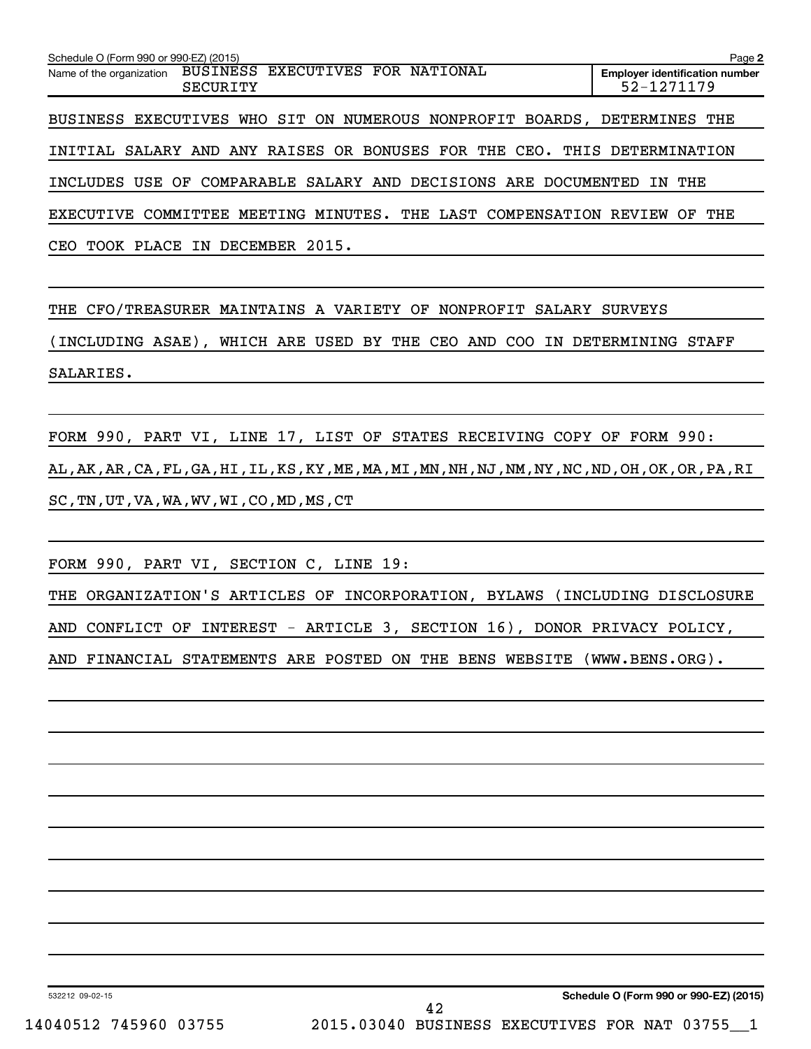Schedule O (Form 990 or 990-EZ) (2015) Page **2**

Name of the organization BUSINESS EXECUTIVES FOR NATIONAL SECURITY

**Employer identification number** 52-1271179

BUSINESS EXECUTIVES WHO SIT ON NUMEROUS NONPROFIT BOARDS, DETERMINES THE INITIAL SALARY AND ANY RAISES OR BONUSES FOR THE CEO. THIS DETERMINATION INCLUDES USE OF COMPARABLE SALARY AND DECISIONS ARE DOCUMENTED IN THE EXECUTIVE COMMITTEE MEETING MINUTES. THE LAST COMPENSATION REVIEW OF THE CEO TOOK PLACE IN DECEMBER 2015.

THE CFO/TREASURER MAINTAINS A VARIETY OF NONPROFIT SALARY SURVEYS (INCLUDING ASAE), WHICH ARE USED BY THE CEO AND COO IN DETERMINING STAFF SALARIES.

FORM 990, PART VI, LINE 17, LIST OF STATES RECEIVING COPY OF FORM 990:
AL,AK,AR,CA,FL,GA,HI,IL,KS,KY,ME,MA,MI,MN,NH,NJ,NM,NY,NC,ND,OH,OK,OR,PA,RI
SC,TN,UT,VA,WA,WV,WI,CO,MD,MS,CT

FORM 990, PART VI, SECTION C, LINE 19:
THE ORGANIZATION'S ARTICLES OF INCORPORATION, BYLAWS (INCLUDING DISCLOSURE AND CONFLICT OF INTEREST - ARTICLE 3, SECTION 16), DONOR PRIVACY POLICY, AND FINANCIAL STATEMENTS ARE POSTED ON THE BENS WEBSITE (WWW.BENS.ORG).

532212 09-02-15

**Schedule O (Form 990 or 990-EZ) (2015)**

14040512 745960 03755 2015.03040 BUSINESS EXECUTIVES FOR NAT 03755__1